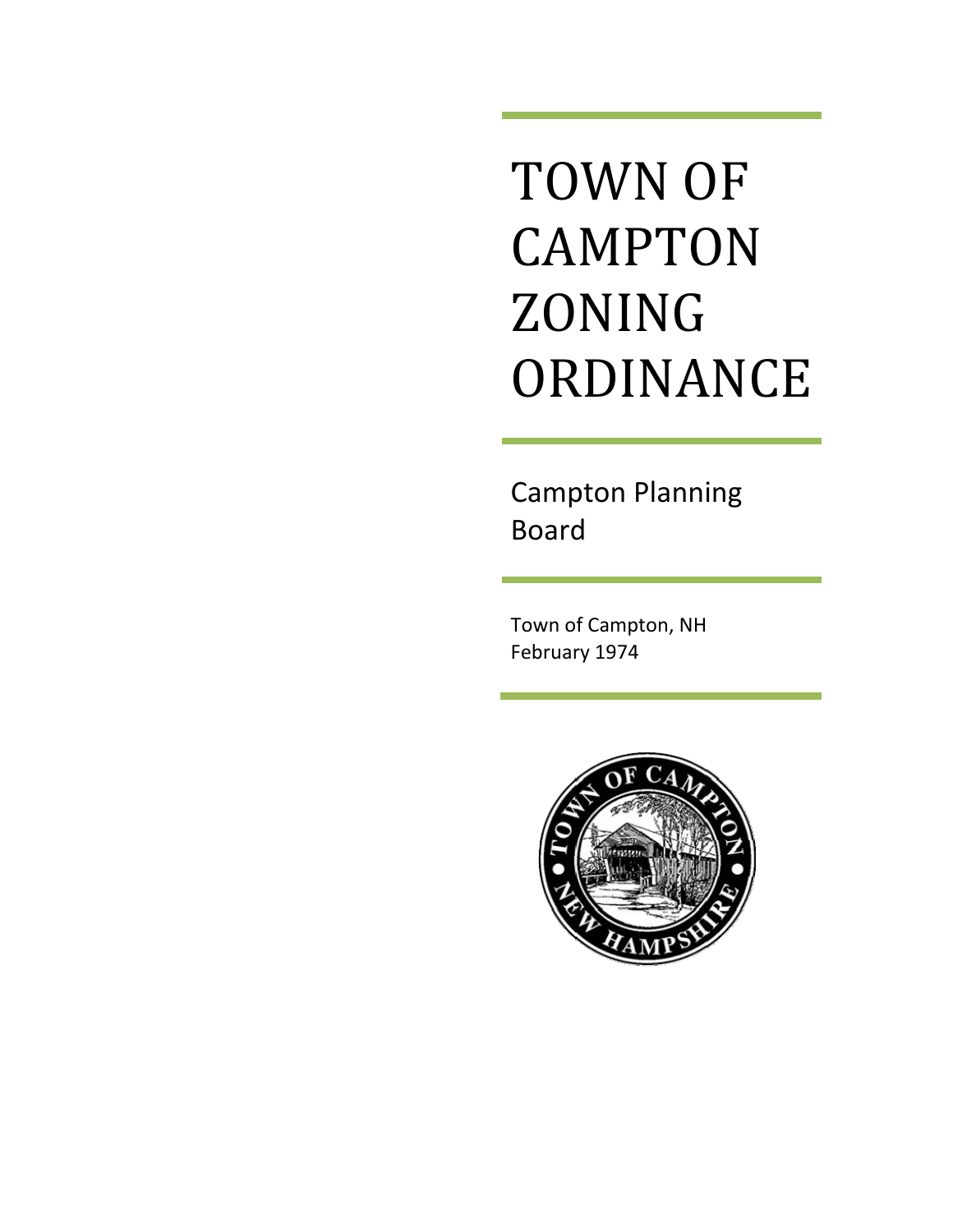# TOWN OF CAMPTON ZONING ORDINANCE

Campton Planning Board

Town of Campton, NH
February 1974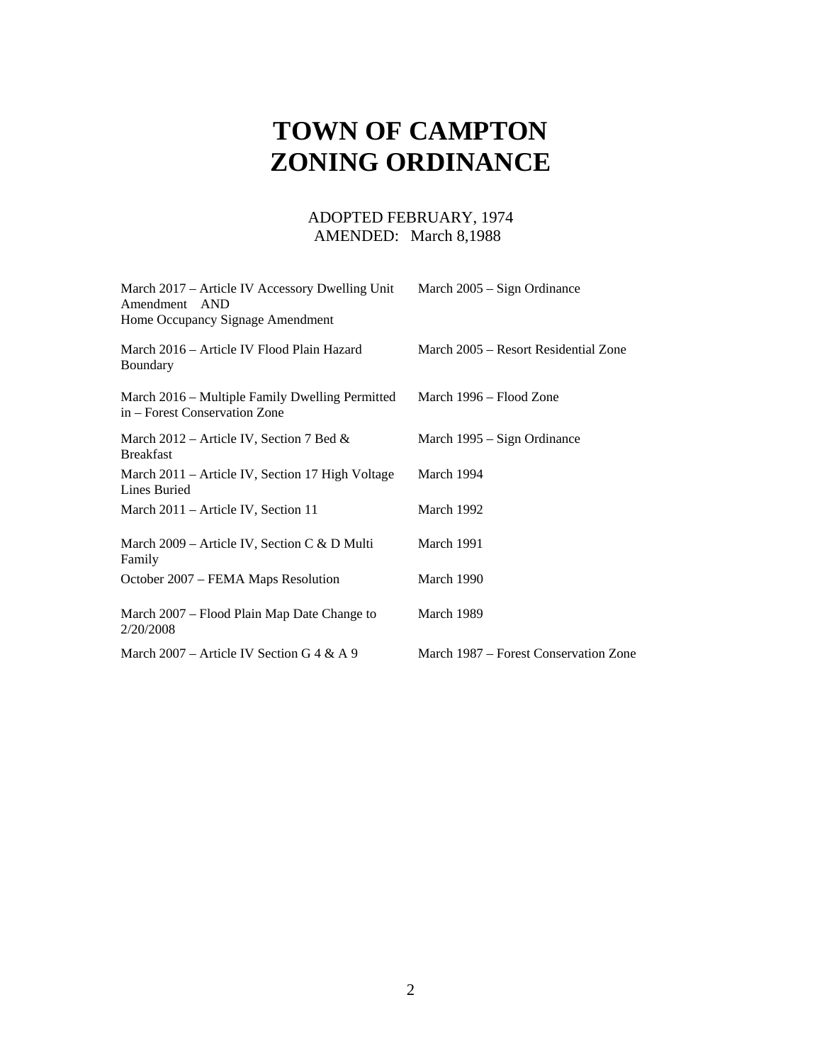# TOWN OF CAMPTON
# ZONING ORDINANCE

ADOPTED FEBRUARY, 1974
AMENDED: March 8,1988

| | |
|---|---|
| March 2017 – Article IV Accessory Dwelling Unit Amendment AND Home Occupancy Signage Amendment | March 2005 – Sign Ordinance |
| March 2016 – Article IV Flood Plain Hazard Boundary | March 2005 – Resort Residential Zone |
| March 2016 – Multiple Family Dwelling Permitted in – Forest Conservation Zone | March 1996 – Flood Zone |
| March 2012 – Article IV, Section 7 Bed & Breakfast | March 1995 – Sign Ordinance |
| March 2011 – Article IV, Section 17 High Voltage Lines Buried | March 1994 |
| March 2011 – Article IV, Section 11 | March 1992 |
| March 2009 – Article IV, Section C & D Multi Family | March 1991 |
| October 2007 – FEMA Maps Resolution | March 1990 |
| March 2007 – Flood Plain Map Date Change to 2/20/2008 | March 1989 |
| March 2007 – Article IV Section G 4 & A 9 | March 1987 – Forest Conservation Zone |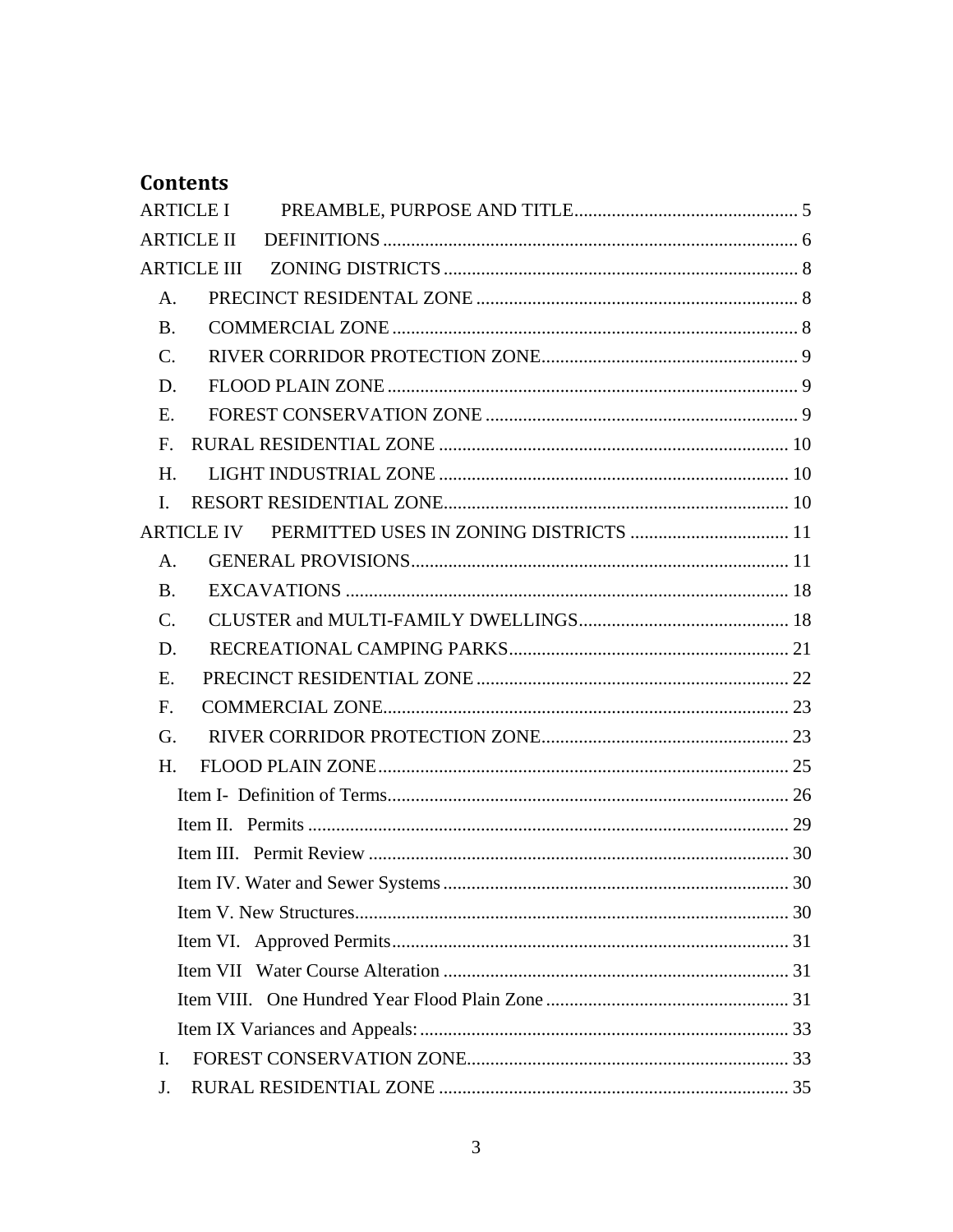# Contents

ARTICLE I PREAMBLE, PURPOSE AND TITLE ........................................ 5

ARTICLE II DEFINITIONS ........................................ 6

ARTICLE III ZONING DISTRICTS ........................................ 8

- A. PRECINCT RESIDENTAL ZONE ........................................ 8
- B. COMMERCIAL ZONE ........................................ 8
- C. RIVER CORRIDOR PROTECTION ZONE ........................................ 9
- D. FLOOD PLAIN ZONE ........................................ 9
- E. FOREST CONSERVATION ZONE ........................................ 9
- F. RURAL RESIDENTIAL ZONE ........................................ 10
- H. LIGHT INDUSTRIAL ZONE ........................................ 10
- I. RESORT RESIDENTIAL ZONE ........................................ 10

ARTICLE IV PERMITTED USES IN ZONING DISTRICTS ........................................ 11

- A. GENERAL PROVISIONS ........................................ 11
- B. EXCAVATIONS ........................................ 18
- C. CLUSTER and MULTI-FAMILY DWELLINGS ........................................ 18
- D. RECREATIONAL CAMPING PARKS ........................................ 21
- E. PRECINCT RESIDENTIAL ZONE ........................................ 22
- F. COMMERCIAL ZONE ........................................ 23
- G. RIVER CORRIDOR PROTECTION ZONE ........................................ 23
- H. FLOOD PLAIN ZONE ........................................ 25
  - Item I- Definition of Terms ........................................ 26
  - Item II. Permits ........................................ 29
  - Item III. Permit Review ........................................ 30
  - Item IV. Water and Sewer Systems ........................................ 30
  - Item V. New Structures ........................................ 30
  - Item VI. Approved Permits ........................................ 31
  - Item VII Water Course Alteration ........................................ 31
  - Item VIII. One Hundred Year Flood Plain Zone ........................................ 31
  - Item IX Variances and Appeals: ........................................ 33
- I. FOREST CONSERVATION ZONE ........................................ 33
- J. RURAL RESIDENTIAL ZONE ........................................ 35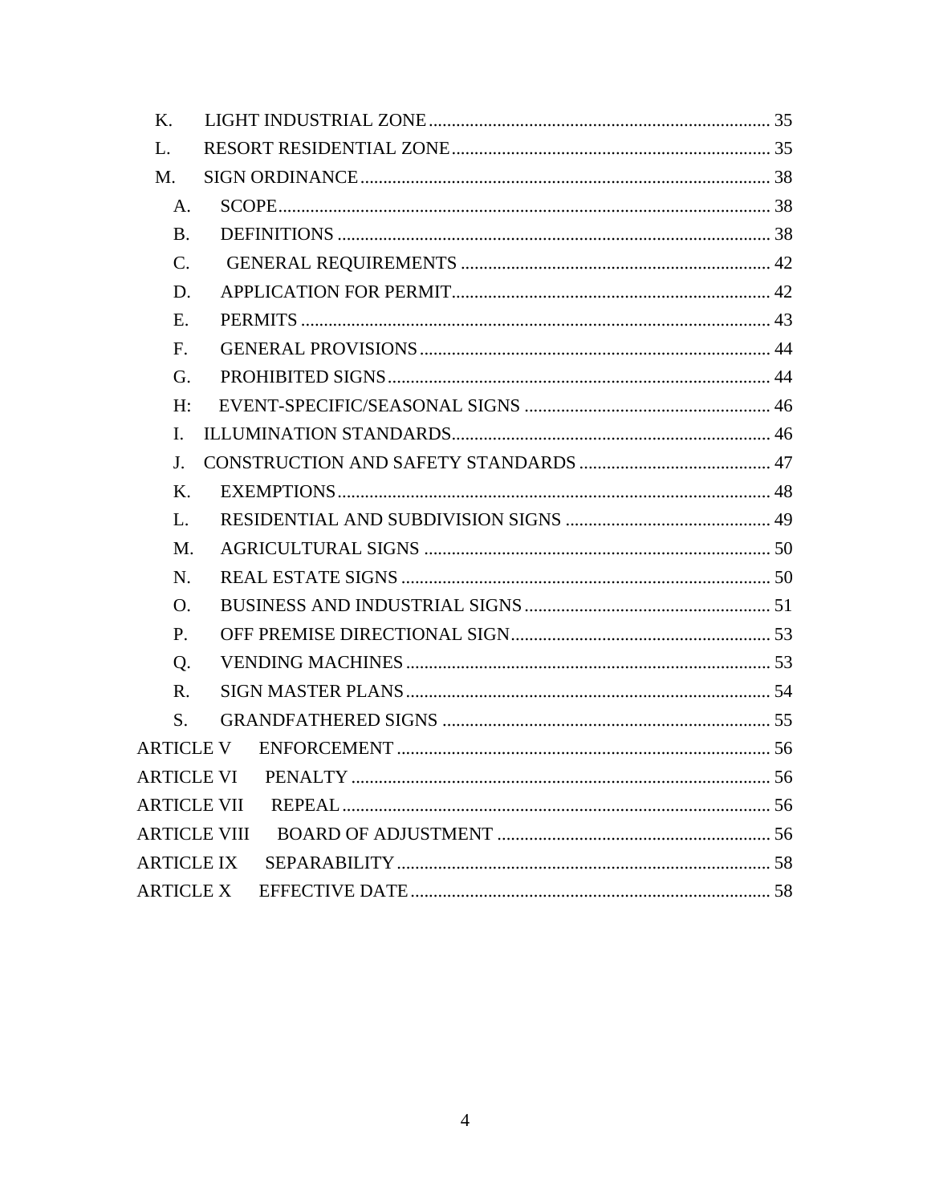- K. LIGHT INDUSTRIAL ZONE ........................................................................... 35
- L. RESORT RESIDENTIAL ZONE ...................................................................... 35
- M. SIGN ORDINANCE .......................................................................................... 38
  - A. SCOPE .............................................................................................................. 38
  - B. DEFINITIONS ................................................................................................. 38
  - C. GENERAL REQUIREMENTS ..................................................................... 42
  - D. APPLICATION FOR PERMIT ...................................................................... 42
  - E. PERMITS ......................................................................................................... 43
  - F. GENERAL PROVISIONS .............................................................................. 44
  - G. PROHIBITED SIGNS ..................................................................................... 44
  - H: EVENT-SPECIFIC/SEASONAL SIGNS ...................................................... 46
  - I. ILLUMINATION STANDARDS ...................................................................... 46
  - J. CONSTRUCTION AND SAFETY STANDARDS .......................................... 47
  - K. EXEMPTIONS ................................................................................................. 48
  - L. RESIDENTIAL AND SUBDIVISION SIGNS ............................................. 49
  - M. AGRICULTURAL SIGNS ............................................................................ 50
  - N. REAL ESTATE SIGNS .................................................................................. 50
  - O. BUSINESS AND INDUSTRIAL SIGNS ...................................................... 51
  - P. OFF PREMISE DIRECTIONAL SIGN .......................................................... 53
  - Q. VENDING MACHINES ................................................................................. 53
  - R. SIGN MASTER PLANS ................................................................................. 54
  - S. GRANDFATHERED SIGNS ........................................................................ 55

ARTICLE V ENFORCEMENT ................................................................................... 56

ARTICLE VI PENALTY ............................................................................................ 56

ARTICLE VII REPEAL .............................................................................................. 56

ARTICLE VIII BOARD OF ADJUSTMENT ............................................................. 56

ARTICLE IX SEPARABILITY .................................................................................. 58

ARTICLE X EFFECTIVE DATE ............................................................................... 58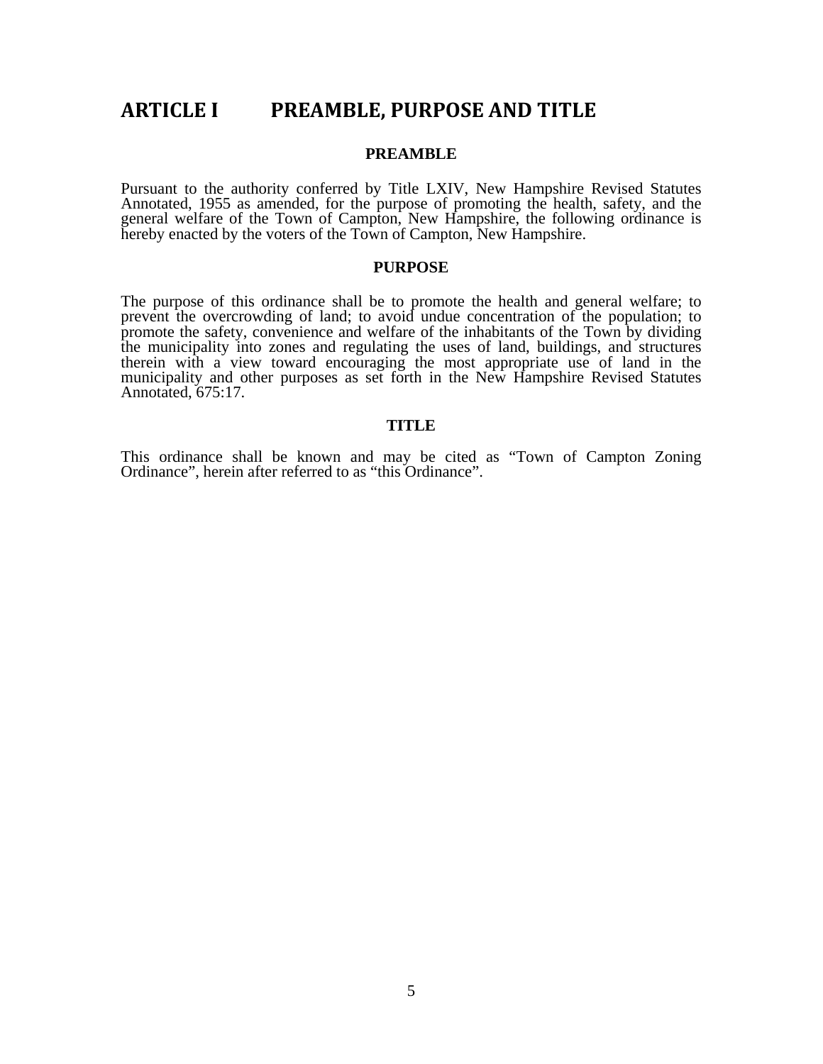# ARTICLE I PREAMBLE, PURPOSE AND TITLE

### PREAMBLE

Pursuant to the authority conferred by Title LXIV, New Hampshire Revised Statutes Annotated, 1955 as amended, for the purpose of promoting the health, safety, and the general welfare of the Town of Campton, New Hampshire, the following ordinance is hereby enacted by the voters of the Town of Campton, New Hampshire.

### PURPOSE

The purpose of this ordinance shall be to promote the health and general welfare; to prevent the overcrowding of land; to avoid undue concentration of the population; to promote the safety, convenience and welfare of the inhabitants of the Town by dividing the municipality into zones and regulating the uses of land, buildings, and structures therein with a view toward encouraging the most appropriate use of land in the municipality and other purposes as set forth in the New Hampshire Revised Statutes Annotated, 675:17.

### TITLE

This ordinance shall be known and may be cited as "Town of Campton Zoning Ordinance", herein after referred to as "this Ordinance".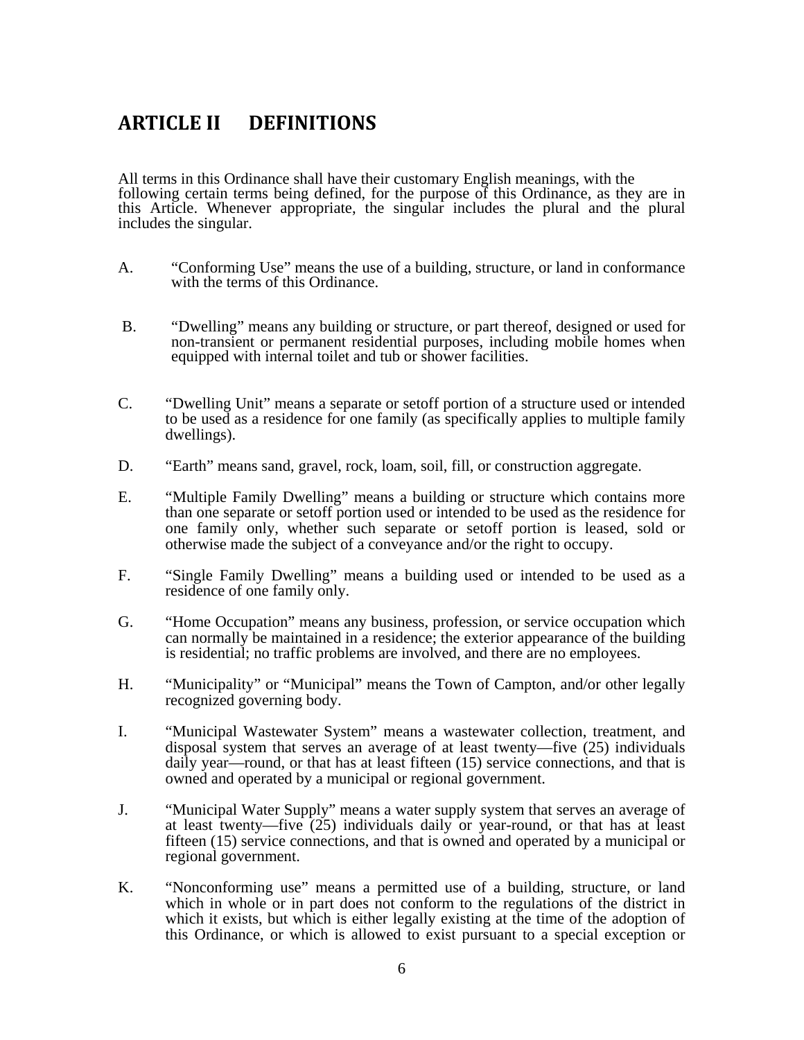# ARTICLE II DEFINITIONS

All terms in this Ordinance shall have their customary English meanings, with the following certain terms being defined, for the purpose of this Ordinance, as they are in this Article. Whenever appropriate, the singular includes the plural and the plural includes the singular.

A. "Conforming Use" means the use of a building, structure, or land in conformance with the terms of this Ordinance.

B. "Dwelling" means any building or structure, or part thereof, designed or used for non-transient or permanent residential purposes, including mobile homes when equipped with internal toilet and tub or shower facilities.

C. "Dwelling Unit" means a separate or setoff portion of a structure used or intended to be used as a residence for one family (as specifically applies to multiple family dwellings).

D. "Earth" means sand, gravel, rock, loam, soil, fill, or construction aggregate.

E. "Multiple Family Dwelling" means a building or structure which contains more than one separate or setoff portion used or intended to be used as the residence for one family only, whether such separate or setoff portion is leased, sold or otherwise made the subject of a conveyance and/or the right to occupy.

F. "Single Family Dwelling" means a building used or intended to be used as a residence of one family only.

G. "Home Occupation" means any business, profession, or service occupation which can normally be maintained in a residence; the exterior appearance of the building is residential; no traffic problems are involved, and there are no employees.

H. "Municipality" or "Municipal" means the Town of Campton, and/or other legally recognized governing body.

I. "Municipal Wastewater System" means a wastewater collection, treatment, and disposal system that serves an average of at least twenty—five (25) individuals daily year—round, or that has at least fifteen (15) service connections, and that is owned and operated by a municipal or regional government.

J. "Municipal Water Supply" means a water supply system that serves an average of at least twenty—five (25) individuals daily or year-round, or that has at least fifteen (15) service connections, and that is owned and operated by a municipal or regional government.

K. "Nonconforming use" means a permitted use of a building, structure, or land which in whole or in part does not conform to the regulations of the district in which it exists, but which is either legally existing at the time of the adoption of this Ordinance, or which is allowed to exist pursuant to a special exception or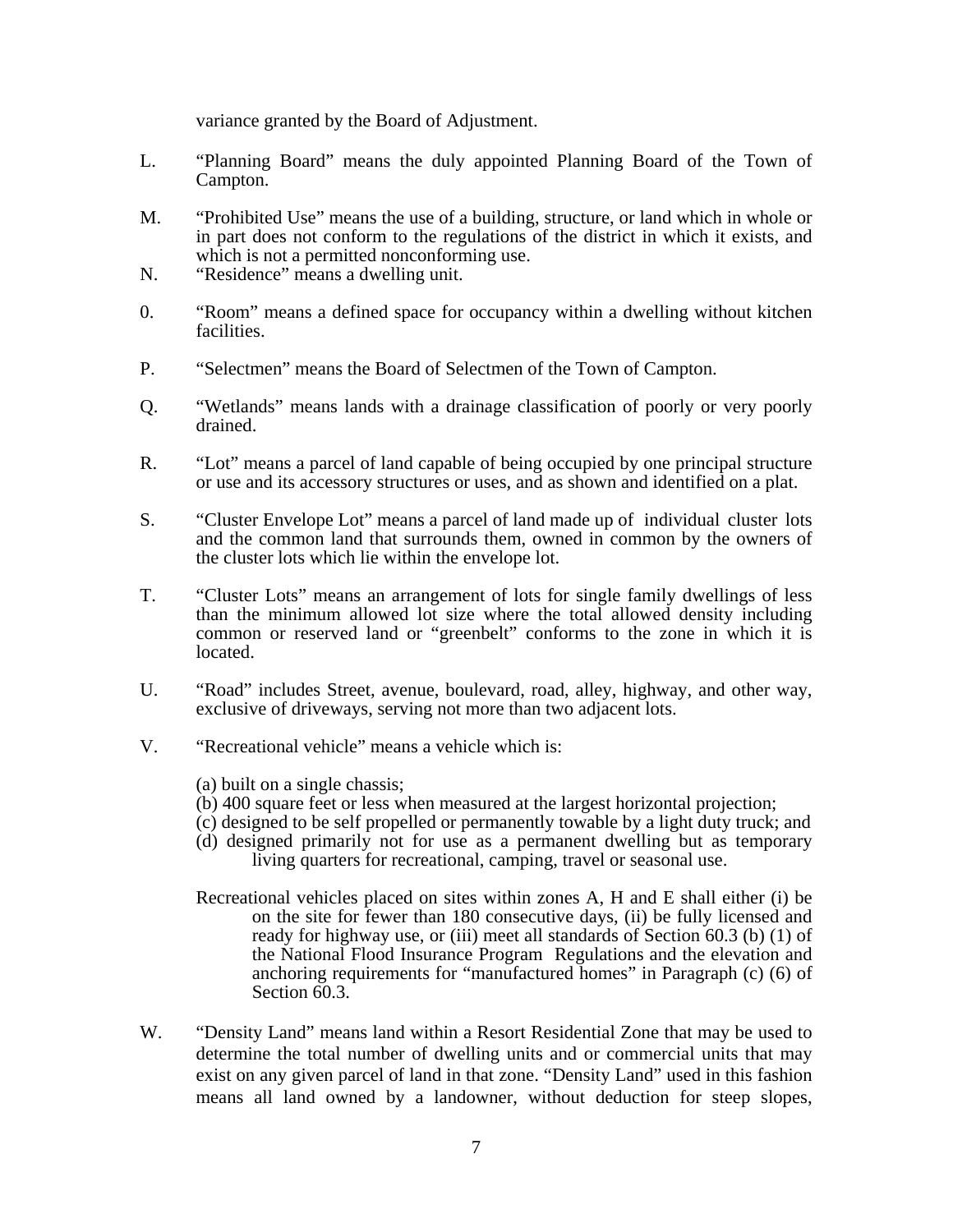variance granted by the Board of Adjustment.

L. “Planning Board” means the duly appointed Planning Board of the Town of Campton.

M. “Prohibited Use” means the use of a building, structure, or land which in whole or in part does not conform to the regulations of the district in which it exists, and which is not a permitted nonconforming use.

N. “Residence” means a dwelling unit.

0. “Room” means a defined space for occupancy within a dwelling without kitchen facilities.

P. “Selectmen” means the Board of Selectmen of the Town of Campton.

Q. “Wetlands” means lands with a drainage classification of poorly or very poorly drained.

R. “Lot” means a parcel of land capable of being occupied by one principal structure or use and its accessory structures or uses, and as shown and identified on a plat.

S. “Cluster Envelope Lot” means a parcel of land made up of individual cluster lots and the common land that surrounds them, owned in common by the owners of the cluster lots which lie within the envelope lot.

T. “Cluster Lots” means an arrangement of lots for single family dwellings of less than the minimum allowed lot size where the total allowed density including common or reserved land or “greenbelt” conforms to the zone in which it is located.

U. “Road” includes Street, avenue, boulevard, road, alley, highway, and other way, exclusive of driveways, serving not more than two adjacent lots.

V. “Recreational vehicle” means a vehicle which is:

(a) built on a single chassis;
(b) 400 square feet or less when measured at the largest horizontal projection;
(c) designed to be self propelled or permanently towable by a light duty truck; and
(d) designed primarily not for use as a permanent dwelling but as temporary living quarters for recreational, camping, travel or seasonal use.

Recreational vehicles placed on sites within zones A, H and E shall either (i) be on the site for fewer than 180 consecutive days, (ii) be fully licensed and ready for highway use, or (iii) meet all standards of Section 60.3 (b) (1) of the National Flood Insurance Program Regulations and the elevation and anchoring requirements for “manufactured homes” in Paragraph (c) (6) of Section 60.3.

W. “Density Land” means land within a Resort Residential Zone that may be used to determine the total number of dwelling units and or commercial units that may exist on any given parcel of land in that zone. “Density Land” used in this fashion means all land owned by a landowner, without deduction for steep slopes,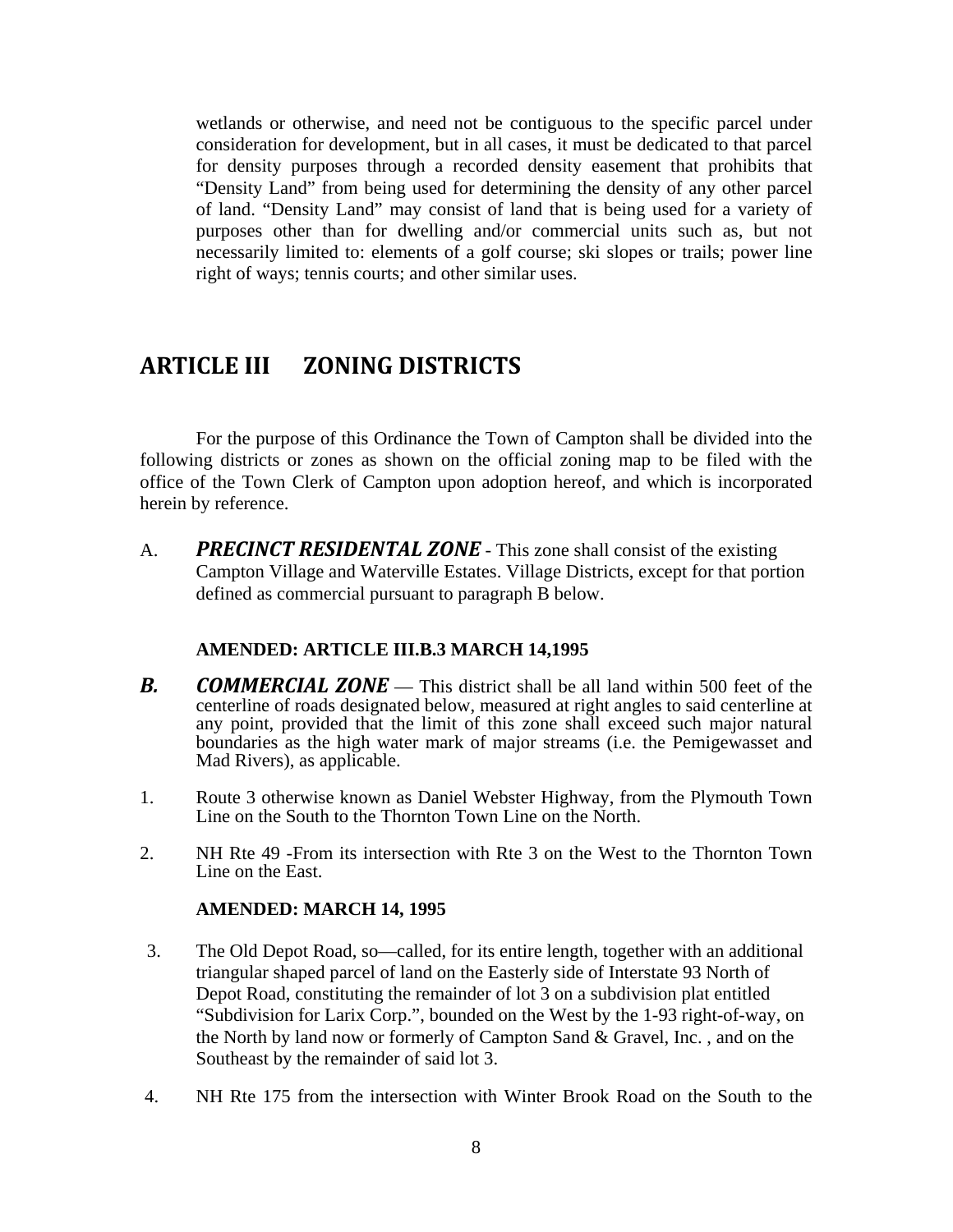wetlands or otherwise, and need not be contiguous to the specific parcel under consideration for development, but in all cases, it must be dedicated to that parcel for density purposes through a recorded density easement that prohibits that "Density Land" from being used for determining the density of any other parcel of land. "Density Land" may consist of land that is being used for a variety of purposes other than for dwelling and/or commercial units such as, but not necessarily limited to: elements of a golf course; ski slopes or trails; power line right of ways; tennis courts; and other similar uses.

## ARTICLE III ZONING DISTRICTS

For the purpose of this Ordinance the Town of Campton shall be divided into the following districts or zones as shown on the official zoning map to be filed with the office of the Town Clerk of Campton upon adoption hereof, and which is incorporated herein by reference.

A. ***PRECINCT RESIDENTAL ZONE*** - This zone shall consist of the existing Campton Village and Waterville Estates. Village Districts, except for that portion defined as commercial pursuant to paragraph B below.

**AMENDED: ARTICLE III.B.3 MARCH 14,1995**

***B. COMMERCIAL ZONE*** — This district shall be all land within 500 feet of the centerline of roads designated below, measured at right angles to said centerline at any point, provided that the limit of this zone shall exceed such major natural boundaries as the high water mark of major streams (i.e. the Pemigewasset and Mad Rivers), as applicable.

1. Route 3 otherwise known as Daniel Webster Highway, from the Plymouth Town Line on the South to the Thornton Town Line on the North.

2. NH Rte 49 -From its intersection with Rte 3 on the West to the Thornton Town Line on the East.

**AMENDED: MARCH 14, 1995**

3. The Old Depot Road, so—called, for its entire length, together with an additional triangular shaped parcel of land on the Easterly side of Interstate 93 North of Depot Road, constituting the remainder of lot 3 on a subdivision plat entitled "Subdivision for Larix Corp.", bounded on the West by the 1-93 right-of-way, on the North by land now or formerly of Campton Sand & Gravel, Inc. , and on the Southeast by the remainder of said lot 3.

4. NH Rte 175 from the intersection with Winter Brook Road on the South to the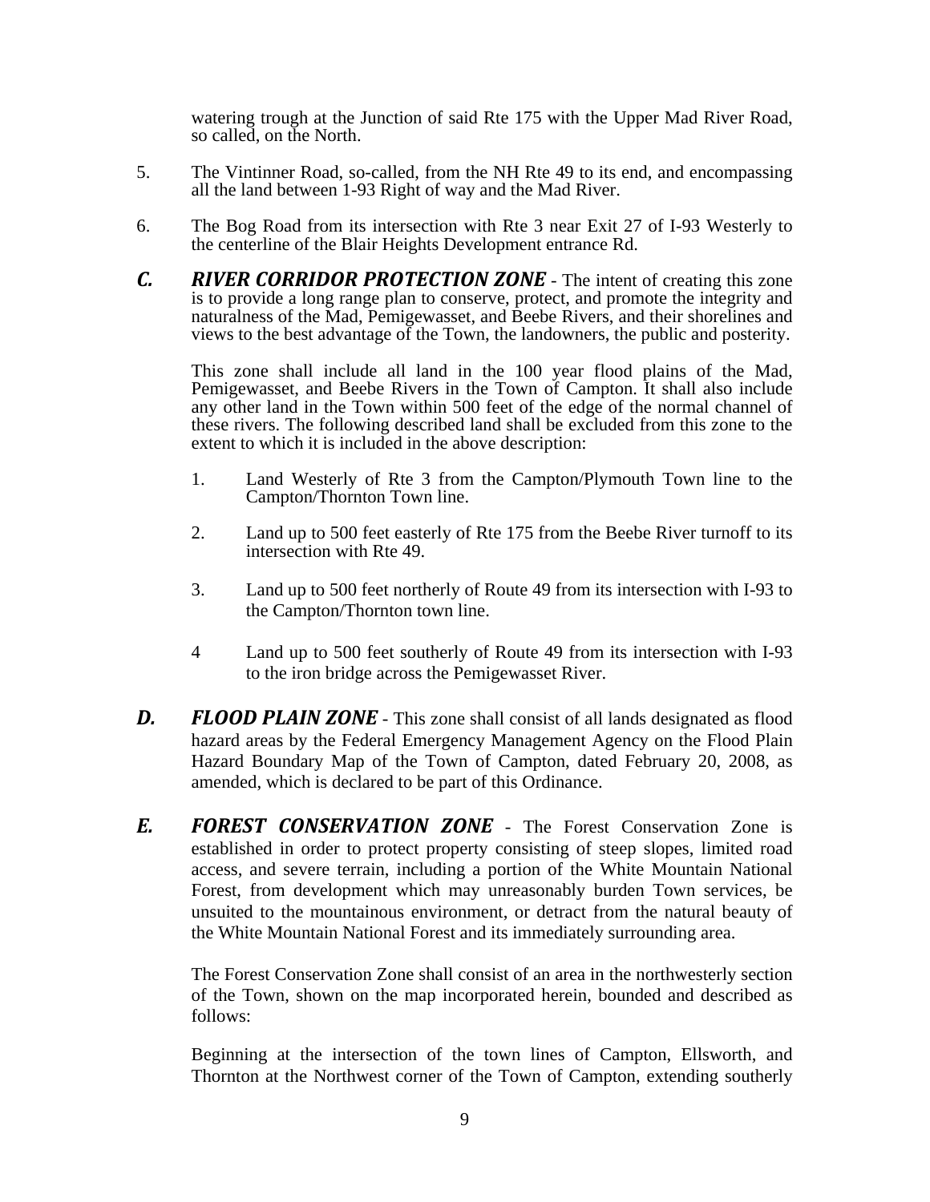watering trough at the Junction of said Rte 175 with the Upper Mad River Road, so called, on the North.

5. The Vintinner Road, so-called, from the NH Rte 49 to its end, and encompassing all the land between 1-93 Right of way and the Mad River.

6. The Bog Road from its intersection with Rte 3 near Exit 27 of I-93 Westerly to the centerline of the Blair Heights Development entrance Rd.

***C. RIVER CORRIDOR PROTECTION ZONE*** - The intent of creating this zone is to provide a long range plan to conserve, protect, and promote the integrity and naturalness of the Mad, Pemigewasset, and Beebe Rivers, and their shorelines and views to the best advantage of the Town, the landowners, the public and posterity.

This zone shall include all land in the 100 year flood plains of the Mad, Pemigewasset, and Beebe Rivers in the Town of Campton. It shall also include any other land in the Town within 500 feet of the edge of the normal channel of these rivers. The following described land shall be excluded from this zone to the extent to which it is included in the above description:

1. Land Westerly of Rte 3 from the Campton/Plymouth Town line to the Campton/Thornton Town line.

2. Land up to 500 feet easterly of Rte 175 from the Beebe River turnoff to its intersection with Rte 49.

3. Land up to 500 feet northerly of Route 49 from its intersection with I-93 to the Campton/Thornton town line.

4 Land up to 500 feet southerly of Route 49 from its intersection with I-93 to the iron bridge across the Pemigewasset River.

***D. FLOOD PLAIN ZONE*** - This zone shall consist of all lands designated as flood hazard areas by the Federal Emergency Management Agency on the Flood Plain Hazard Boundary Map of the Town of Campton, dated February 20, 2008, as amended, which is declared to be part of this Ordinance.

***E. FOREST CONSERVATION ZONE*** - The Forest Conservation Zone is established in order to protect property consisting of steep slopes, limited road access, and severe terrain, including a portion of the White Mountain National Forest, from development which may unreasonably burden Town services, be unsuited to the mountainous environment, or detract from the natural beauty of the White Mountain National Forest and its immediately surrounding area.

The Forest Conservation Zone shall consist of an area in the northwesterly section of the Town, shown on the map incorporated herein, bounded and described as follows:

Beginning at the intersection of the town lines of Campton, Ellsworth, and Thornton at the Northwest corner of the Town of Campton, extending southerly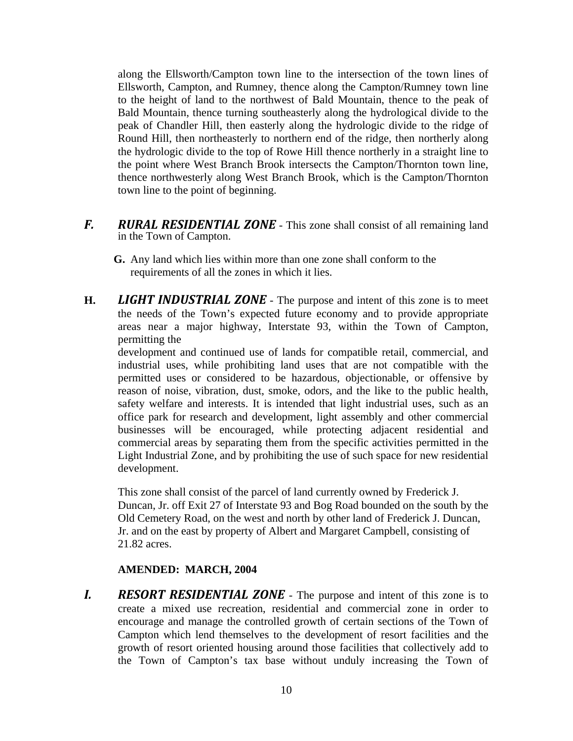along the Ellsworth/Campton town line to the intersection of the town lines of Ellsworth, Campton, and Rumney, thence along the Campton/Rumney town line to the height of land to the northwest of Bald Mountain, thence to the peak of Bald Mountain, thence turning southeasterly along the hydrological divide to the peak of Chandler Hill, then easterly along the hydrologic divide to the ridge of Round Hill, then northeasterly to northern end of the ridge, then northerly along the hydrologic divide to the top of Rowe Hill thence northerly in a straight line to the point where West Branch Brook intersects the Campton/Thornton town line, thence northwesterly along West Branch Brook, which is the Campton/Thornton town line to the point of beginning.

***F. RURAL RESIDENTIAL ZONE*** - This zone shall consist of all remaining land in the Town of Campton.

**G.** Any land which lies within more than one zone shall conform to the requirements of all the zones in which it lies.

**H. *LIGHT INDUSTRIAL ZONE*** - The purpose and intent of this zone is to meet the needs of the Town's expected future economy and to provide appropriate areas near a major highway, Interstate 93, within the Town of Campton, permitting the development and continued use of lands for compatible retail, commercial, and industrial uses, while prohibiting land uses that are not compatible with the permitted uses or considered to be hazardous, objectionable, or offensive by reason of noise, vibration, dust, smoke, odors, and the like to the public health, safety welfare and interests. It is intended that light industrial uses, such as an office park for research and development, light assembly and other commercial businesses will be encouraged, while protecting adjacent residential and commercial areas by separating them from the specific activities permitted in the Light Industrial Zone, and by prohibiting the use of such space for new residential development.

This zone shall consist of the parcel of land currently owned by Frederick J. Duncan, Jr. off Exit 27 of Interstate 93 and Bog Road bounded on the south by the Old Cemetery Road, on the west and north by other land of Frederick J. Duncan, Jr. and on the east by property of Albert and Margaret Campbell, consisting of 21.82 acres.

**AMENDED: MARCH, 2004**

***I. RESORT RESIDENTIAL ZONE*** - The purpose and intent of this zone is to create a mixed use recreation, residential and commercial zone in order to encourage and manage the controlled growth of certain sections of the Town of Campton which lend themselves to the development of resort facilities and the growth of resort oriented housing around those facilities that collectively add to the Town of Campton's tax base without unduly increasing the Town of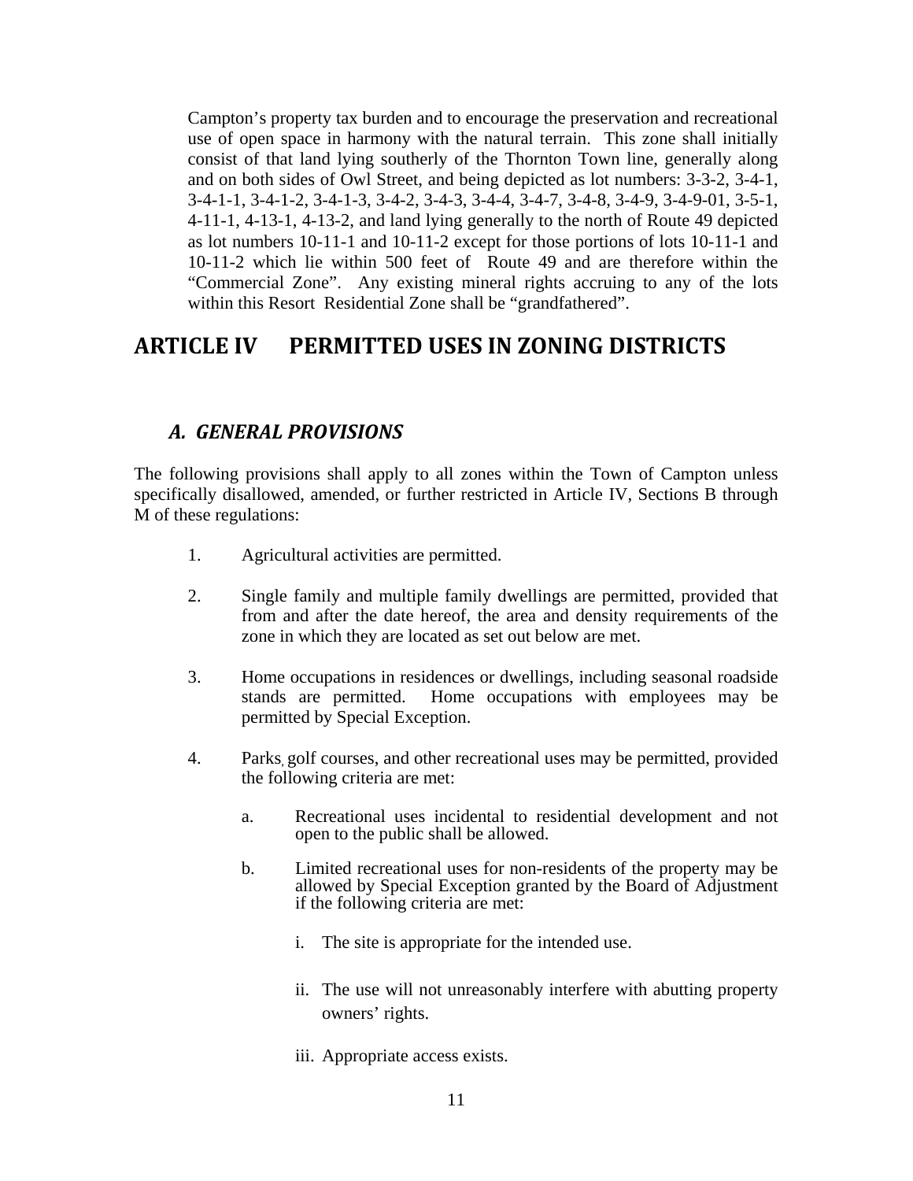Campton's property tax burden and to encourage the preservation and recreational use of open space in harmony with the natural terrain. This zone shall initially consist of that land lying southerly of the Thornton Town line, generally along and on both sides of Owl Street, and being depicted as lot numbers: 3-3-2, 3-4-1, 3-4-1-1, 3-4-1-2, 3-4-1-3, 3-4-2, 3-4-3, 3-4-4, 3-4-7, 3-4-8, 3-4-9, 3-4-9-01, 3-5-1, 4-11-1, 4-13-1, 4-13-2, and land lying generally to the north of Route 49 depicted as lot numbers 10-11-1 and 10-11-2 except for those portions of lots 10-11-1 and 10-11-2 which lie within 500 feet of Route 49 and are therefore within the "Commercial Zone". Any existing mineral rights accruing to any of the lots within this Resort Residential Zone shall be "grandfathered".

# ARTICLE IV PERMITTED USES IN ZONING DISTRICTS

## *A. GENERAL PROVISIONS*

The following provisions shall apply to all zones within the Town of Campton unless specifically disallowed, amended, or further restricted in Article IV, Sections B through M of these regulations:

1. Agricultural activities are permitted.

2. Single family and multiple family dwellings are permitted, provided that from and after the date hereof, the area and density requirements of the zone in which they are located as set out below are met.

3. Home occupations in residences or dwellings, including seasonal roadside stands are permitted. Home occupations with employees may be permitted by Special Exception.

4. Parks, golf courses, and other recreational uses may be permitted, provided the following criteria are met:

   a. Recreational uses incidental to residential development and not open to the public shall be allowed.

   b. Limited recreational uses for non-residents of the property may be allowed by Special Exception granted by the Board of Adjustment if the following criteria are met:

      i. The site is appropriate for the intended use.

      ii. The use will not unreasonably interfere with abutting property owners' rights.

      iii. Appropriate access exists.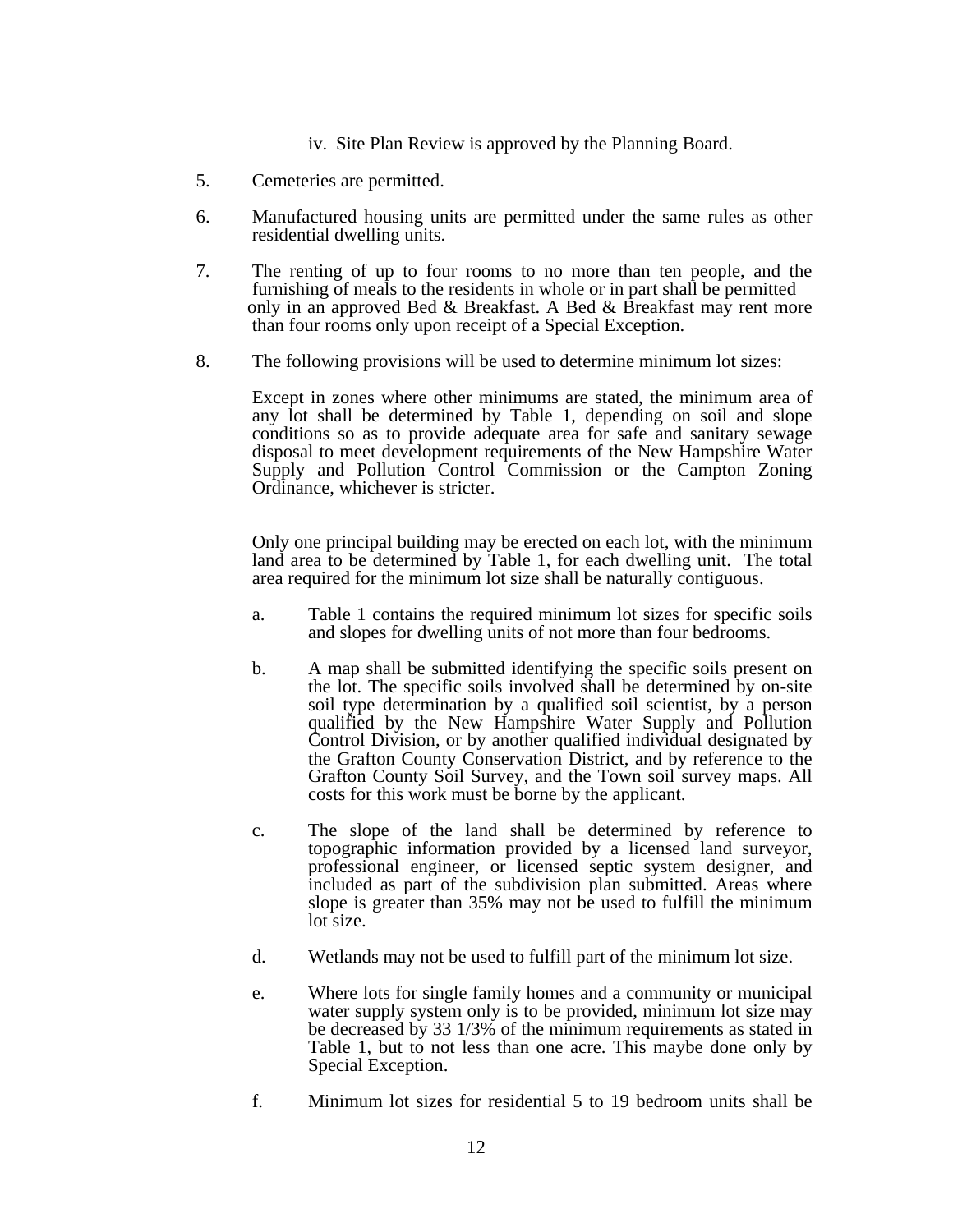iv. Site Plan Review is approved by the Planning Board.

5. Cemeteries are permitted.

6. Manufactured housing units are permitted under the same rules as other residential dwelling units.

7. The renting of up to four rooms to no more than ten people, and the furnishing of meals to the residents in whole or in part shall be permitted only in an approved Bed & Breakfast. A Bed & Breakfast may rent more than four rooms only upon receipt of a Special Exception.

8. The following provisions will be used to determine minimum lot sizes:

   Except in zones where other minimums are stated, the minimum area of any lot shall be determined by Table 1, depending on soil and slope conditions so as to provide adequate area for safe and sanitary sewage disposal to meet development requirements of the New Hampshire Water Supply and Pollution Control Commission or the Campton Zoning Ordinance, whichever is stricter.

   Only one principal building may be erected on each lot, with the minimum land area to be determined by Table 1, for each dwelling unit. The total area required for the minimum lot size shall be naturally contiguous.

   a. Table 1 contains the required minimum lot sizes for specific soils and slopes for dwelling units of not more than four bedrooms.

   b. A map shall be submitted identifying the specific soils present on the lot. The specific soils involved shall be determined by on-site soil type determination by a qualified soil scientist, by a person qualified by the New Hampshire Water Supply and Pollution Control Division, or by another qualified individual designated by the Grafton County Conservation District, and by reference to the Grafton County Soil Survey, and the Town soil survey maps. All costs for this work must be borne by the applicant.

   c. The slope of the land shall be determined by reference to topographic information provided by a licensed land surveyor, professional engineer, or licensed septic system designer, and included as part of the subdivision plan submitted. Areas where slope is greater than 35% may not be used to fulfill the minimum lot size.

   d. Wetlands may not be used to fulfill part of the minimum lot size.

   e. Where lots for single family homes and a community or municipal water supply system only is to be provided, minimum lot size may be decreased by 33 1/3% of the minimum requirements as stated in Table 1, but to not less than one acre. This maybe done only by Special Exception.

   f. Minimum lot sizes for residential 5 to 19 bedroom units shall be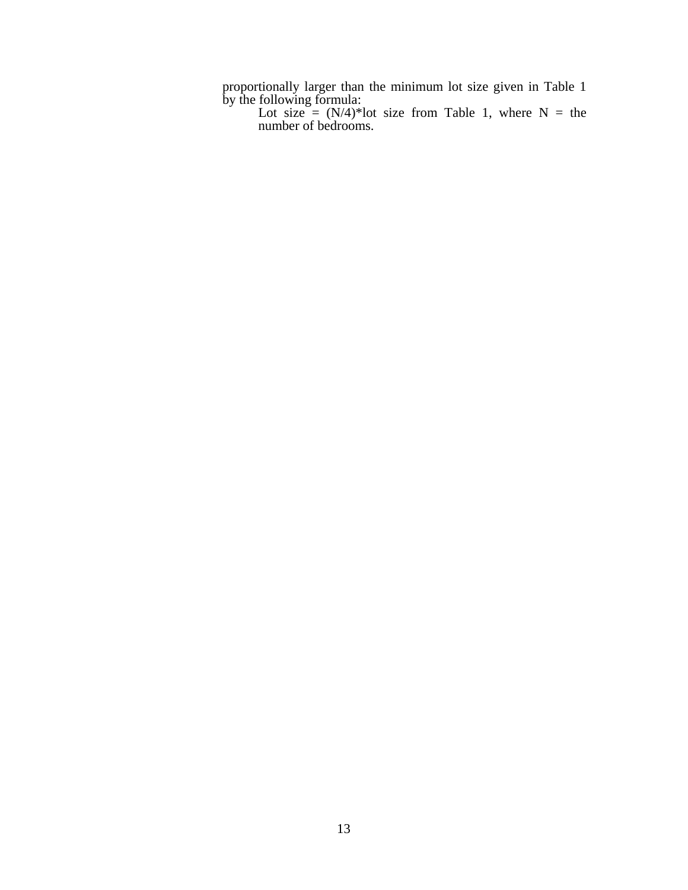proportionally larger than the minimum lot size given in Table 1 by the following formula:

> Lot size = (N/4)*lot size from Table 1, where N = the number of bedrooms.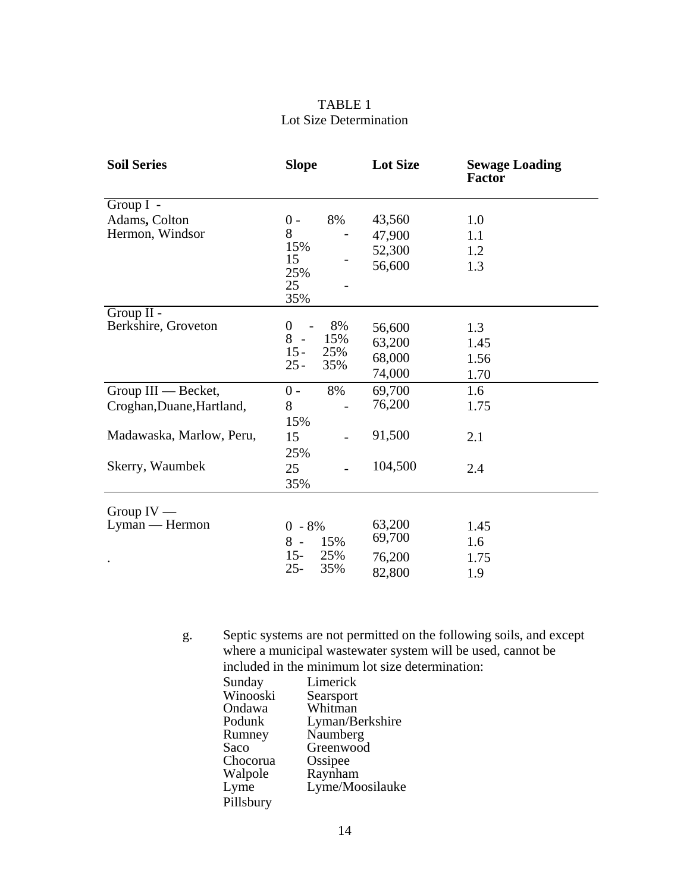TABLE 1
Lot Size Determination

| Soil Series | Slope | Lot Size | Sewage Loading Factor |
|---|---|---|---|
| Group I - Adams, Colton Hermon, Windsor | 0 - 8% | 43,560 | 1.0 |
| | 8 - 15% | 47,900 | 1.1 |
| | 15 - 25% | 52,300 | 1.2 |
| | 25 - 35% | 56,600 | 1.3 |
| Group II - Berkshire, Groveton | 0 - 8% | 56,600 | 1.3 |
| | 8 - 15% | 63,200 | 1.45 |
| | 15 - 25% | 68,000 | 1.56 |
| | 25 - 35% | 74,000 | 1.70 |
| Group III — Becket, Croghan, Duane, Hartland, Madawaska, Marlow, Peru, Skerry, Waumbek | 0 - 8% | 69,700 | 1.6 |
| | 8 - 15% | 76,200 | 1.75 |
| | 15 - 25% | 91,500 | 2.1 |
| | 25 - 35% | 104,500 | 2.4 |
| Group IV — Lyman — Hermon | 0 - 8% | 63,200 | 1.45 |
| | 8 - 15% | 69,700 | 1.6 |
| | 15- 25% | 76,200 | 1.75 |
| | 25- 35% | 82,800 | 1.9 |

g. Septic systems are not permitted on the following soils, and except where a municipal wastewater system will be used, cannot be included in the minimum lot size determination:

| | |
|---|---|
| Sunday | Limerick |
| Winooski | Searsport |
| Ondawa | Whitman |
| Podunk | Lyman/Berkshire |
| Rumney | Naumberg |
| Saco | Greenwood |
| Chocorua | Ossipee |
| Walpole | Raynham |
| Lyme | Lyme/Moosilauke |
| Pillsbury | |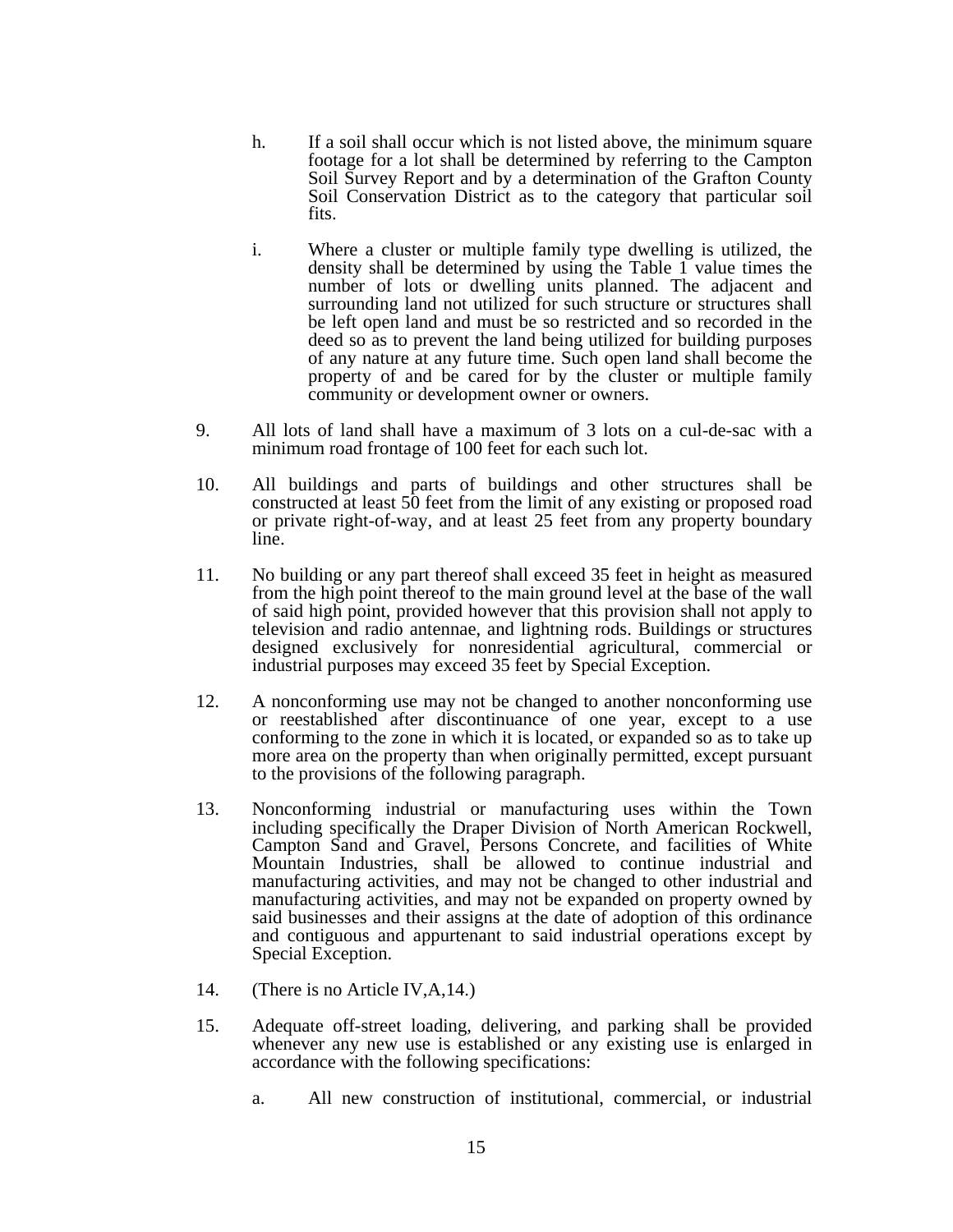h. If a soil shall occur which is not listed above, the minimum square footage for a lot shall be determined by referring to the Campton Soil Survey Report and by a determination of the Grafton County Soil Conservation District as to the category that particular soil fits.

i. Where a cluster or multiple family type dwelling is utilized, the density shall be determined by using the Table 1 value times the number of lots or dwelling units planned. The adjacent and surrounding land not utilized for such structure or structures shall be left open land and must be so restricted and so recorded in the deed so as to prevent the land being utilized for building purposes of any nature at any future time. Such open land shall become the property of and be cared for by the cluster or multiple family community or development owner or owners.

9. All lots of land shall have a maximum of 3 lots on a cul-de-sac with a minimum road frontage of 100 feet for each such lot.

10. All buildings and parts of buildings and other structures shall be constructed at least 50 feet from the limit of any existing or proposed road or private right-of-way, and at least 25 feet from any property boundary line.

11. No building or any part thereof shall exceed 35 feet in height as measured from the high point thereof to the main ground level at the base of the wall of said high point, provided however that this provision shall not apply to television and radio antennae, and lightning rods. Buildings or structures designed exclusively for nonresidential agricultural, commercial or industrial purposes may exceed 35 feet by Special Exception.

12. A nonconforming use may not be changed to another nonconforming use or reestablished after discontinuance of one year, except to a use conforming to the zone in which it is located, or expanded so as to take up more area on the property than when originally permitted, except pursuant to the provisions of the following paragraph.

13. Nonconforming industrial or manufacturing uses within the Town including specifically the Draper Division of North American Rockwell, Campton Sand and Gravel, Persons Concrete, and facilities of White Mountain Industries, shall be allowed to continue industrial and manufacturing activities, and may not be changed to other industrial and manufacturing activities, and may not be expanded on property owned by said businesses and their assigns at the date of adoption of this ordinance and contiguous and appurtenant to said industrial operations except by Special Exception.

14. (There is no Article IV,A,14.)

15. Adequate off-street loading, delivering, and parking shall be provided whenever any new use is established or any existing use is enlarged in accordance with the following specifications:

a. All new construction of institutional, commercial, or industrial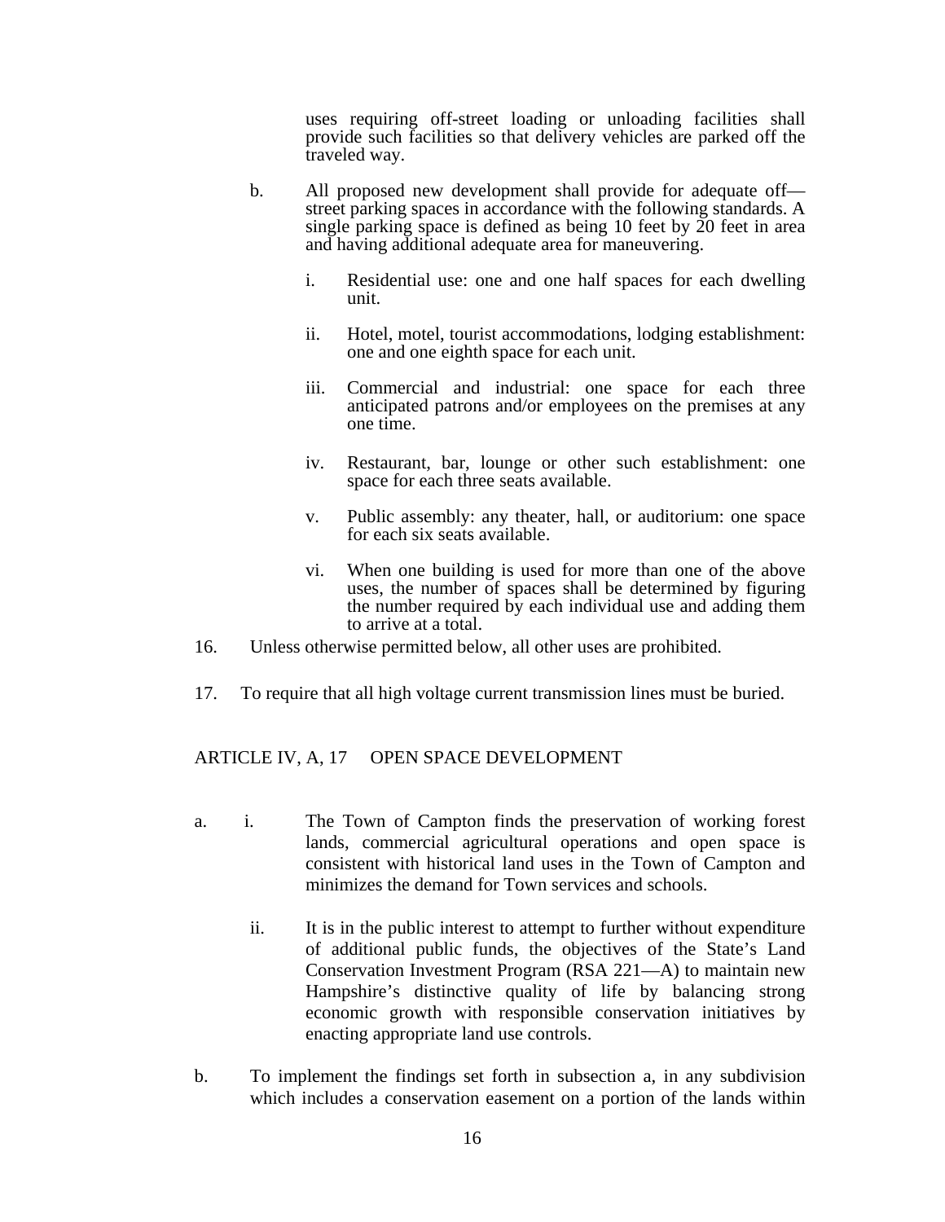uses requiring off-street loading or unloading facilities shall provide such facilities so that delivery vehicles are parked off the traveled way.

b. All proposed new development shall provide for adequate off—street parking spaces in accordance with the following standards. A single parking space is defined as being 10 feet by 20 feet in area and having additional adequate area for maneuvering.

   i. Residential use: one and one half spaces for each dwelling unit.

   ii. Hotel, motel, tourist accommodations, lodging establishment: one and one eighth space for each unit.

   iii. Commercial and industrial: one space for each three anticipated patrons and/or employees on the premises at any one time.

   iv. Restaurant, bar, lounge or other such establishment: one space for each three seats available.

   v. Public assembly: any theater, hall, or auditorium: one space for each six seats available.

   vi. When one building is used for more than one of the above uses, the number of spaces shall be determined by figuring the number required by each individual use and adding them to arrive at a total.

16. Unless otherwise permitted below, all other uses are prohibited.

17. To require that all high voltage current transmission lines must be buried.

## ARTICLE IV, A, 17 OPEN SPACE DEVELOPMENT

a. i. The Town of Campton finds the preservation of working forest lands, commercial agricultural operations and open space is consistent with historical land uses in the Town of Campton and minimizes the demand for Town services and schools.

   ii. It is in the public interest to attempt to further without expenditure of additional public funds, the objectives of the State's Land Conservation Investment Program (RSA 221—A) to maintain new Hampshire's distinctive quality of life by balancing strong economic growth with responsible conservation initiatives by enacting appropriate land use controls.

b. To implement the findings set forth in subsection a, in any subdivision which includes a conservation easement on a portion of the lands within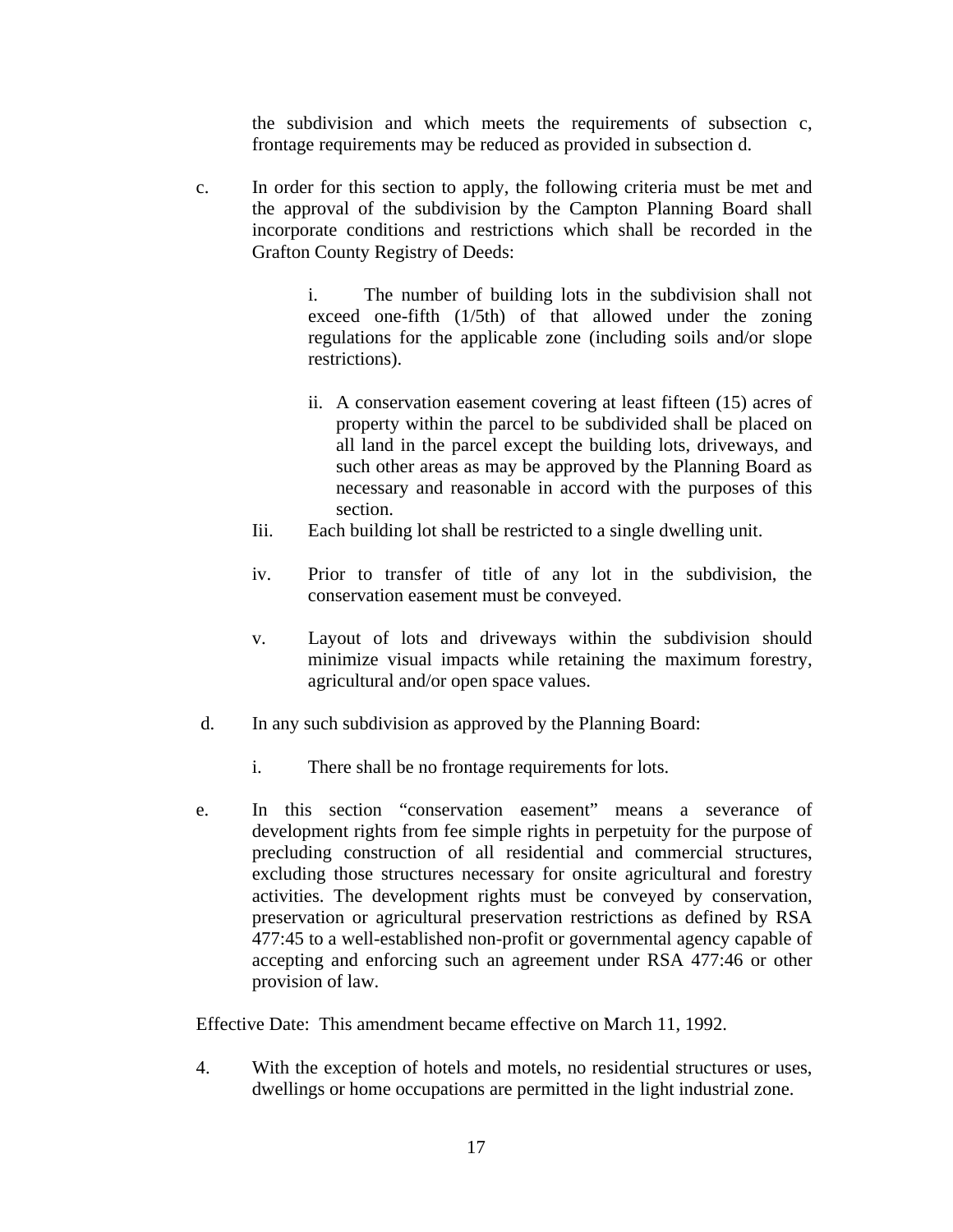the subdivision and which meets the requirements of subsection c, frontage requirements may be reduced as provided in subsection d.

c. In order for this section to apply, the following criteria must be met and the approval of the subdivision by the Campton Planning Board shall incorporate conditions and restrictions which shall be recorded in the Grafton County Registry of Deeds:

   i. The number of building lots in the subdivision shall not exceed one-fifth (1/5th) of that allowed under the zoning regulations for the applicable zone (including soils and/or slope restrictions).

   ii. A conservation easement covering at least fifteen (15) acres of property within the parcel to be subdivided shall be placed on all land in the parcel except the building lots, driveways, and such other areas as may be approved by the Planning Board as necessary and reasonable in accord with the purposes of this section.

   Iii. Each building lot shall be restricted to a single dwelling unit.

   iv. Prior to transfer of title of any lot in the subdivision, the conservation easement must be conveyed.

   v. Layout of lots and driveways within the subdivision should minimize visual impacts while retaining the maximum forestry, agricultural and/or open space values.

d. In any such subdivision as approved by the Planning Board:

   i. There shall be no frontage requirements for lots.

e. In this section "conservation easement" means a severance of development rights from fee simple rights in perpetuity for the purpose of precluding construction of all residential and commercial structures, excluding those structures necessary for onsite agricultural and forestry activities. The development rights must be conveyed by conservation, preservation or agricultural preservation restrictions as defined by RSA 477:45 to a well-established non-profit or governmental agency capable of accepting and enforcing such an agreement under RSA 477:46 or other provision of law.

Effective Date: This amendment became effective on March 11, 1992.

4. With the exception of hotels and motels, no residential structures or uses, dwellings or home occupations are permitted in the light industrial zone.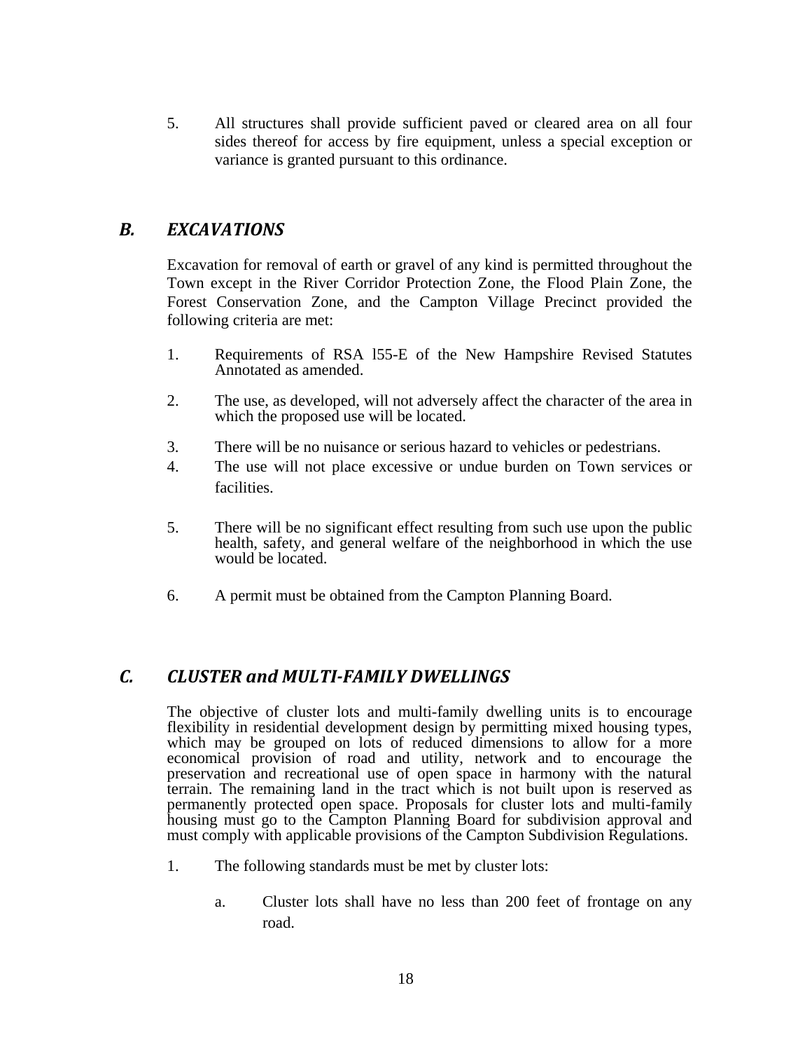5. All structures shall provide sufficient paved or cleared area on all four sides thereof for access by fire equipment, unless a special exception or variance is granted pursuant to this ordinance.

## *B. EXCAVATIONS*

Excavation for removal of earth or gravel of any kind is permitted throughout the Town except in the River Corridor Protection Zone, the Flood Plain Zone, the Forest Conservation Zone, and the Campton Village Precinct provided the following criteria are met:

1. Requirements of RSA l55-E of the New Hampshire Revised Statutes Annotated as amended.

2. The use, as developed, will not adversely affect the character of the area in which the proposed use will be located.

3. There will be no nuisance or serious hazard to vehicles or pedestrians.

4. The use will not place excessive or undue burden on Town services or facilities.

5. There will be no significant effect resulting from such use upon the public health, safety, and general welfare of the neighborhood in which the use would be located.

6. A permit must be obtained from the Campton Planning Board.

## *C. CLUSTER and MULTI-FAMILY DWELLINGS*

The objective of cluster lots and multi-family dwelling units is to encourage flexibility in residential development design by permitting mixed housing types, which may be grouped on lots of reduced dimensions to allow for a more economical provision of road and utility, network and to encourage the preservation and recreational use of open space in harmony with the natural terrain. The remaining land in the tract which is not built upon is reserved as permanently protected open space. Proposals for cluster lots and multi-family housing must go to the Campton Planning Board for subdivision approval and must comply with applicable provisions of the Campton Subdivision Regulations.

1. The following standards must be met by cluster lots:

   a. Cluster lots shall have no less than 200 feet of frontage on any road.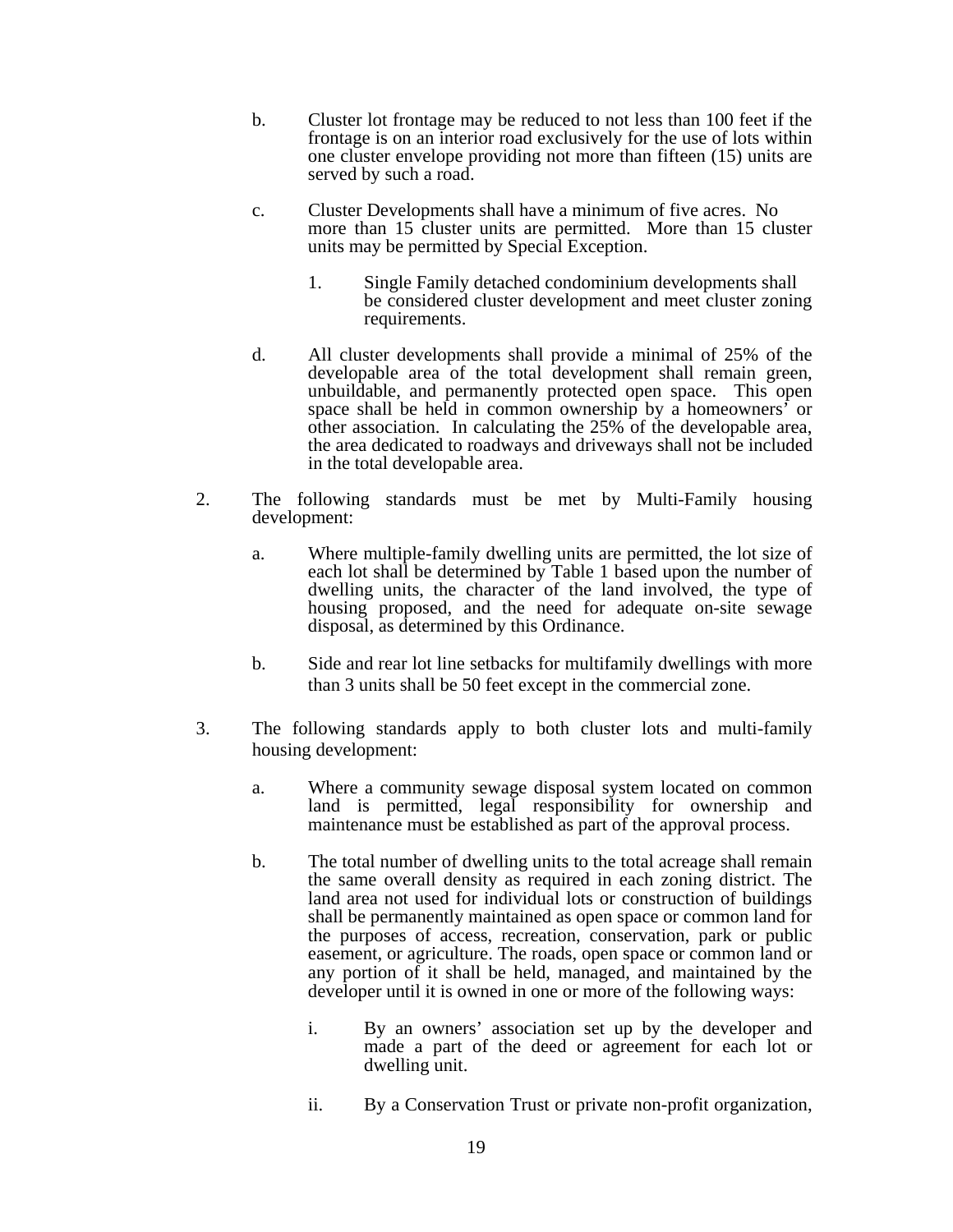b. Cluster lot frontage may be reduced to not less than 100 feet if the frontage is on an interior road exclusively for the use of lots within one cluster envelope providing not more than fifteen (15) units are served by such a road.

c. Cluster Developments shall have a minimum of five acres. No more than 15 cluster units are permitted. More than 15 cluster units may be permitted by Special Exception.

   1. Single Family detached condominium developments shall be considered cluster development and meet cluster zoning requirements.

d. All cluster developments shall provide a minimal of 25% of the developable area of the total development shall remain green, unbuildable, and permanently protected open space. This open space shall be held in common ownership by a homeowners' or other association. In calculating the 25% of the developable area, the area dedicated to roadways and driveways shall not be included in the total developable area.

2. The following standards must be met by Multi-Family housing development:

   a. Where multiple-family dwelling units are permitted, the lot size of each lot shall be determined by Table 1 based upon the number of dwelling units, the character of the land involved, the type of housing proposed, and the need for adequate on-site sewage disposal, as determined by this Ordinance.

   b. Side and rear lot line setbacks for multifamily dwellings with more than 3 units shall be 50 feet except in the commercial zone.

3. The following standards apply to both cluster lots and multi-family housing development:

   a. Where a community sewage disposal system located on common land is permitted, legal responsibility for ownership and maintenance must be established as part of the approval process.

   b. The total number of dwelling units to the total acreage shall remain the same overall density as required in each zoning district. The land area not used for individual lots or construction of buildings shall be permanently maintained as open space or common land for the purposes of access, recreation, conservation, park or public easement, or agriculture. The roads, open space or common land or any portion of it shall be held, managed, and maintained by the developer until it is owned in one or more of the following ways:

      i. By an owners' association set up by the developer and made a part of the deed or agreement for each lot or dwelling unit.

      ii. By a Conservation Trust or private non-profit organization,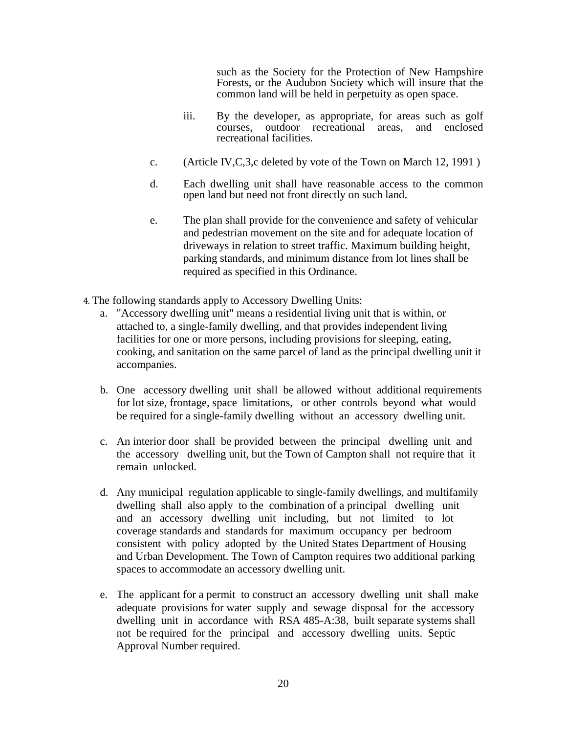such as the Society for the Protection of New Hampshire Forests, or the Audubon Society which will insure that the common land will be held in perpetuity as open space.

iii. By the developer, as appropriate, for areas such as golf courses, outdoor recreational areas, and enclosed recreational facilities.

c. (Article IV,C,3,c deleted by vote of the Town on March 12, 1991 )

d. Each dwelling unit shall have reasonable access to the common open land but need not front directly on such land.

e. The plan shall provide for the convenience and safety of vehicular and pedestrian movement on the site and for adequate location of driveways in relation to street traffic. Maximum building height, parking standards, and minimum distance from lot lines shall be required as specified in this Ordinance.

4. The following standards apply to Accessory Dwelling Units:

   a. "Accessory dwelling unit" means a residential living unit that is within, or attached to, a single-family dwelling, and that provides independent living facilities for one or more persons, including provisions for sleeping, eating, cooking, and sanitation on the same parcel of land as the principal dwelling unit it accompanies.

   b. One accessory dwelling unit shall be allowed without additional requirements for lot size, frontage, space limitations, or other controls beyond what would be required for a single-family dwelling without an accessory dwelling unit.

   c. An interior door shall be provided between the principal dwelling unit and the accessory dwelling unit, but the Town of Campton shall not require that it remain unlocked.

   d. Any municipal regulation applicable to single-family dwellings, and multifamily dwelling shall also apply to the combination of a principal dwelling unit and an accessory dwelling unit including, but not limited to lot coverage standards and standards for maximum occupancy per bedroom consistent with policy adopted by the United States Department of Housing and Urban Development. The Town of Campton requires two additional parking spaces to accommodate an accessory dwelling unit.

   e. The applicant for a permit to construct an accessory dwelling unit shall make adequate provisions for water supply and sewage disposal for the accessory dwelling unit in accordance with RSA 485-A:38, built separate systems shall not be required for the principal and accessory dwelling units. Septic Approval Number required.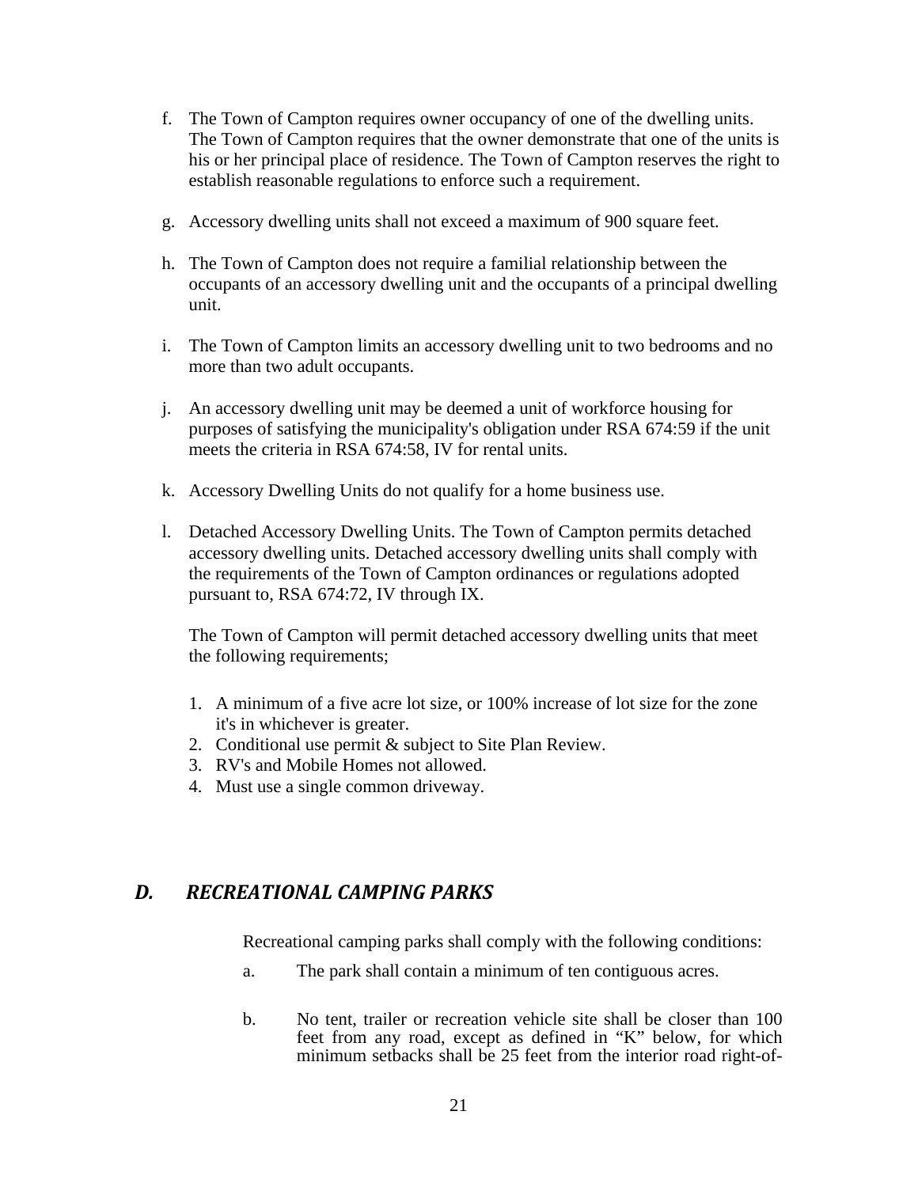f. The Town of Campton requires owner occupancy of one of the dwelling units. The Town of Campton requires that the owner demonstrate that one of the units is his or her principal place of residence. The Town of Campton reserves the right to establish reasonable regulations to enforce such a requirement.

g. Accessory dwelling units shall not exceed a maximum of 900 square feet.

h. The Town of Campton does not require a familial relationship between the occupants of an accessory dwelling unit and the occupants of a principal dwelling unit.

i. The Town of Campton limits an accessory dwelling unit to two bedrooms and no more than two adult occupants.

j. An accessory dwelling unit may be deemed a unit of workforce housing for purposes of satisfying the municipality's obligation under RSA 674:59 if the unit meets the criteria in RSA 674:58, IV for rental units.

k. Accessory Dwelling Units do not qualify for a home business use.

l. Detached Accessory Dwelling Units. The Town of Campton permits detached accessory dwelling units. Detached accessory dwelling units shall comply with the requirements of the Town of Campton ordinances or regulations adopted pursuant to, RSA 674:72, IV through IX.

   The Town of Campton will permit detached accessory dwelling units that meet the following requirements;

   1. A minimum of a five acre lot size, or 100% increase of lot size for the zone it's in whichever is greater.
   2. Conditional use permit & subject to Site Plan Review.
   3. RV's and Mobile Homes not allowed.
   4. Must use a single common driveway.

## *D. RECREATIONAL CAMPING PARKS*

Recreational camping parks shall comply with the following conditions:

a. The park shall contain a minimum of ten contiguous acres.

b. No tent, trailer or recreation vehicle site shall be closer than 100 feet from any road, except as defined in "K" below, for which minimum setbacks shall be 25 feet from the interior road right-of-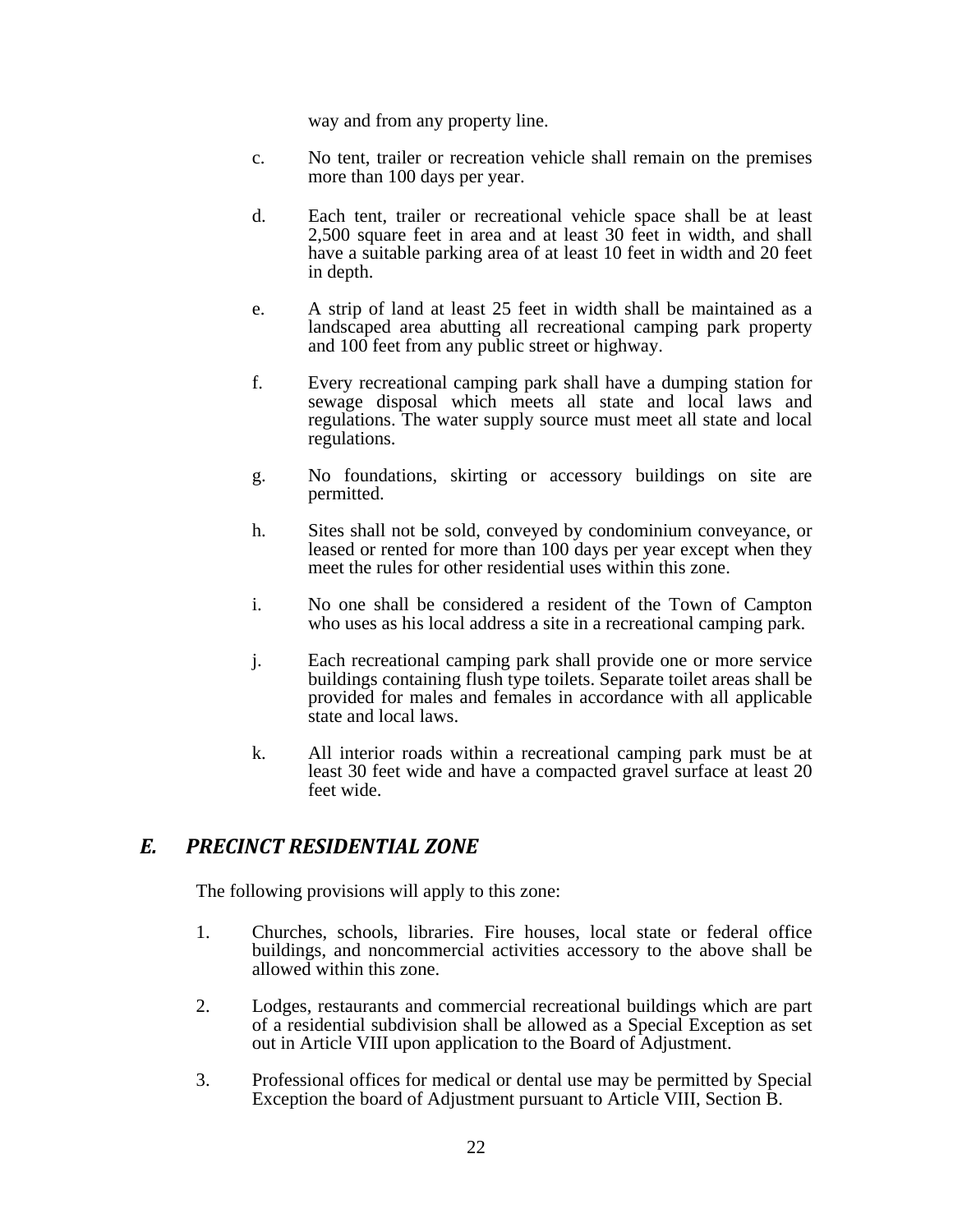way and from any property line.

c. No tent, trailer or recreation vehicle shall remain on the premises more than 100 days per year.

d. Each tent, trailer or recreational vehicle space shall be at least 2,500 square feet in area and at least 30 feet in width, and shall have a suitable parking area of at least 10 feet in width and 20 feet in depth.

e. A strip of land at least 25 feet in width shall be maintained as a landscaped area abutting all recreational camping park property and 100 feet from any public street or highway.

f. Every recreational camping park shall have a dumping station for sewage disposal which meets all state and local laws and regulations. The water supply source must meet all state and local regulations.

g. No foundations, skirting or accessory buildings on site are permitted.

h. Sites shall not be sold, conveyed by condominium conveyance, or leased or rented for more than 100 days per year except when they meet the rules for other residential uses within this zone.

i. No one shall be considered a resident of the Town of Campton who uses as his local address a site in a recreational camping park.

j. Each recreational camping park shall provide one or more service buildings containing flush type toilets. Separate toilet areas shall be provided for males and females in accordance with all applicable state and local laws.

k. All interior roads within a recreational camping park must be at least 30 feet wide and have a compacted gravel surface at least 20 feet wide.

## *E. PRECINCT RESIDENTIAL ZONE*

The following provisions will apply to this zone:

1. Churches, schools, libraries. Fire houses, local state or federal office buildings, and noncommercial activities accessory to the above shall be allowed within this zone.

2. Lodges, restaurants and commercial recreational buildings which are part of a residential subdivision shall be allowed as a Special Exception as set out in Article VIII upon application to the Board of Adjustment.

3. Professional offices for medical or dental use may be permitted by Special Exception the board of Adjustment pursuant to Article VIII, Section B.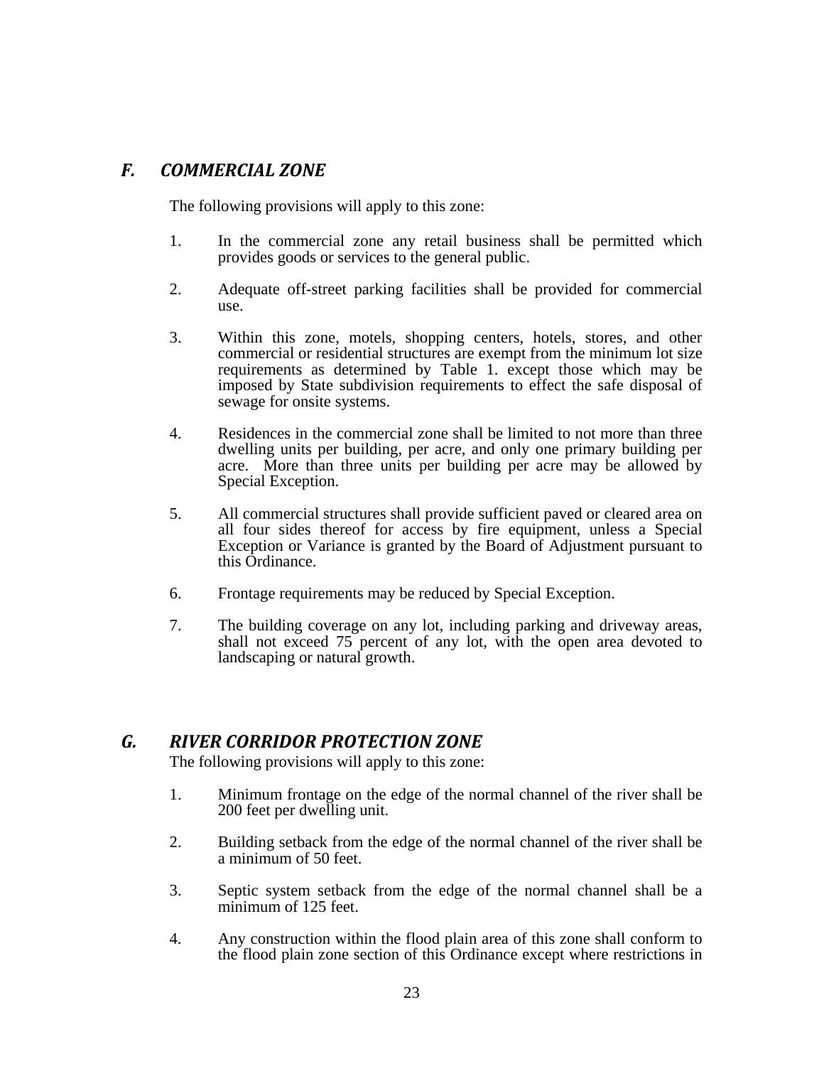## *F. COMMERCIAL ZONE*

The following provisions will apply to this zone:

1. In the commercial zone any retail business shall be permitted which provides goods or services to the general public.

2. Adequate off-street parking facilities shall be provided for commercial use.

3. Within this zone, motels, shopping centers, hotels, stores, and other commercial or residential structures are exempt from the minimum lot size requirements as determined by Table 1. except those which may be imposed by State subdivision requirements to effect the safe disposal of sewage for onsite systems.

4. Residences in the commercial zone shall be limited to not more than three dwelling units per building, per acre, and only one primary building per acre. More than three units per building per acre may be allowed by Special Exception.

5. All commercial structures shall provide sufficient paved or cleared area on all four sides thereof for access by fire equipment, unless a Special Exception or Variance is granted by the Board of Adjustment pursuant to this Ordinance.

6. Frontage requirements may be reduced by Special Exception.

7. The building coverage on any lot, including parking and driveway areas, shall not exceed 75 percent of any lot, with the open area devoted to landscaping or natural growth.

## *G. RIVER CORRIDOR PROTECTION ZONE*

The following provisions will apply to this zone:

1. Minimum frontage on the edge of the normal channel of the river shall be 200 feet per dwelling unit.

2. Building setback from the edge of the normal channel of the river shall be a minimum of 50 feet.

3. Septic system setback from the edge of the normal channel shall be a minimum of 125 feet.

4. Any construction within the flood plain area of this zone shall conform to the flood plain zone section of this Ordinance except where restrictions in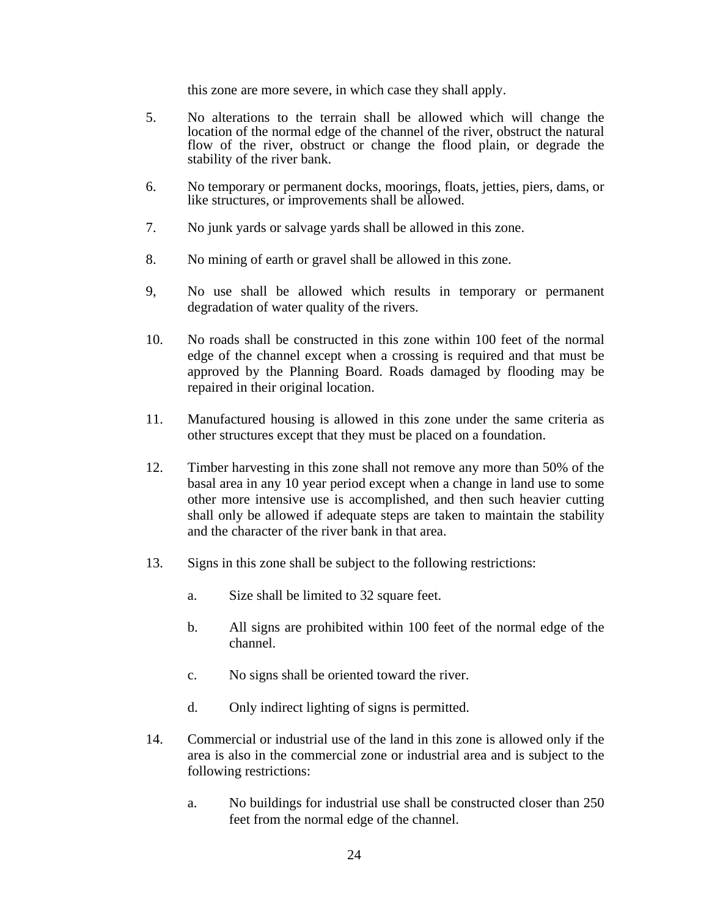this zone are more severe, in which case they shall apply.

5. No alterations to the terrain shall be allowed which will change the location of the normal edge of the channel of the river, obstruct the natural flow of the river, obstruct or change the flood plain, or degrade the stability of the river bank.

6. No temporary or permanent docks, moorings, floats, jetties, piers, dams, or like structures, or improvements shall be allowed.

7. No junk yards or salvage yards shall be allowed in this zone.

8. No mining of earth or gravel shall be allowed in this zone.

9, No use shall be allowed which results in temporary or permanent degradation of water quality of the rivers.

10. No roads shall be constructed in this zone within 100 feet of the normal edge of the channel except when a crossing is required and that must be approved by the Planning Board. Roads damaged by flooding may be repaired in their original location.

11. Manufactured housing is allowed in this zone under the same criteria as other structures except that they must be placed on a foundation.

12. Timber harvesting in this zone shall not remove any more than 50% of the basal area in any 10 year period except when a change in land use to some other more intensive use is accomplished, and then such heavier cutting shall only be allowed if adequate steps are taken to maintain the stability and the character of the river bank in that area.

13. Signs in this zone shall be subject to the following restrictions:

    a. Size shall be limited to 32 square feet.

    b. All signs are prohibited within 100 feet of the normal edge of the channel.

    c. No signs shall be oriented toward the river.

    d. Only indirect lighting of signs is permitted.

14. Commercial or industrial use of the land in this zone is allowed only if the area is also in the commercial zone or industrial area and is subject to the following restrictions:

    a. No buildings for industrial use shall be constructed closer than 250 feet from the normal edge of the channel.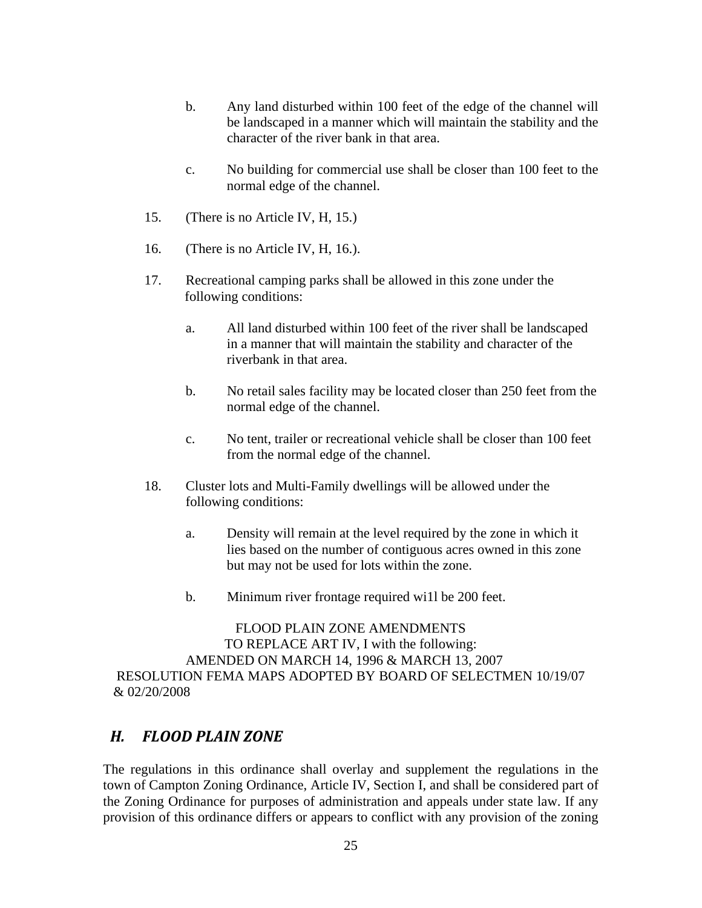b. Any land disturbed within 100 feet of the edge of the channel will be landscaped in a manner which will maintain the stability and the character of the river bank in that area.

c. No building for commercial use shall be closer than 100 feet to the normal edge of the channel.

15. (There is no Article IV, H, 15.)

16. (There is no Article IV, H, 16.).

17. Recreational camping parks shall be allowed in this zone under the following conditions:

   a. All land disturbed within 100 feet of the river shall be landscaped in a manner that will maintain the stability and character of the riverbank in that area.

   b. No retail sales facility may be located closer than 250 feet from the normal edge of the channel.

   c. No tent, trailer or recreational vehicle shall be closer than 100 feet from the normal edge of the channel.

18. Cluster lots and Multi-Family dwellings will be allowed under the following conditions:

   a. Density will remain at the level required by the zone in which it lies based on the number of contiguous acres owned in this zone but may not be used for lots within the zone.

   b. Minimum river frontage required wi1l be 200 feet.

FLOOD PLAIN ZONE AMENDMENTS
TO REPLACE ART IV, I with the following:
AMENDED ON MARCH 14, 1996 & MARCH 13, 2007
RESOLUTION FEMA MAPS ADOPTED BY BOARD OF SELECTMEN 10/19/07 & 02/20/2008

## *H. FLOOD PLAIN ZONE*

The regulations in this ordinance shall overlay and supplement the regulations in the town of Campton Zoning Ordinance, Article IV, Section I, and shall be considered part of the Zoning Ordinance for purposes of administration and appeals under state law. If any provision of this ordinance differs or appears to conflict with any provision of the zoning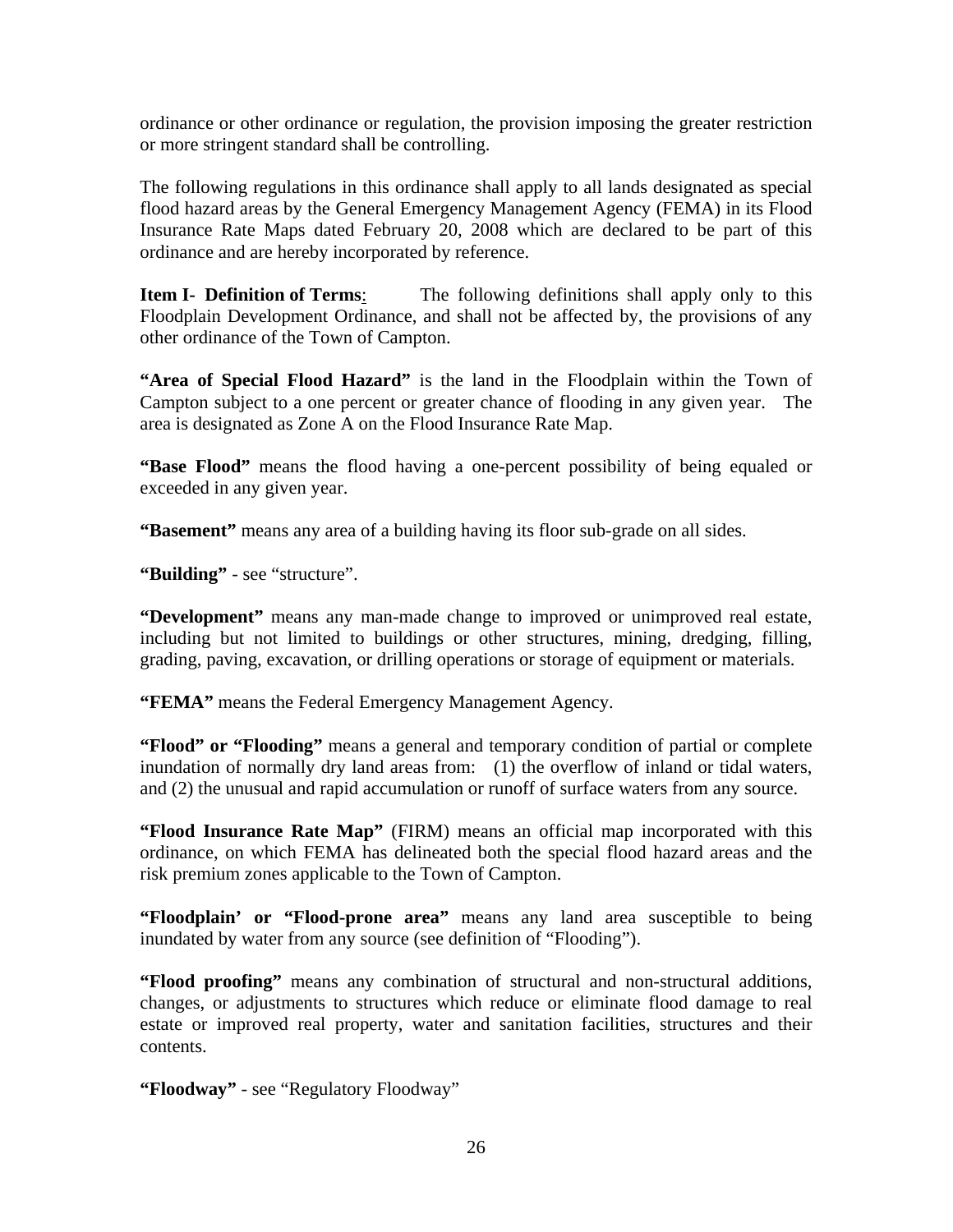ordinance or other ordinance or regulation, the provision imposing the greater restriction or more stringent standard shall be controlling.

The following regulations in this ordinance shall apply to all lands designated as special flood hazard areas by the General Emergency Management Agency (FEMA) in its Flood Insurance Rate Maps dated February 20, 2008 which are declared to be part of this ordinance and are hereby incorporated by reference.

**Item I- Definition of Terms**: The following definitions shall apply only to this Floodplain Development Ordinance, and shall not be affected by, the provisions of any other ordinance of the Town of Campton.

**"Area of Special Flood Hazard"** is the land in the Floodplain within the Town of Campton subject to a one percent or greater chance of flooding in any given year. The area is designated as Zone A on the Flood Insurance Rate Map.

**"Base Flood"** means the flood having a one-percent possibility of being equaled or exceeded in any given year.

**"Basement"** means any area of a building having its floor sub-grade on all sides.

**"Building"** - see "structure".

**"Development"** means any man-made change to improved or unimproved real estate, including but not limited to buildings or other structures, mining, dredging, filling, grading, paving, excavation, or drilling operations or storage of equipment or materials.

**"FEMA"** means the Federal Emergency Management Agency.

**"Flood" or "Flooding"** means a general and temporary condition of partial or complete inundation of normally dry land areas from: (1) the overflow of inland or tidal waters, and (2) the unusual and rapid accumulation or runoff of surface waters from any source.

**"Flood Insurance Rate Map"** (FIRM) means an official map incorporated with this ordinance, on which FEMA has delineated both the special flood hazard areas and the risk premium zones applicable to the Town of Campton.

**"Floodplain' or "Flood-prone area"** means any land area susceptible to being inundated by water from any source (see definition of "Flooding").

**"Flood proofing"** means any combination of structural and non-structural additions, changes, or adjustments to structures which reduce or eliminate flood damage to real estate or improved real property, water and sanitation facilities, structures and their contents.

**"Floodway"** - see "Regulatory Floodway"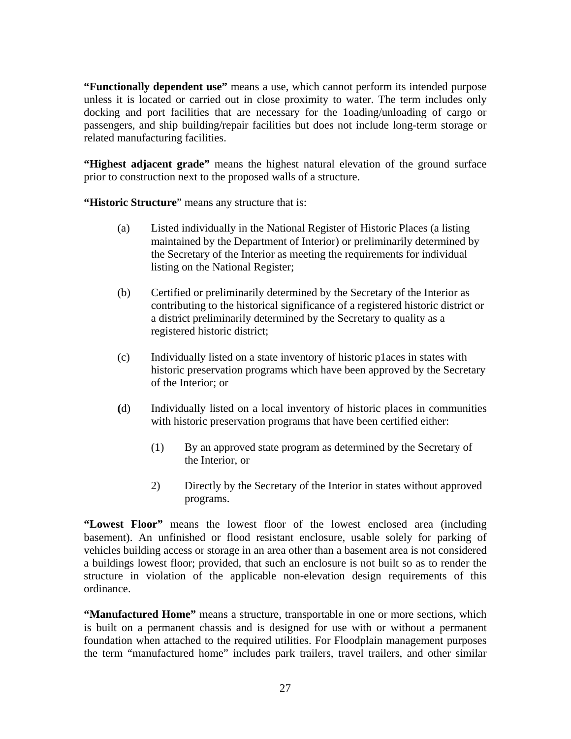**"Functionally dependent use"** means a use, which cannot perform its intended purpose unless it is located or carried out in close proximity to water. The term includes only docking and port facilities that are necessary for the 1oading/unloading of cargo or passengers, and ship building/repair facilities but does not include long-term storage or related manufacturing facilities.

**"Highest adjacent grade"** means the highest natural elevation of the ground surface prior to construction next to the proposed walls of a structure.

**"Historic Structure"** means any structure that is:

(a) Listed individually in the National Register of Historic Places (a listing maintained by the Department of Interior) or preliminarily determined by the Secretary of the Interior as meeting the requirements for individual listing on the National Register;

(b) Certified or preliminarily determined by the Secretary of the Interior as contributing to the historical significance of a registered historic district or a district preliminarily determined by the Secretary to quality as a registered historic district;

(c) Individually listed on a state inventory of historic p1aces in states with historic preservation programs which have been approved by the Secretary of the Interior; or

(d) Individually listed on a local inventory of historic places in communities with historic preservation programs that have been certified either:

 (1) By an approved state program as determined by the Secretary of the Interior, or

 2) Directly by the Secretary of the Interior in states without approved programs.

**"Lowest Floor"** means the lowest floor of the lowest enclosed area (including basement). An unfinished or flood resistant enclosure, usable solely for parking of vehicles building access or storage in an area other than a basement area is not considered a buildings lowest floor; provided, that such an enclosure is not built so as to render the structure in violation of the applicable non-elevation design requirements of this ordinance.

**"Manufactured Home"** means a structure, transportable in one or more sections, which is built on a permanent chassis and is designed for use with or without a permanent foundation when attached to the required utilities. For Floodplain management purposes the term "manufactured home" includes park trailers, travel trailers, and other similar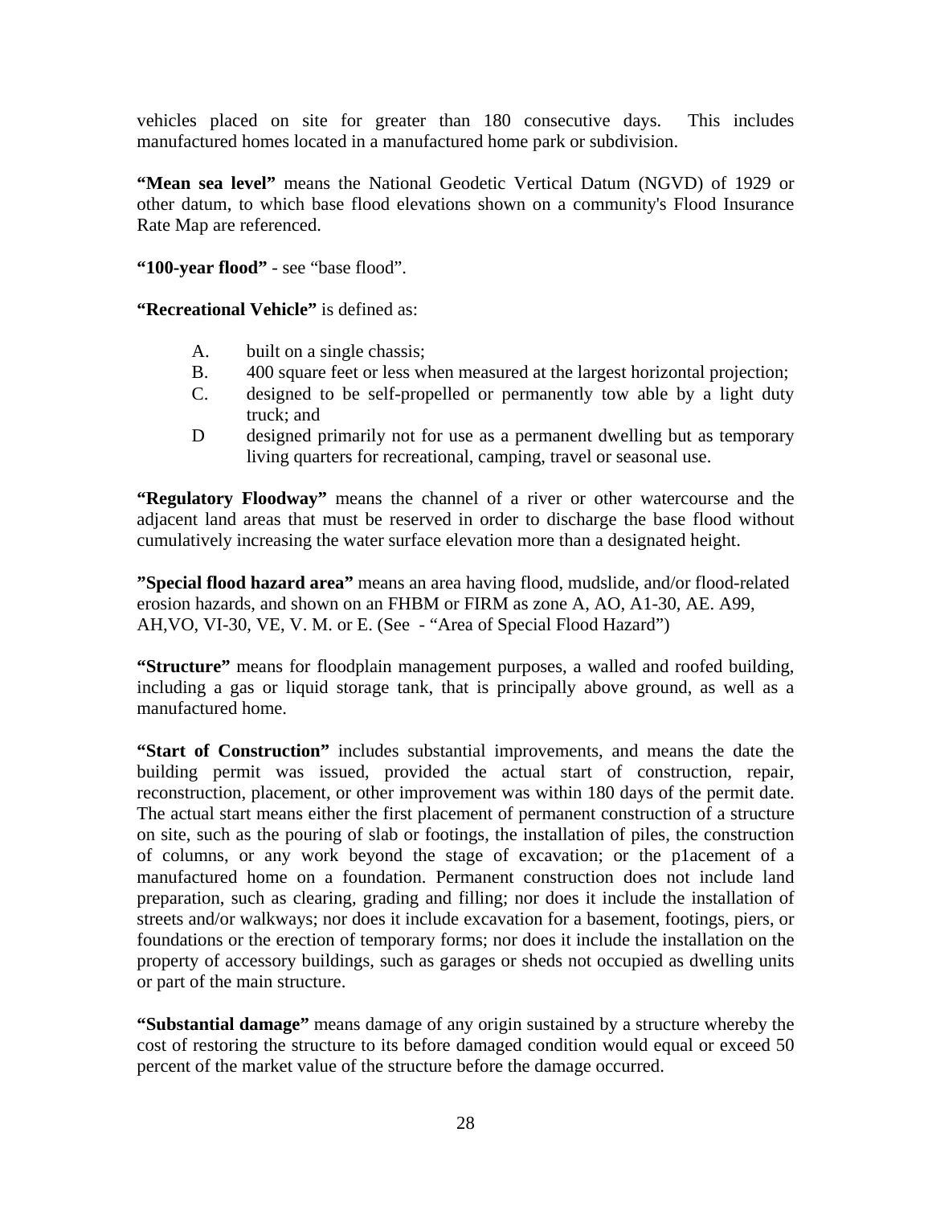vehicles placed on site for greater than 180 consecutive days. This includes manufactured homes located in a manufactured home park or subdivision.

**"Mean sea level"** means the National Geodetic Vertical Datum (NGVD) of 1929 or other datum, to which base flood elevations shown on a community's Flood Insurance Rate Map are referenced.

**"100-year flood"** - see "base flood".

**"Recreational Vehicle"** is defined as:

- A. built on a single chassis;
- B. 400 square feet or less when measured at the largest horizontal projection;
- C. designed to be self-propelled or permanently tow able by a light duty truck; and
- D designed primarily not for use as a permanent dwelling but as temporary living quarters for recreational, camping, travel or seasonal use.

**"Regulatory Floodway"** means the channel of a river or other watercourse and the adjacent land areas that must be reserved in order to discharge the base flood without cumulatively increasing the water surface elevation more than a designated height.

**"Special flood hazard area"** means an area having flood, mudslide, and/or flood-related erosion hazards, and shown on an FHBM or FIRM as zone A, AO, A1-30, AE. A99, AH,VO, VI-30, VE, V. M. or E. (See - "Area of Special Flood Hazard")

**"Structure"** means for floodplain management purposes, a walled and roofed building, including a gas or liquid storage tank, that is principally above ground, as well as a manufactured home.

**"Start of Construction"** includes substantial improvements, and means the date the building permit was issued, provided the actual start of construction, repair, reconstruction, placement, or other improvement was within 180 days of the permit date. The actual start means either the first placement of permanent construction of a structure on site, such as the pouring of slab or footings, the installation of piles, the construction of columns, or any work beyond the stage of excavation; or the p1acement of a manufactured home on a foundation. Permanent construction does not include land preparation, such as clearing, grading and filling; nor does it include the installation of streets and/or walkways; nor does it include excavation for a basement, footings, piers, or foundations or the erection of temporary forms; nor does it include the installation on the property of accessory buildings, such as garages or sheds not occupied as dwelling units or part of the main structure.

**"Substantial damage"** means damage of any origin sustained by a structure whereby the cost of restoring the structure to its before damaged condition would equal or exceed 50 percent of the market value of the structure before the damage occurred.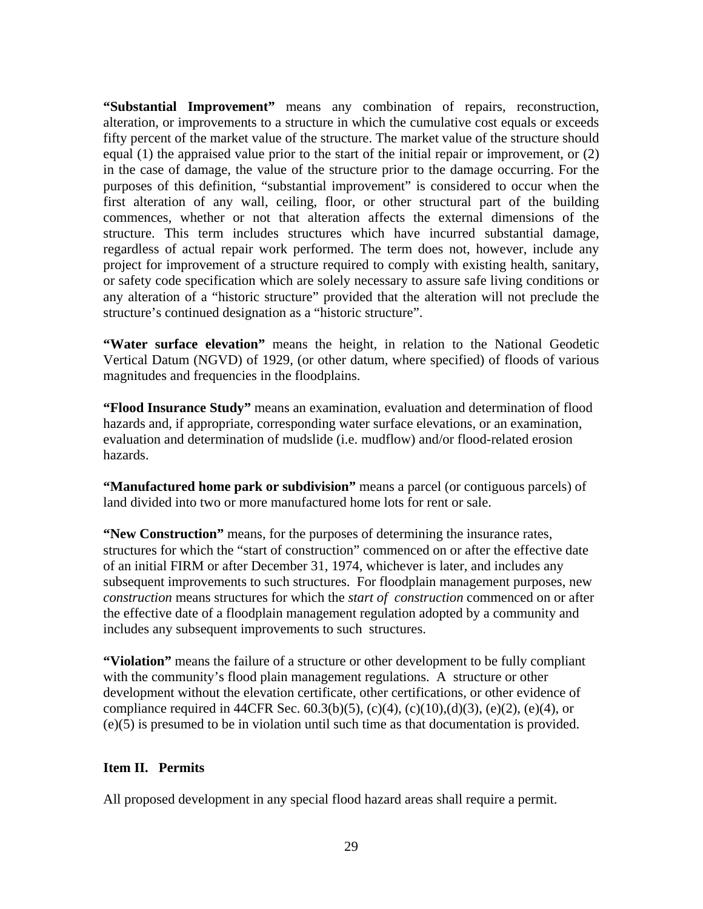**"Substantial Improvement"** means any combination of repairs, reconstruction, alteration, or improvements to a structure in which the cumulative cost equals or exceeds fifty percent of the market value of the structure. The market value of the structure should equal (1) the appraised value prior to the start of the initial repair or improvement, or (2) in the case of damage, the value of the structure prior to the damage occurring. For the purposes of this definition, "substantial improvement" is considered to occur when the first alteration of any wall, ceiling, floor, or other structural part of the building commences, whether or not that alteration affects the external dimensions of the structure. This term includes structures which have incurred substantial damage, regardless of actual repair work performed. The term does not, however, include any project for improvement of a structure required to comply with existing health, sanitary, or safety code specification which are solely necessary to assure safe living conditions or any alteration of a "historic structure" provided that the alteration will not preclude the structure's continued designation as a "historic structure".

**"Water surface elevation"** means the height, in relation to the National Geodetic Vertical Datum (NGVD) of 1929, (or other datum, where specified) of floods of various magnitudes and frequencies in the floodplains.

**"Flood Insurance Study"** means an examination, evaluation and determination of flood hazards and, if appropriate, corresponding water surface elevations, or an examination, evaluation and determination of mudslide (i.e. mudflow) and/or flood-related erosion hazards.

**"Manufactured home park or subdivision"** means a parcel (or contiguous parcels) of land divided into two or more manufactured home lots for rent or sale.

**"New Construction"** means, for the purposes of determining the insurance rates, structures for which the "start of construction" commenced on or after the effective date of an initial FIRM or after December 31, 1974, whichever is later, and includes any subsequent improvements to such structures. For floodplain management purposes, new *construction* means structures for which the *start of construction* commenced on or after the effective date of a floodplain management regulation adopted by a community and includes any subsequent improvements to such structures.

**"Violation"** means the failure of a structure or other development to be fully compliant with the community's flood plain management regulations. A structure or other development without the elevation certificate, other certifications, or other evidence of compliance required in 44CFR Sec. 60.3(b)(5), (c)(4), (c)(10),(d)(3), (e)(2), (e)(4), or (e)(5) is presumed to be in violation until such time as that documentation is provided.

## Item II. Permits

All proposed development in any special flood hazard areas shall require a permit.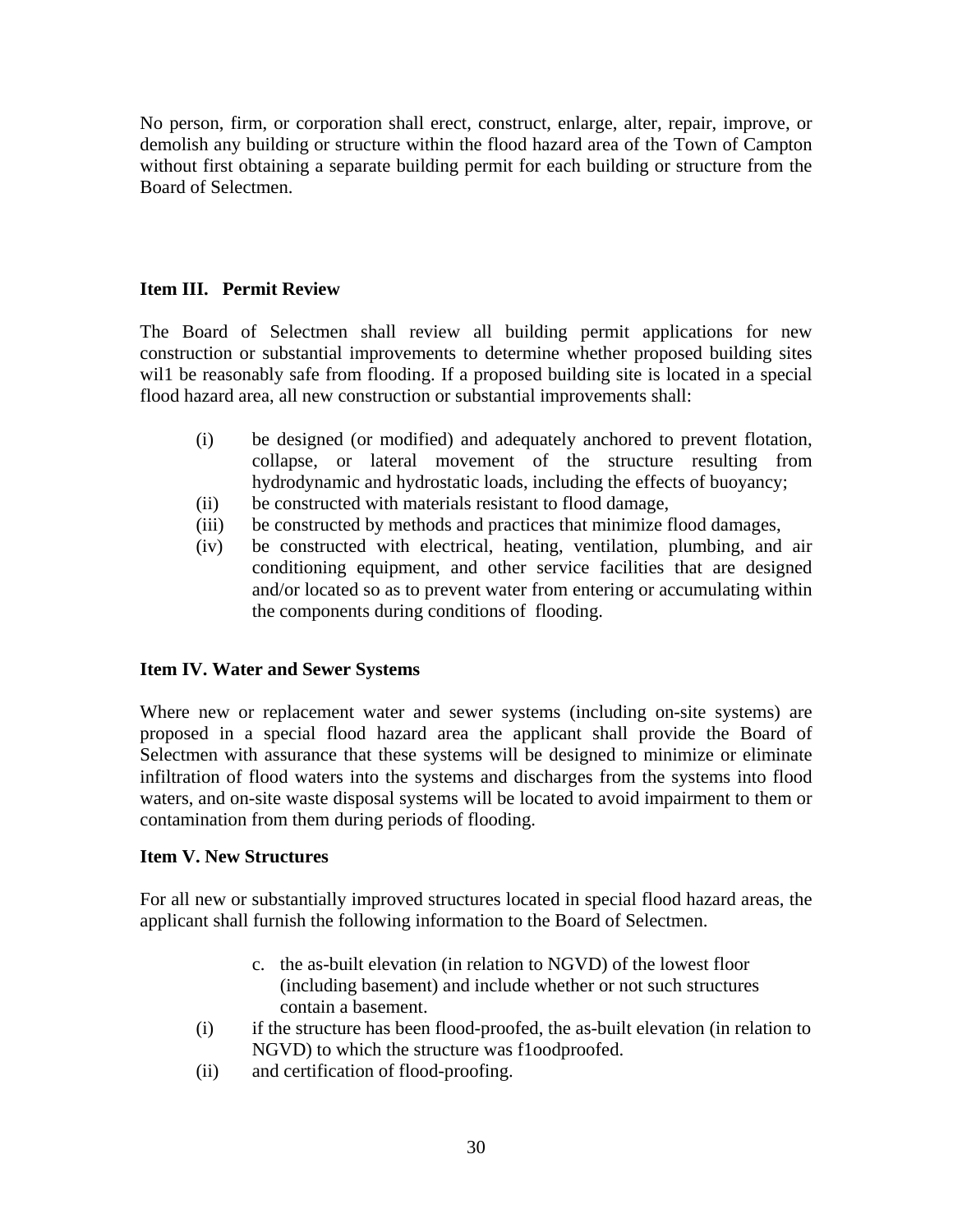No person, firm, or corporation shall erect, construct, enlarge, alter, repair, improve, or demolish any building or structure within the flood hazard area of the Town of Campton without first obtaining a separate building permit for each building or structure from the Board of Selectmen.

### Item III. Permit Review

The Board of Selectmen shall review all building permit applications for new construction or substantial improvements to determine whether proposed building sites wil1 be reasonably safe from flooding. If a proposed building site is located in a special flood hazard area, all new construction or substantial improvements shall:

- (i) be designed (or modified) and adequately anchored to prevent flotation, collapse, or lateral movement of the structure resulting from hydrodynamic and hydrostatic loads, including the effects of buoyancy;
- (ii) be constructed with materials resistant to flood damage,
- (iii) be constructed by methods and practices that minimize flood damages,
- (iv) be constructed with electrical, heating, ventilation, plumbing, and air conditioning equipment, and other service facilities that are designed and/or located so as to prevent water from entering or accumulating within the components during conditions of flooding.

### Item IV. Water and Sewer Systems

Where new or replacement water and sewer systems (including on-site systems) are proposed in a special flood hazard area the applicant shall provide the Board of Selectmen with assurance that these systems will be designed to minimize or eliminate infiltration of flood waters into the systems and discharges from the systems into flood waters, and on-site waste disposal systems will be located to avoid impairment to them or contamination from them during periods of flooding.

### Item V. New Structures

For all new or substantially improved structures located in special flood hazard areas, the applicant shall furnish the following information to the Board of Selectmen.

c. the as-built elevation (in relation to NGVD) of the lowest floor (including basement) and include whether or not such structures contain a basement.

- (i) if the structure has been flood-proofed, the as-built elevation (in relation to NGVD) to which the structure was f1oodproofed.
- (ii) and certification of flood-proofing.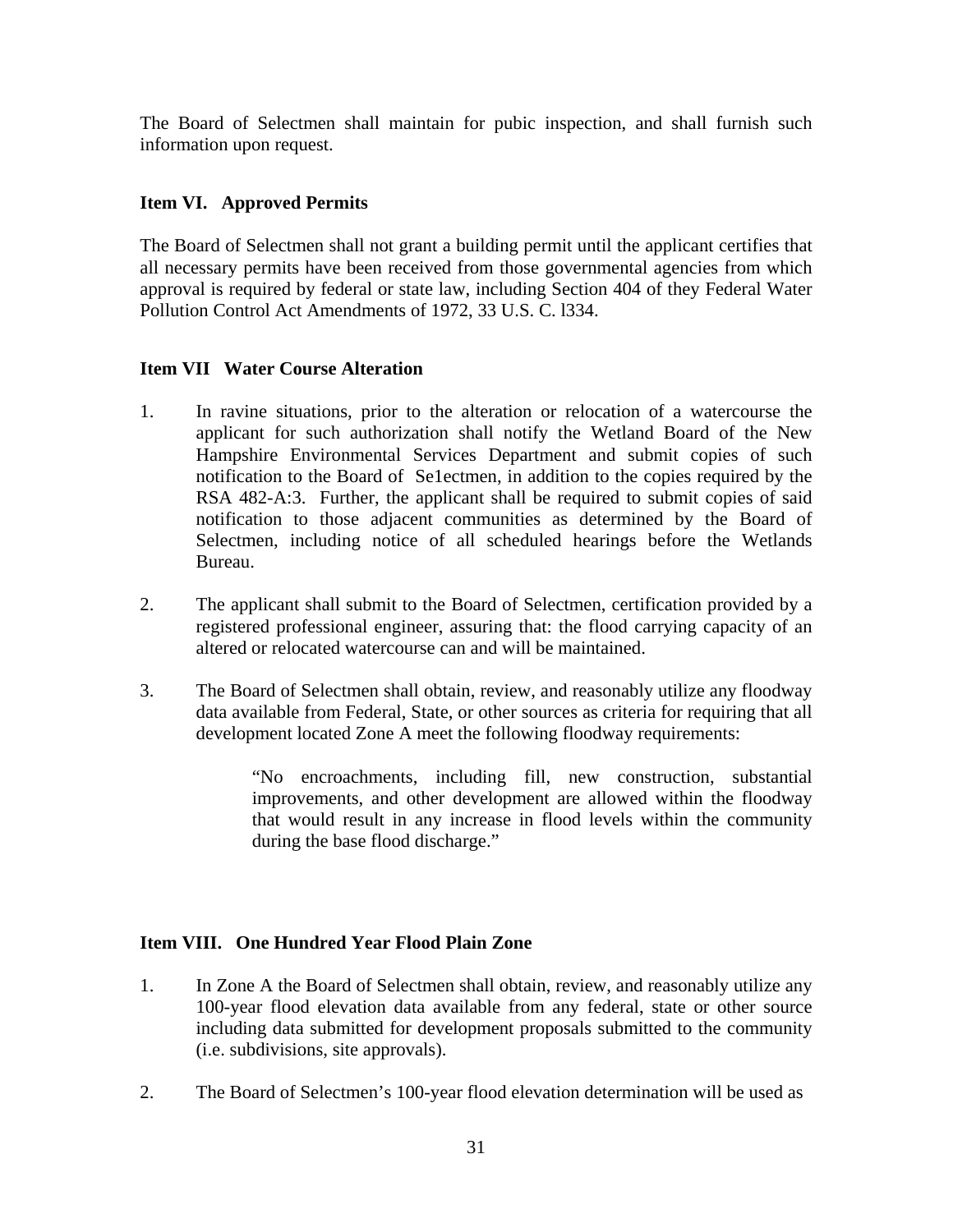The Board of Selectmen shall maintain for pubic inspection, and shall furnish such information upon request.

**Item VI. Approved Permits**

The Board of Selectmen shall not grant a building permit until the applicant certifies that all necessary permits have been received from those governmental agencies from which approval is required by federal or state law, including Section 404 of they Federal Water Pollution Control Act Amendments of 1972, 33 U.S. C. l334.

**Item VII Water Course Alteration**

1. In ravine situations, prior to the alteration or relocation of a watercourse the applicant for such authorization shall notify the Wetland Board of the New Hampshire Environmental Services Department and submit copies of such notification to the Board of Se1ectmen, in addition to the copies required by the RSA 482-A:3. Further, the applicant shall be required to submit copies of said notification to those adjacent communities as determined by the Board of Selectmen, including notice of all scheduled hearings before the Wetlands Bureau.

2. The applicant shall submit to the Board of Selectmen, certification provided by a registered professional engineer, assuring that: the flood carrying capacity of an altered or relocated watercourse can and will be maintained.

3. The Board of Selectmen shall obtain, review, and reasonably utilize any floodway data available from Federal, State, or other sources as criteria for requiring that all development located Zone A meet the following floodway requirements:

   > "No encroachments, including fill, new construction, substantial improvements, and other development are allowed within the floodway that would result in any increase in flood levels within the community during the base flood discharge."

**Item VIII. One Hundred Year Flood Plain Zone**

1. In Zone A the Board of Selectmen shall obtain, review, and reasonably utilize any 100-year flood elevation data available from any federal, state or other source including data submitted for development proposals submitted to the community (i.e. subdivisions, site approvals).

2. The Board of Selectmen's 100-year flood elevation determination will be used as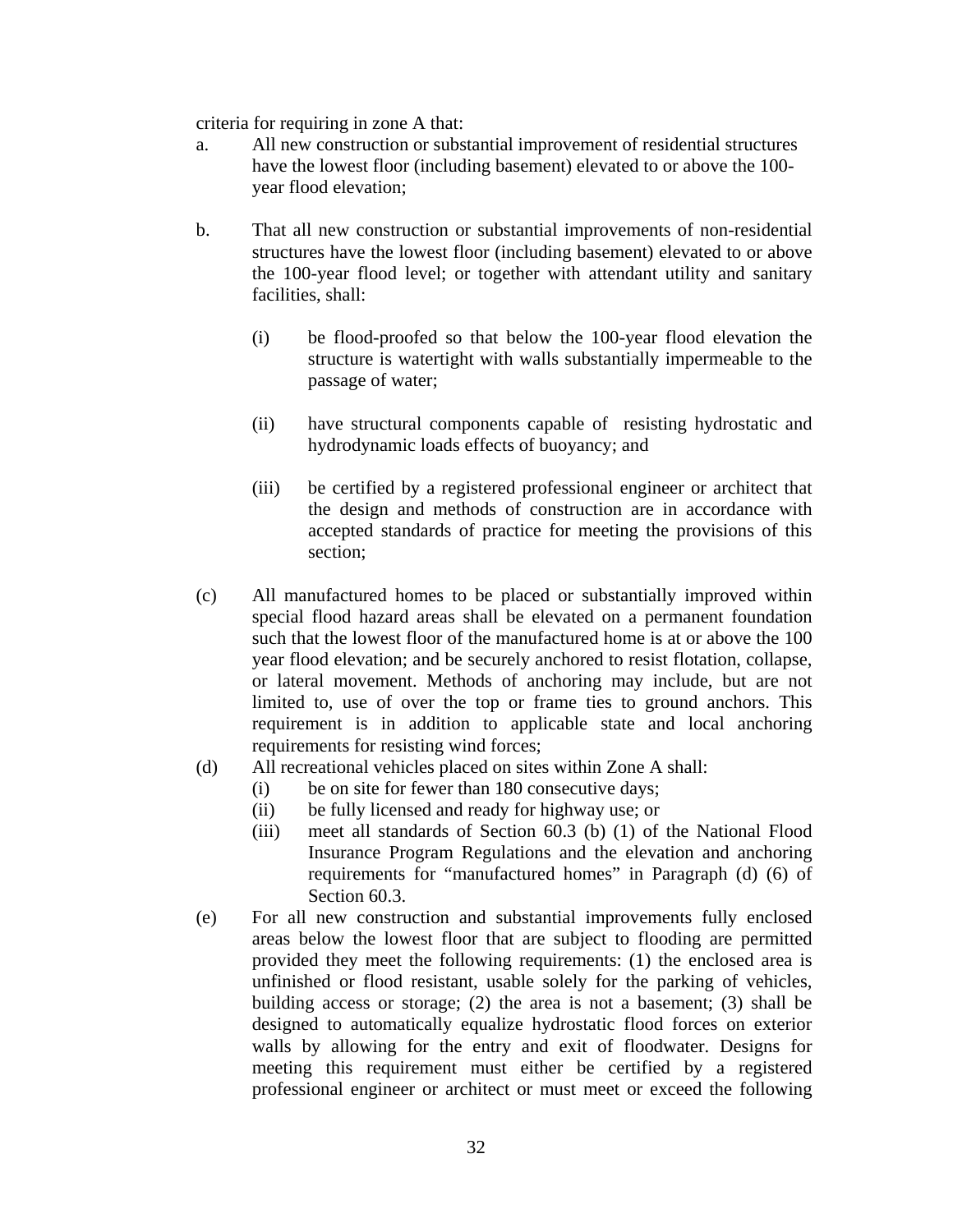criteria for requiring in zone A that:

a. All new construction or substantial improvement of residential structures have the lowest floor (including basement) elevated to or above the 100-year flood elevation;

b. That all new construction or substantial improvements of non-residential structures have the lowest floor (including basement) elevated to or above the 100-year flood level; or together with attendant utility and sanitary facilities, shall:

   (i) be flood-proofed so that below the 100-year flood elevation the structure is watertight with walls substantially impermeable to the passage of water;

   (ii) have structural components capable of resisting hydrostatic and hydrodynamic loads effects of buoyancy; and

   (iii) be certified by a registered professional engineer or architect that the design and methods of construction are in accordance with accepted standards of practice for meeting the provisions of this section;

(c) All manufactured homes to be placed or substantially improved within special flood hazard areas shall be elevated on a permanent foundation such that the lowest floor of the manufactured home is at or above the 100 year flood elevation; and be securely anchored to resist flotation, collapse, or lateral movement. Methods of anchoring may include, but are not limited to, use of over the top or frame ties to ground anchors. This requirement is in addition to applicable state and local anchoring requirements for resisting wind forces;

(d) All recreational vehicles placed on sites within Zone A shall:
   (i) be on site for fewer than 180 consecutive days;
   (ii) be fully licensed and ready for highway use; or
   (iii) meet all standards of Section 60.3 (b) (1) of the National Flood Insurance Program Regulations and the elevation and anchoring requirements for "manufactured homes" in Paragraph (d) (6) of Section 60.3.

(e) For all new construction and substantial improvements fully enclosed areas below the lowest floor that are subject to flooding are permitted provided they meet the following requirements: (1) the enclosed area is unfinished or flood resistant, usable solely for the parking of vehicles, building access or storage; (2) the area is not a basement; (3) shall be designed to automatically equalize hydrostatic flood forces on exterior walls by allowing for the entry and exit of floodwater. Designs for meeting this requirement must either be certified by a registered professional engineer or architect or must meet or exceed the following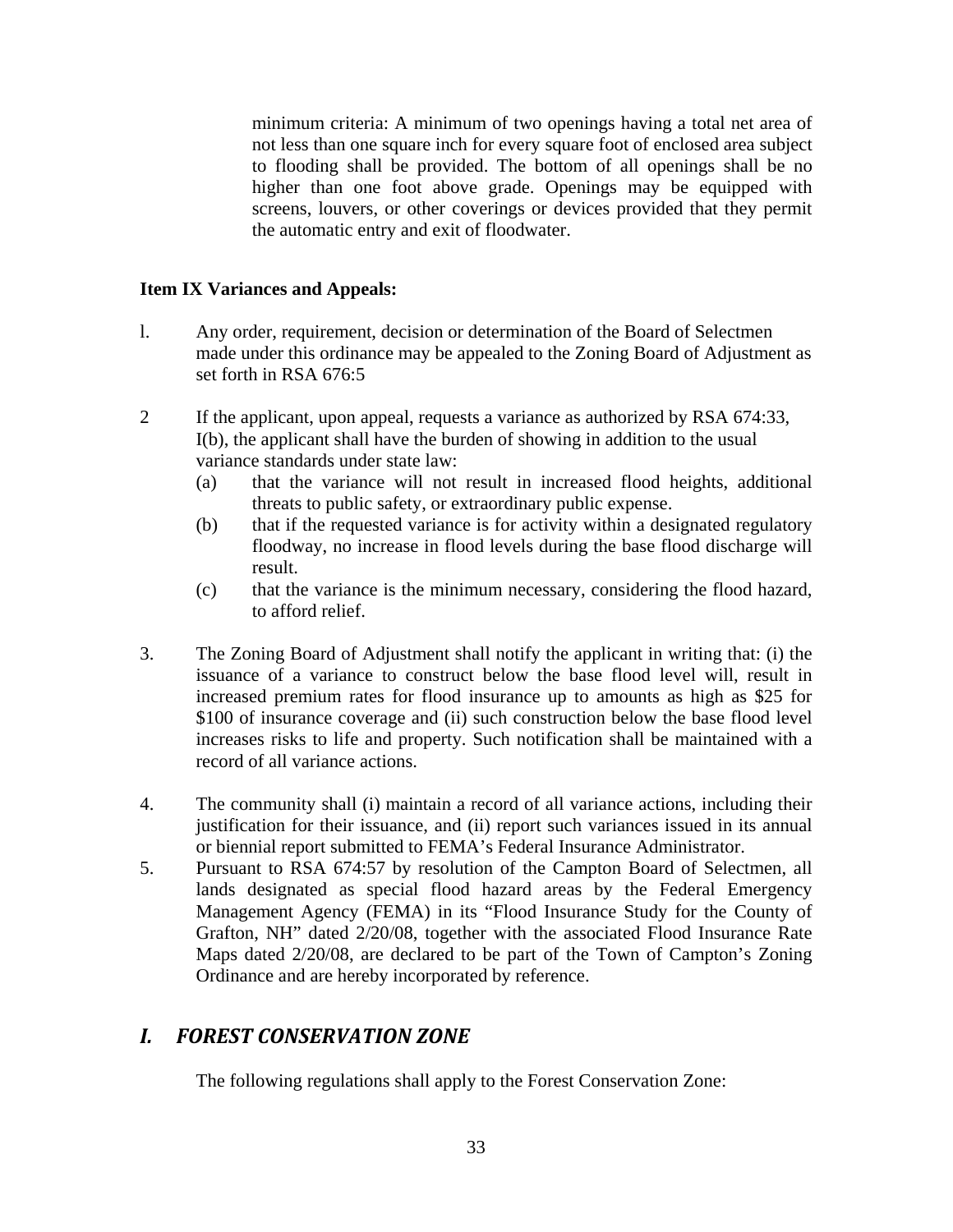minimum criteria: A minimum of two openings having a total net area of not less than one square inch for every square foot of enclosed area subject to flooding shall be provided. The bottom of all openings shall be no higher than one foot above grade. Openings may be equipped with screens, louvers, or other coverings or devices provided that they permit the automatic entry and exit of floodwater.

**Item IX Variances and Appeals:**

l. Any order, requirement, decision or determination of the Board of Selectmen made under this ordinance may be appealed to the Zoning Board of Adjustment as set forth in RSA 676:5

2 If the applicant, upon appeal, requests a variance as authorized by RSA 674:33, I(b), the applicant shall have the burden of showing in addition to the usual variance standards under state law:
   (a) that the variance will not result in increased flood heights, additional threats to public safety, or extraordinary public expense.
   (b) that if the requested variance is for activity within a designated regulatory floodway, no increase in flood levels during the base flood discharge will result.
   (c) that the variance is the minimum necessary, considering the flood hazard, to afford relief.

3. The Zoning Board of Adjustment shall notify the applicant in writing that: (i) the issuance of a variance to construct below the base flood level will, result in increased premium rates for flood insurance up to amounts as high as $25 for $100 of insurance coverage and (ii) such construction below the base flood level increases risks to life and property. Such notification shall be maintained with a record of all variance actions.

4. The community shall (i) maintain a record of all variance actions, including their justification for their issuance, and (ii) report such variances issued in its annual or biennial report submitted to FEMA's Federal Insurance Administrator.

5. Pursuant to RSA 674:57 by resolution of the Campton Board of Selectmen, all lands designated as special flood hazard areas by the Federal Emergency Management Agency (FEMA) in its "Flood Insurance Study for the County of Grafton, NH" dated 2/20/08, together with the associated Flood Insurance Rate Maps dated 2/20/08, are declared to be part of the Town of Campton's Zoning Ordinance and are hereby incorporated by reference.

## *I. FOREST CONSERVATION ZONE*

The following regulations shall apply to the Forest Conservation Zone: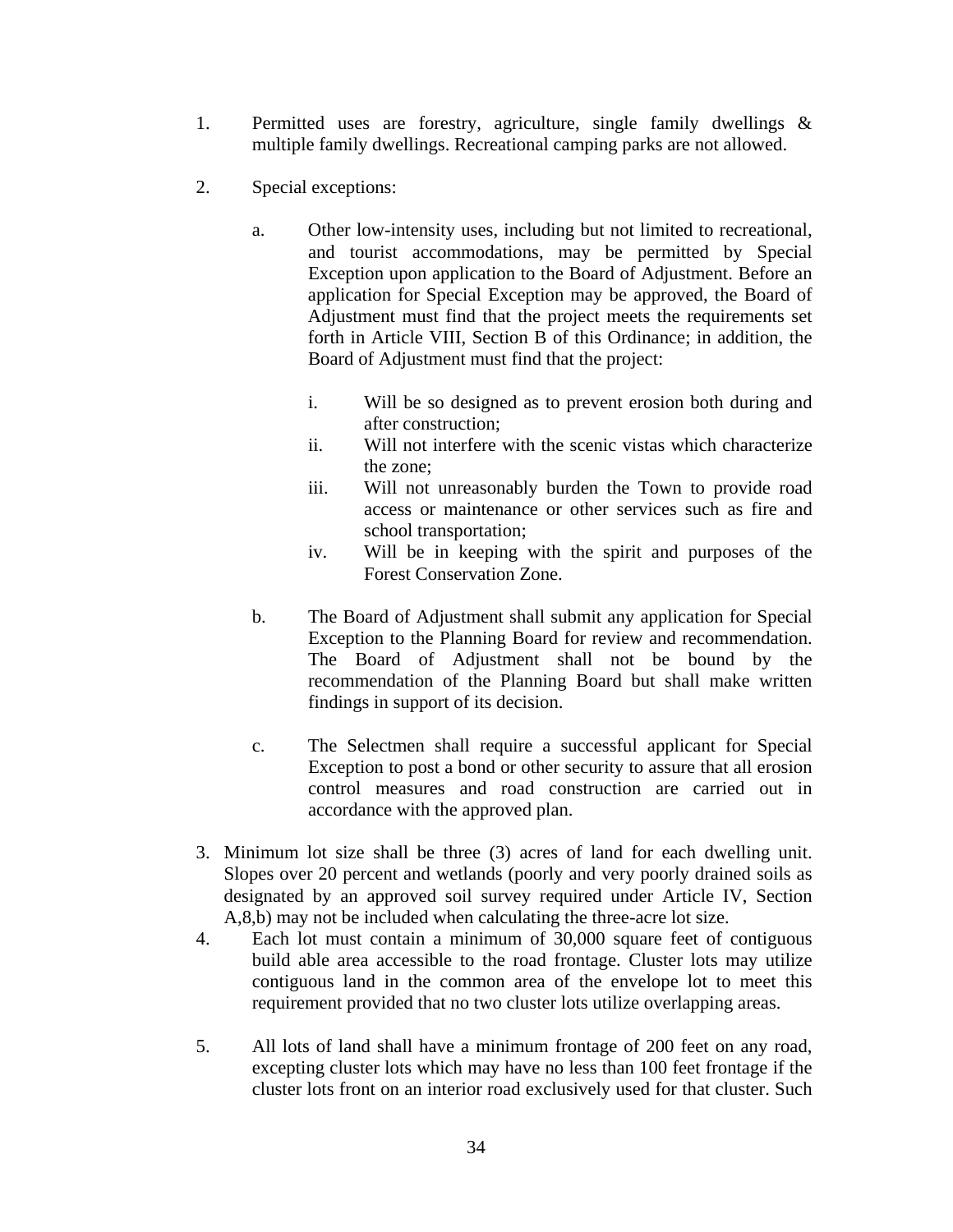1. Permitted uses are forestry, agriculture, single family dwellings & multiple family dwellings. Recreational camping parks are not allowed.

2. Special exceptions:

   a. Other low-intensity uses, including but not limited to recreational, and tourist accommodations, may be permitted by Special Exception upon application to the Board of Adjustment. Before an application for Special Exception may be approved, the Board of Adjustment must find that the project meets the requirements set forth in Article VIII, Section B of this Ordinance; in addition, the Board of Adjustment must find that the project:

      i. Will be so designed as to prevent erosion both during and after construction;
      ii. Will not interfere with the scenic vistas which characterize the zone;
      iii. Will not unreasonably burden the Town to provide road access or maintenance or other services such as fire and school transportation;
      iv. Will be in keeping with the spirit and purposes of the Forest Conservation Zone.

   b. The Board of Adjustment shall submit any application for Special Exception to the Planning Board for review and recommendation. The Board of Adjustment shall not be bound by the recommendation of the Planning Board but shall make written findings in support of its decision.

   c. The Selectmen shall require a successful applicant for Special Exception to post a bond or other security to assure that all erosion control measures and road construction are carried out in accordance with the approved plan.

3. Minimum lot size shall be three (3) acres of land for each dwelling unit. Slopes over 20 percent and wetlands (poorly and very poorly drained soils as designated by an approved soil survey required under Article IV, Section A,8,b) may not be included when calculating the three-acre lot size.

4. Each lot must contain a minimum of 30,000 square feet of contiguous build able area accessible to the road frontage. Cluster lots may utilize contiguous land in the common area of the envelope lot to meet this requirement provided that no two cluster lots utilize overlapping areas.

5. All lots of land shall have a minimum frontage of 200 feet on any road, excepting cluster lots which may have no less than 100 feet frontage if the cluster lots front on an interior road exclusively used for that cluster. Such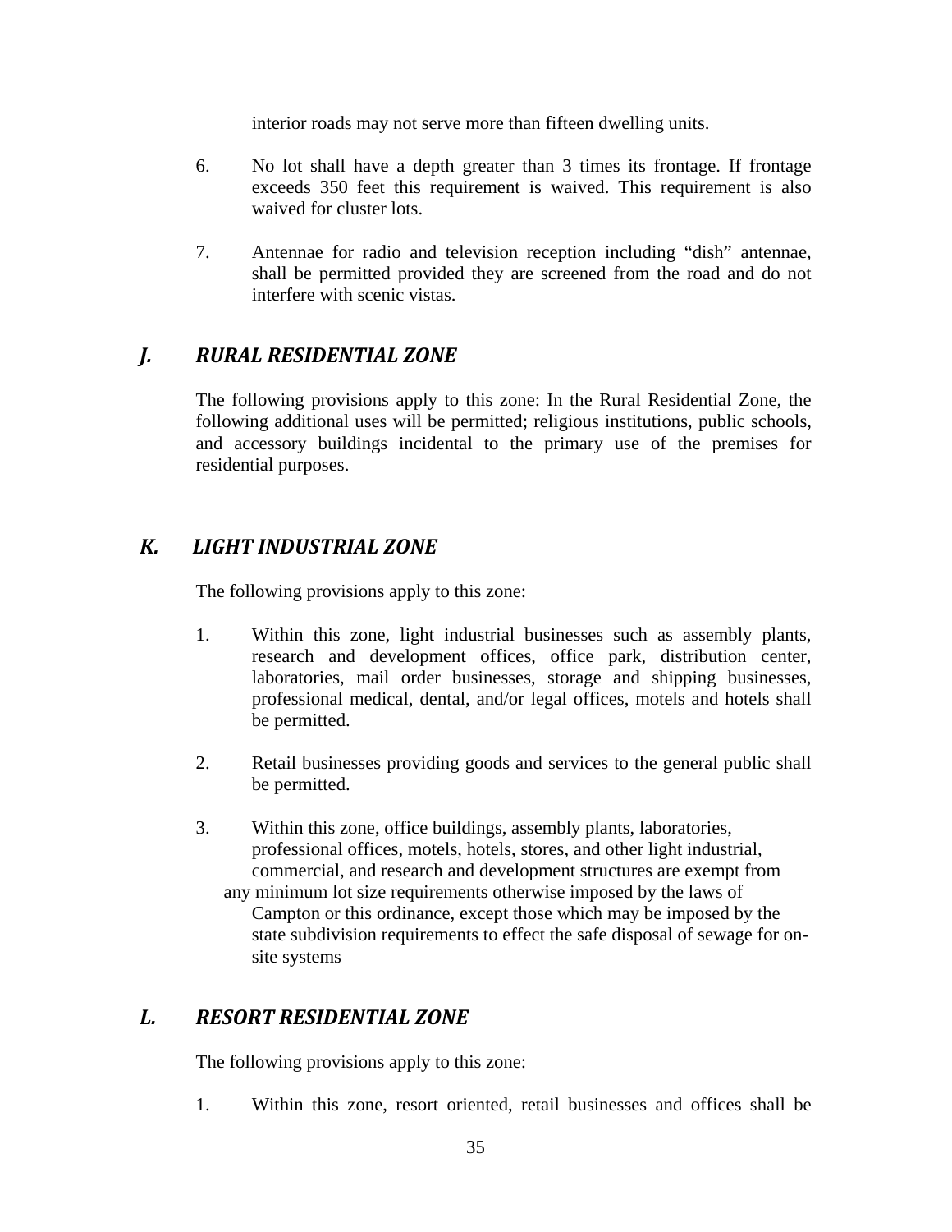interior roads may not serve more than fifteen dwelling units.

6. No lot shall have a depth greater than 3 times its frontage. If frontage exceeds 350 feet this requirement is waived. This requirement is also waived for cluster lots.

7. Antennae for radio and television reception including "dish" antennae, shall be permitted provided they are screened from the road and do not interfere with scenic vistas.

## *J. RURAL RESIDENTIAL ZONE*

The following provisions apply to this zone: In the Rural Residential Zone, the following additional uses will be permitted; religious institutions, public schools, and accessory buildings incidental to the primary use of the premises for residential purposes.

## *K. LIGHT INDUSTRIAL ZONE*

The following provisions apply to this zone:

1. Within this zone, light industrial businesses such as assembly plants, research and development offices, office park, distribution center, laboratories, mail order businesses, storage and shipping businesses, professional medical, dental, and/or legal offices, motels and hotels shall be permitted.

2. Retail businesses providing goods and services to the general public shall be permitted.

3. Within this zone, office buildings, assembly plants, laboratories, professional offices, motels, hotels, stores, and other light industrial, commercial, and research and development structures are exempt from any minimum lot size requirements otherwise imposed by the laws of Campton or this ordinance, except those which may be imposed by the state subdivision requirements to effect the safe disposal of sewage for on-site systems

## *L. RESORT RESIDENTIAL ZONE*

The following provisions apply to this zone:

1. Within this zone, resort oriented, retail businesses and offices shall be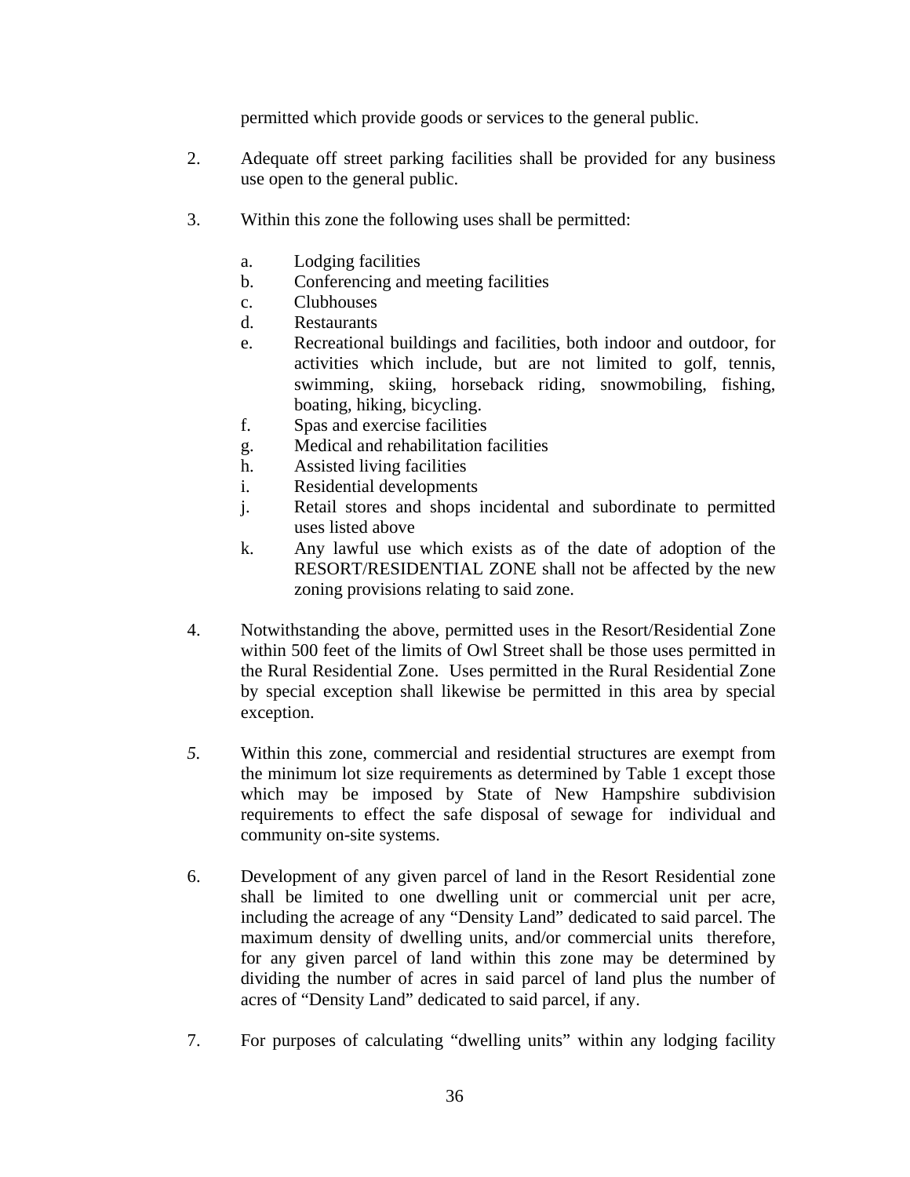permitted which provide goods or services to the general public.

2. Adequate off street parking facilities shall be provided for any business use open to the general public.

3. Within this zone the following uses shall be permitted:

   a. Lodging facilities
   b. Conferencing and meeting facilities
   c. Clubhouses
   d. Restaurants
   e. Recreational buildings and facilities, both indoor and outdoor, for activities which include, but are not limited to golf, tennis, swimming, skiing, horseback riding, snowmobiling, fishing, boating, hiking, bicycling.
   f. Spas and exercise facilities
   g. Medical and rehabilitation facilities
   h. Assisted living facilities
   i. Residential developments
   j. Retail stores and shops incidental and subordinate to permitted uses listed above
   k. Any lawful use which exists as of the date of adoption of the RESORT/RESIDENTIAL ZONE shall not be affected by the new zoning provisions relating to said zone.

4. Notwithstanding the above, permitted uses in the Resort/Residential Zone within 500 feet of the limits of Owl Street shall be those uses permitted in the Rural Residential Zone. Uses permitted in the Rural Residential Zone by special exception shall likewise be permitted in this area by special exception.

*5.* Within this zone, commercial and residential structures are exempt from the minimum lot size requirements as determined by Table 1 except those which may be imposed by State of New Hampshire subdivision requirements to effect the safe disposal of sewage for individual and community on-site systems.

6. Development of any given parcel of land in the Resort Residential zone shall be limited to one dwelling unit or commercial unit per acre, including the acreage of any "Density Land" dedicated to said parcel. The maximum density of dwelling units, and/or commercial units therefore, for any given parcel of land within this zone may be determined by dividing the number of acres in said parcel of land plus the number of acres of "Density Land" dedicated to said parcel, if any.

7. For purposes of calculating "dwelling units" within any lodging facility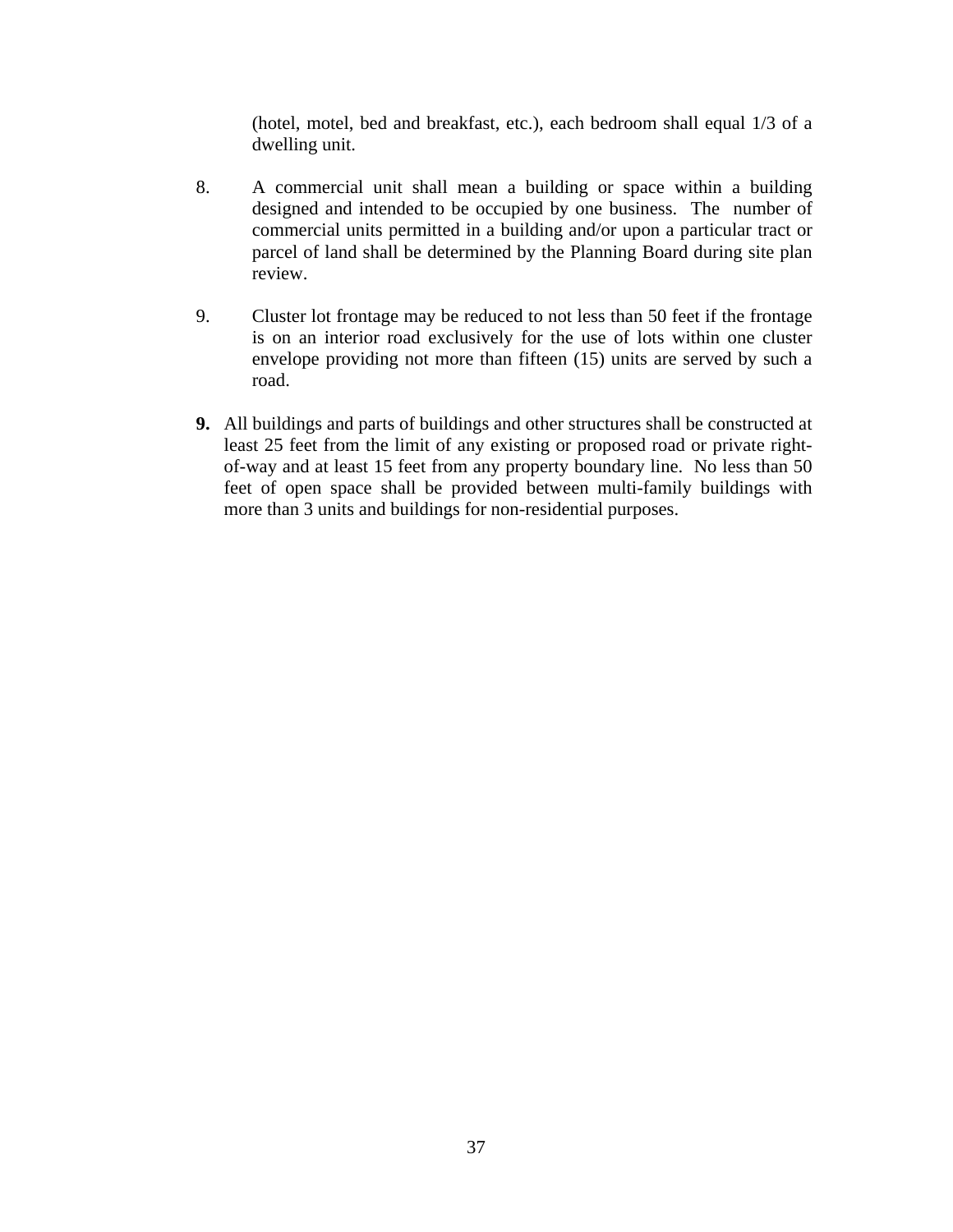(hotel, motel, bed and breakfast, etc.), each bedroom shall equal 1/3 of a dwelling unit.

8. A commercial unit shall mean a building or space within a building designed and intended to be occupied by one business. The number of commercial units permitted in a building and/or upon a particular tract or parcel of land shall be determined by the Planning Board during site plan review.

9. Cluster lot frontage may be reduced to not less than 50 feet if the frontage is on an interior road exclusively for the use of lots within one cluster envelope providing not more than fifteen (15) units are served by such a road.

**9.** All buildings and parts of buildings and other structures shall be constructed at least 25 feet from the limit of any existing or proposed road or private right-of-way and at least 15 feet from any property boundary line. No less than 50 feet of open space shall be provided between multi-family buildings with more than 3 units and buildings for non-residential purposes.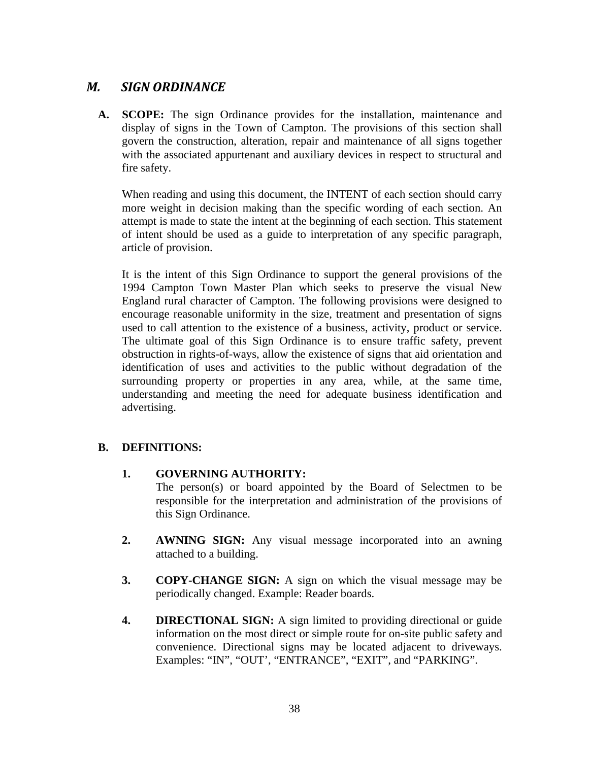## *M. SIGN ORDINANCE*

**A. SCOPE:** The sign Ordinance provides for the installation, maintenance and display of signs in the Town of Campton. The provisions of this section shall govern the construction, alteration, repair and maintenance of all signs together with the associated appurtenant and auxiliary devices in respect to structural and fire safety.

When reading and using this document, the INTENT of each section should carry more weight in decision making than the specific wording of each section. An attempt is made to state the intent at the beginning of each section. This statement of intent should be used as a guide to interpretation of any specific paragraph, article of provision.

It is the intent of this Sign Ordinance to support the general provisions of the 1994 Campton Town Master Plan which seeks to preserve the visual New England rural character of Campton. The following provisions were designed to encourage reasonable uniformity in the size, treatment and presentation of signs used to call attention to the existence of a business, activity, product or service. The ultimate goal of this Sign Ordinance is to ensure traffic safety, prevent obstruction in rights-of-ways, allow the existence of signs that aid orientation and identification of uses and activities to the public without degradation of the surrounding property or properties in any area, while, at the same time, understanding and meeting the need for adequate business identification and advertising.

**B. DEFINITIONS:**

1. **GOVERNING AUTHORITY:**
   The person(s) or board appointed by the Board of Selectmen to be responsible for the interpretation and administration of the provisions of this Sign Ordinance.

2. **AWNING SIGN:** Any visual message incorporated into an awning attached to a building.

3. **COPY-CHANGE SIGN:** A sign on which the visual message may be periodically changed. Example: Reader boards.

4. **DIRECTIONAL SIGN:** A sign limited to providing directional or guide information on the most direct or simple route for on-site public safety and convenience. Directional signs may be located adjacent to driveways. Examples: “IN”, “OUT’, “ENTRANCE”, “EXIT”, and “PARKING”.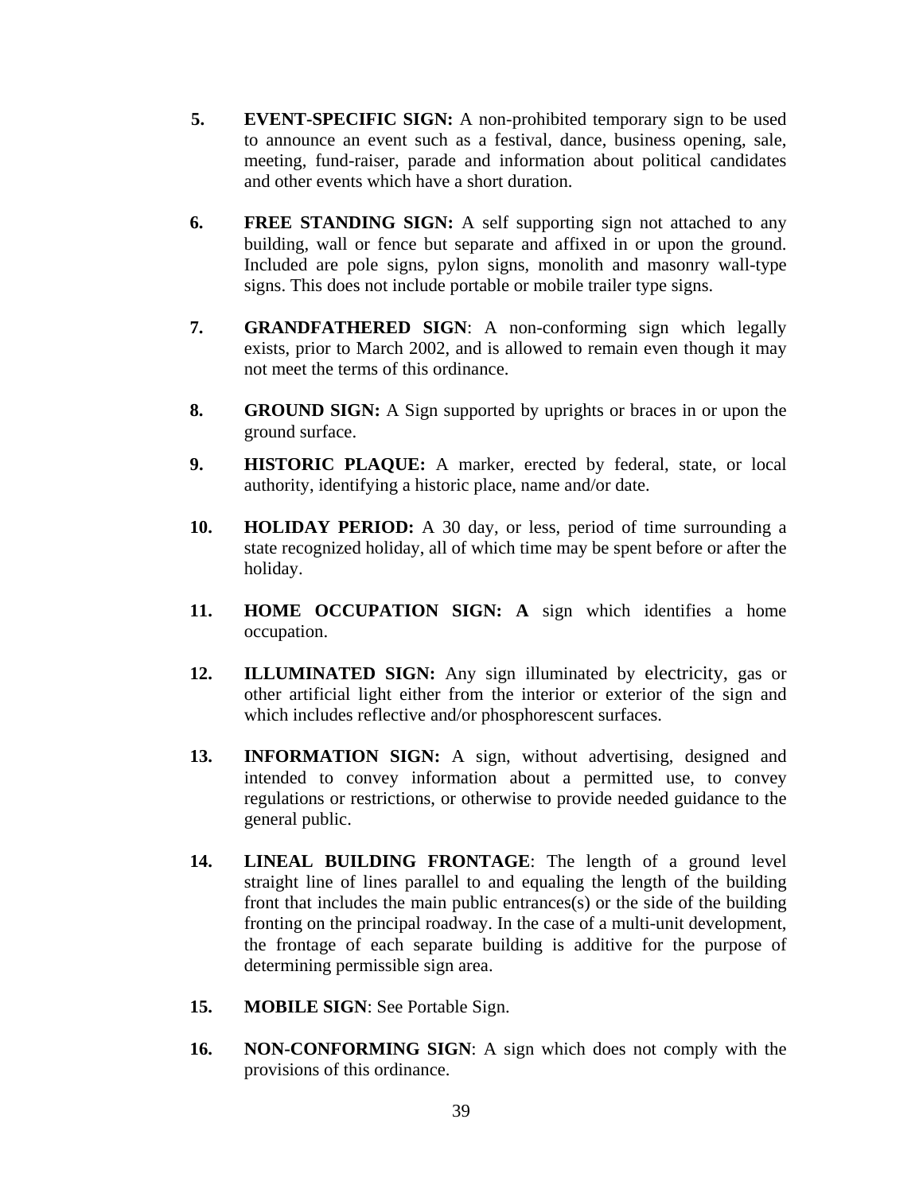5. **EVENT-SPECIFIC SIGN:** A non-prohibited temporary sign to be used to announce an event such as a festival, dance, business opening, sale, meeting, fund-raiser, parade and information about political candidates and other events which have a short duration.

6. **FREE STANDING SIGN:** A self supporting sign not attached to any building, wall or fence but separate and affixed in or upon the ground. Included are pole signs, pylon signs, monolith and masonry wall-type signs. This does not include portable or mobile trailer type signs.

7. **GRANDFATHERED SIGN**: A non-conforming sign which legally exists, prior to March 2002, and is allowed to remain even though it may not meet the terms of this ordinance.

8. **GROUND SIGN:** A Sign supported by uprights or braces in or upon the ground surface.

9. **HISTORIC PLAQUE:** A marker, erected by federal, state, or local authority, identifying a historic place, name and/or date.

10. **HOLIDAY PERIOD:** A 30 day, or less, period of time surrounding a state recognized holiday, all of which time may be spent before or after the holiday.

11. **HOME OCCUPATION SIGN: A** sign which identifies a home occupation.

12. **ILLUMINATED SIGN:** Any sign illuminated by electricity, gas or other artificial light either from the interior or exterior of the sign and which includes reflective and/or phosphorescent surfaces.

13. **INFORMATION SIGN:** A sign, without advertising, designed and intended to convey information about a permitted use, to convey regulations or restrictions, or otherwise to provide needed guidance to the general public.

14. **LINEAL BUILDING FRONTAGE**: The length of a ground level straight line of lines parallel to and equaling the length of the building front that includes the main public entrances(s) or the side of the building fronting on the principal roadway. In the case of a multi-unit development, the frontage of each separate building is additive for the purpose of determining permissible sign area.

15. **MOBILE SIGN**: See Portable Sign.

16. **NON-CONFORMING SIGN**: A sign which does not comply with the provisions of this ordinance.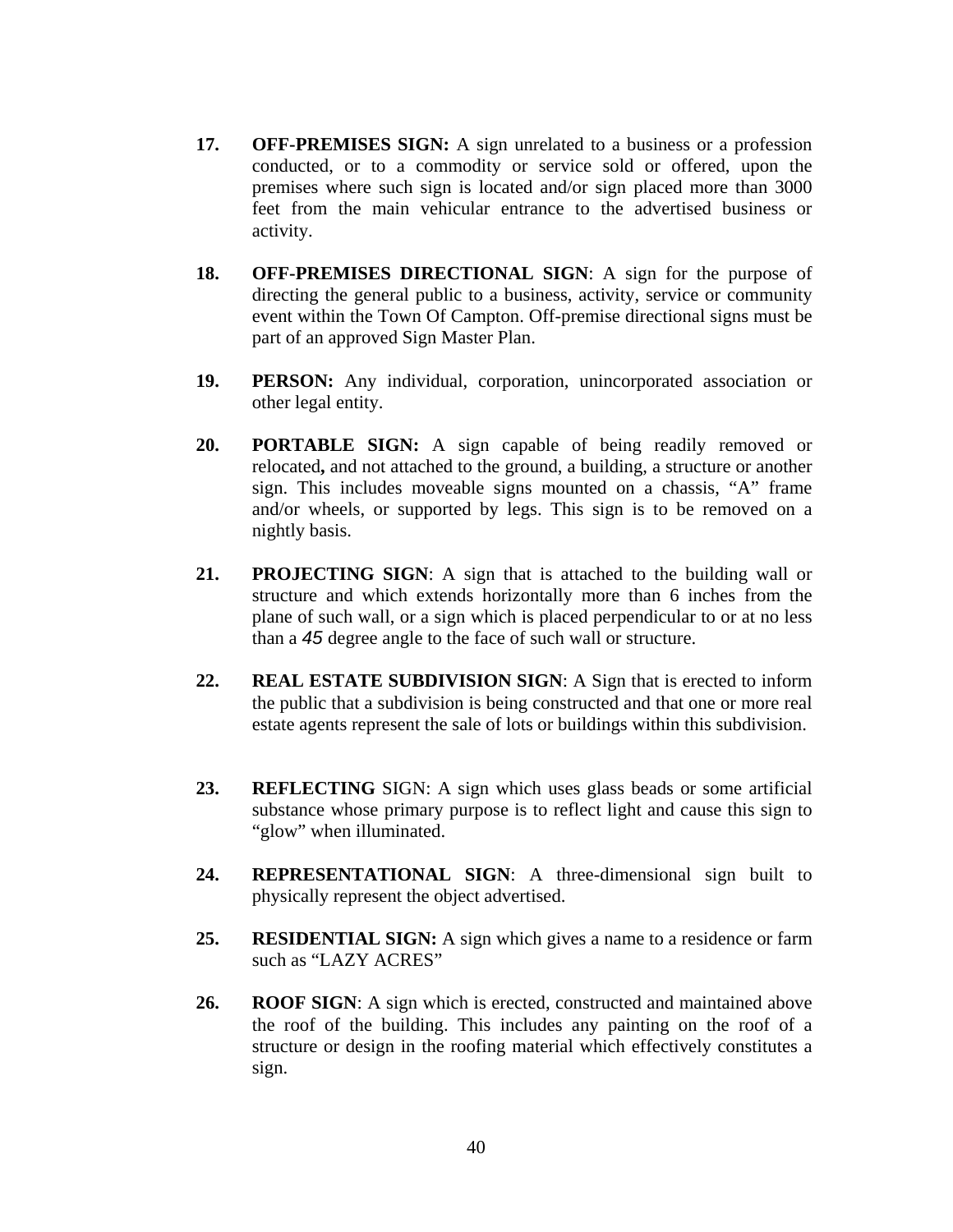17. **OFF-PREMISES SIGN:** A sign unrelated to a business or a profession conducted, or to a commodity or service sold or offered, upon the premises where such sign is located and/or sign placed more than 3000 feet from the main vehicular entrance to the advertised business or activity.

18. **OFF-PREMISES DIRECTIONAL SIGN**: A sign for the purpose of directing the general public to a business, activity, service or community event within the Town Of Campton. Off-premise directional signs must be part of an approved Sign Master Plan.

19. **PERSON:** Any individual, corporation, unincorporated association or other legal entity.

20. **PORTABLE SIGN:** A sign capable of being readily removed or relocated**,** and not attached to the ground, a building, a structure or another sign. This includes moveable signs mounted on a chassis, "A" frame and/or wheels, or supported by legs. This sign is to be removed on a nightly basis.

21. **PROJECTING SIGN**: A sign that is attached to the building wall or structure and which extends horizontally more than 6 inches from the plane of such wall, or a sign which is placed perpendicular to or at no less than a *45* degree angle to the face of such wall or structure.

22. **REAL ESTATE SUBDIVISION SIGN**: A Sign that is erected to inform the public that a subdivision is being constructed and that one or more real estate agents represent the sale of lots or buildings within this subdivision.

23. **REFLECTING** SIGN: A sign which uses glass beads or some artificial substance whose primary purpose is to reflect light and cause this sign to "glow" when illuminated.

24. **REPRESENTATIONAL SIGN**: A three-dimensional sign built to physically represent the object advertised.

25. **RESIDENTIAL SIGN:** A sign which gives a name to a residence or farm such as "LAZY ACRES"

26. **ROOF SIGN**: A sign which is erected, constructed and maintained above the roof of the building. This includes any painting on the roof of a structure or design in the roofing material which effectively constitutes a sign.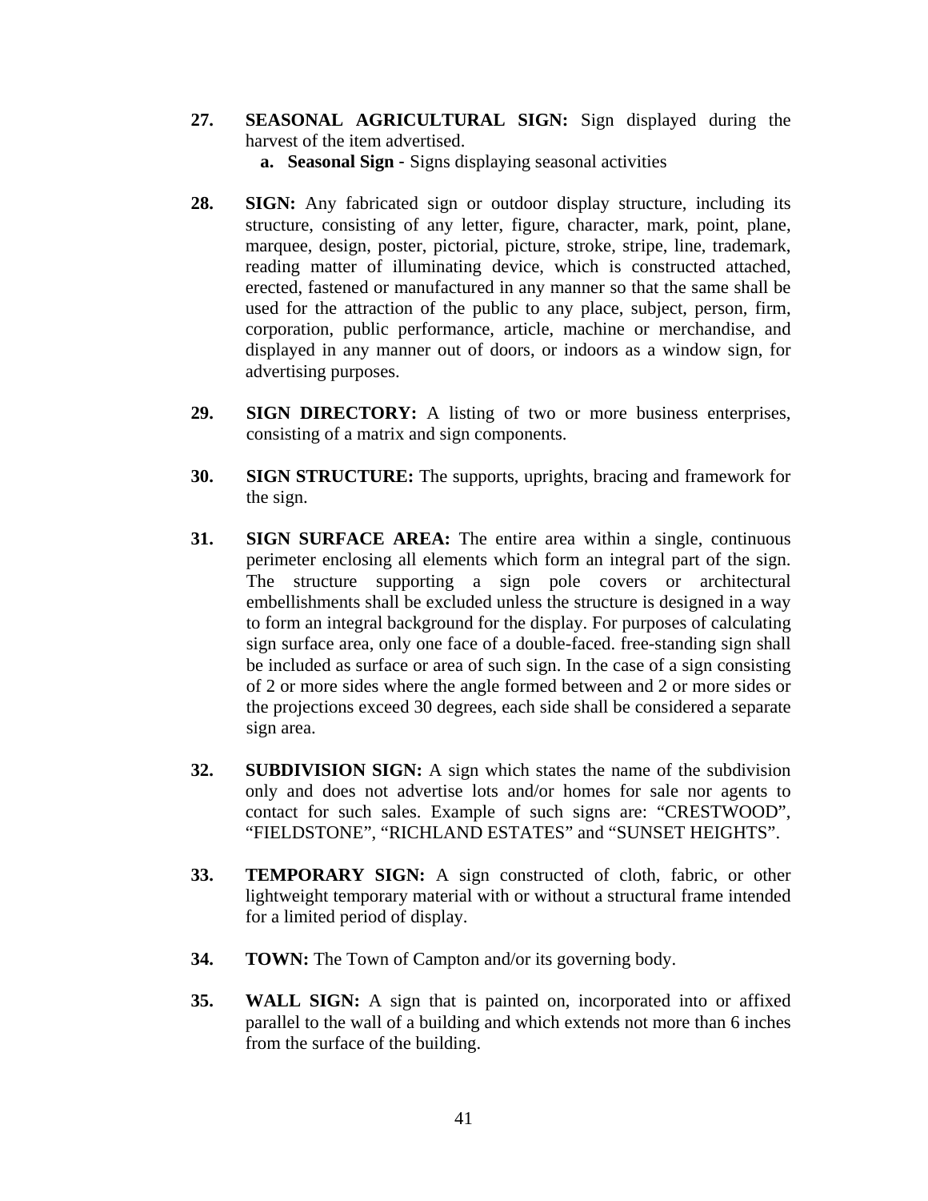**27. SEASONAL AGRICULTURAL SIGN:** Sign displayed during the harvest of the item advertised.

   **a. Seasonal Sign** - Signs displaying seasonal activities

**28. SIGN:** Any fabricated sign or outdoor display structure, including its structure, consisting of any letter, figure, character, mark, point, plane, marquee, design, poster, pictorial, picture, stroke, stripe, line, trademark, reading matter of illuminating device, which is constructed attached, erected, fastened or manufactured in any manner so that the same shall be used for the attraction of the public to any place, subject, person, firm, corporation, public performance, article, machine or merchandise, and displayed in any manner out of doors, or indoors as a window sign, for advertising purposes.

**29. SIGN DIRECTORY:** A listing of two or more business enterprises, consisting of a matrix and sign components.

**30. SIGN STRUCTURE:** The supports, uprights, bracing and framework for the sign.

**31. SIGN SURFACE AREA:** The entire area within a single, continuous perimeter enclosing all elements which form an integral part of the sign. The structure supporting a sign pole covers or architectural embellishments shall be excluded unless the structure is designed in a way to form an integral background for the display. For purposes of calculating sign surface area, only one face of a double-faced. free-standing sign shall be included as surface or area of such sign. In the case of a sign consisting of 2 or more sides where the angle formed between and 2 or more sides or the projections exceed 30 degrees, each side shall be considered a separate sign area.

**32. SUBDIVISION SIGN:** A sign which states the name of the subdivision only and does not advertise lots and/or homes for sale nor agents to contact for such sales. Example of such signs are: "CRESTWOOD", "FIELDSTONE", "RICHLAND ESTATES" and "SUNSET HEIGHTS".

**33. TEMPORARY SIGN:** A sign constructed of cloth, fabric, or other lightweight temporary material with or without a structural frame intended for a limited period of display.

**34. TOWN:** The Town of Campton and/or its governing body.

**35. WALL SIGN:** A sign that is painted on, incorporated into or affixed parallel to the wall of a building and which extends not more than 6 inches from the surface of the building.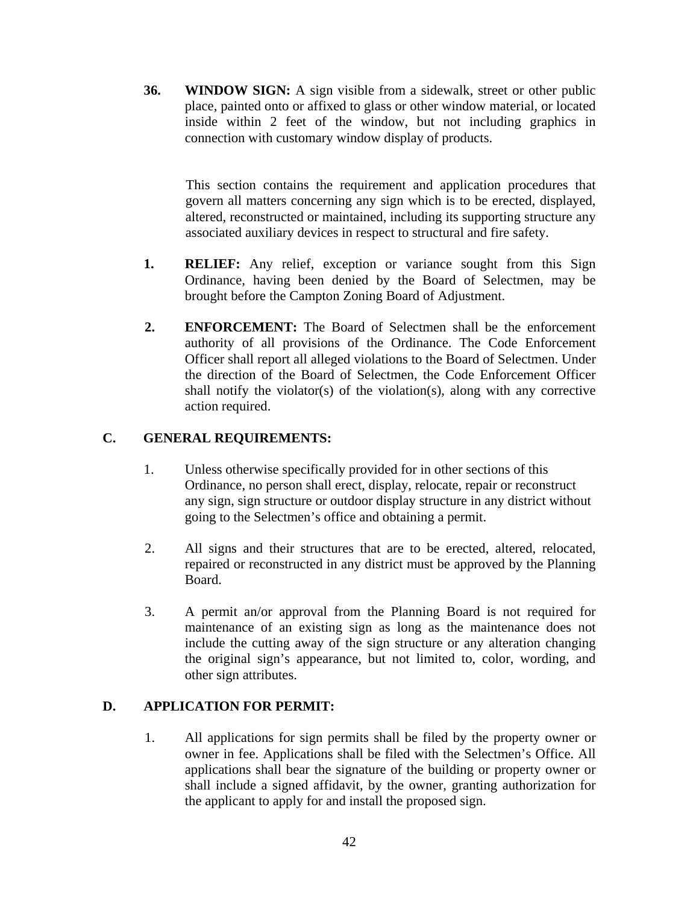**36. WINDOW SIGN:** A sign visible from a sidewalk, street or other public place, painted onto or affixed to glass or other window material, or located inside within 2 feet of the window, but not including graphics in connection with customary window display of products.

This section contains the requirement and application procedures that govern all matters concerning any sign which is to be erected, displayed, altered, reconstructed or maintained, including its supporting structure any associated auxiliary devices in respect to structural and fire safety.

**1. RELIEF:** Any relief, exception or variance sought from this Sign Ordinance, having been denied by the Board of Selectmen, may be brought before the Campton Zoning Board of Adjustment.

**2. ENFORCEMENT:** The Board of Selectmen shall be the enforcement authority of all provisions of the Ordinance. The Code Enforcement Officer shall report all alleged violations to the Board of Selectmen. Under the direction of the Board of Selectmen, the Code Enforcement Officer shall notify the violator(s) of the violation(s), along with any corrective action required.

## C. GENERAL REQUIREMENTS:

1. Unless otherwise specifically provided for in other sections of this Ordinance, no person shall erect, display, relocate, repair or reconstruct any sign, sign structure or outdoor display structure in any district without going to the Selectmen's office and obtaining a permit.

2. All signs and their structures that are to be erected, altered, relocated, repaired or reconstructed in any district must be approved by the Planning Board.

3. A permit an/or approval from the Planning Board is not required for maintenance of an existing sign as long as the maintenance does not include the cutting away of the sign structure or any alteration changing the original sign's appearance, but not limited to, color, wording, and other sign attributes.

## D. APPLICATION FOR PERMIT:

1. All applications for sign permits shall be filed by the property owner or owner in fee. Applications shall be filed with the Selectmen's Office. All applications shall bear the signature of the building or property owner or shall include a signed affidavit, by the owner, granting authorization for the applicant to apply for and install the proposed sign.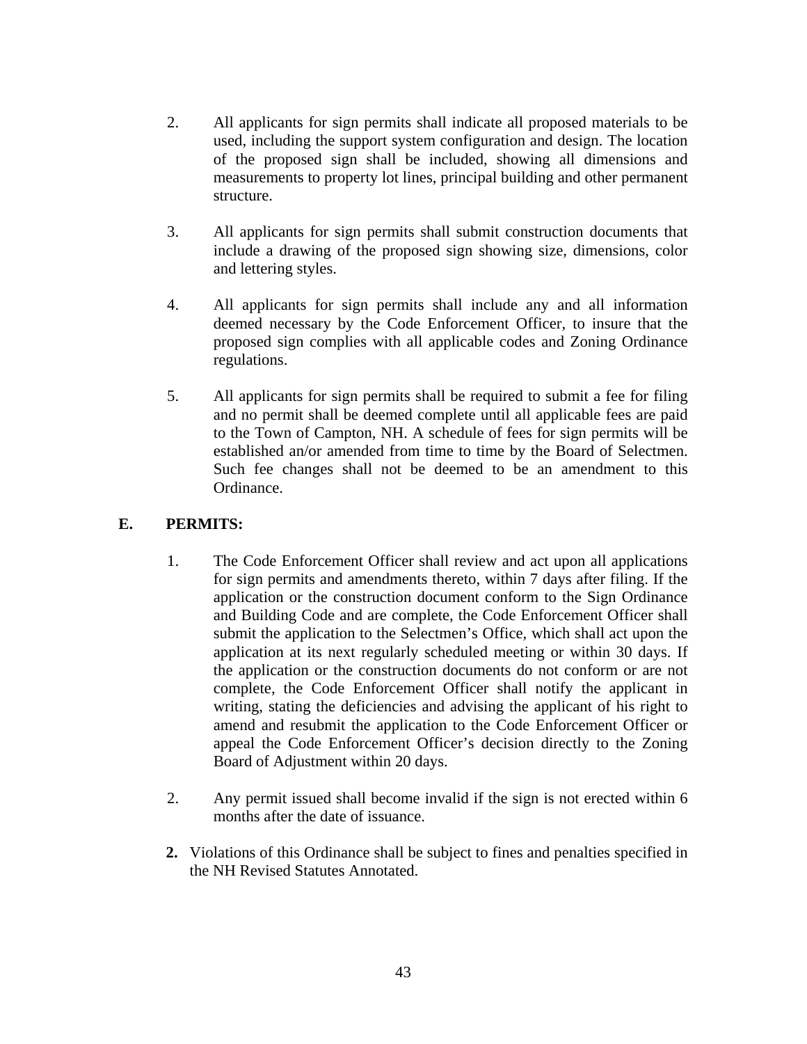2. All applicants for sign permits shall indicate all proposed materials to be used, including the support system configuration and design. The location of the proposed sign shall be included, showing all dimensions and measurements to property lot lines, principal building and other permanent structure.

3. All applicants for sign permits shall submit construction documents that include a drawing of the proposed sign showing size, dimensions, color and lettering styles.

4. All applicants for sign permits shall include any and all information deemed necessary by the Code Enforcement Officer, to insure that the proposed sign complies with all applicable codes and Zoning Ordinance regulations.

5. All applicants for sign permits shall be required to submit a fee for filing and no permit shall be deemed complete until all applicable fees are paid to the Town of Campton, NH. A schedule of fees for sign permits will be established an/or amended from time to time by the Board of Selectmen. Such fee changes shall not be deemed to be an amendment to this Ordinance.

**E. PERMITS:**

1. The Code Enforcement Officer shall review and act upon all applications for sign permits and amendments thereto, within 7 days after filing. If the application or the construction document conform to the Sign Ordinance and Building Code and are complete, the Code Enforcement Officer shall submit the application to the Selectmen's Office, which shall act upon the application at its next regularly scheduled meeting or within 30 days. If the application or the construction documents do not conform or are not complete, the Code Enforcement Officer shall notify the applicant in writing, stating the deficiencies and advising the applicant of his right to amend and resubmit the application to the Code Enforcement Officer or appeal the Code Enforcement Officer's decision directly to the Zoning Board of Adjustment within 20 days.

2. Any permit issued shall become invalid if the sign is not erected within 6 months after the date of issuance.

**2.** Violations of this Ordinance shall be subject to fines and penalties specified in the NH Revised Statutes Annotated.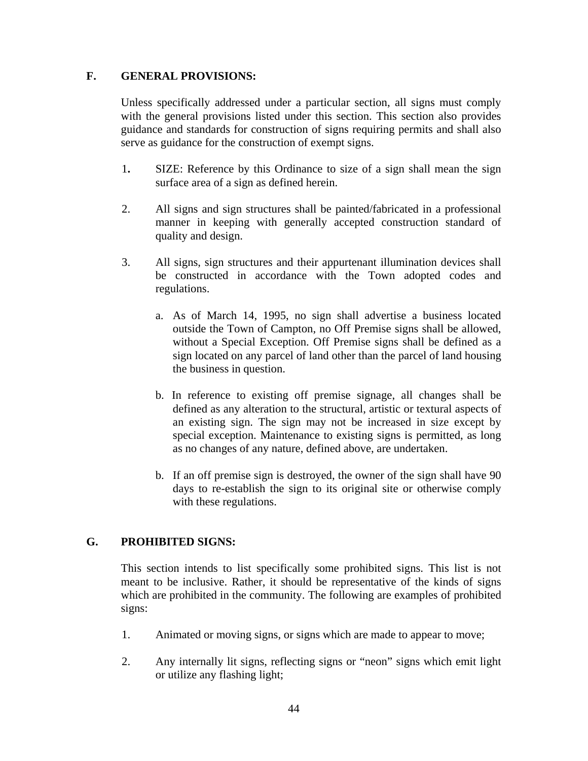## F. GENERAL PROVISIONS:

Unless specifically addressed under a particular section, all signs must comply with the general provisions listed under this section. This section also provides guidance and standards for construction of signs requiring permits and shall also serve as guidance for the construction of exempt signs.

1. SIZE: Reference by this Ordinance to size of a sign shall mean the sign surface area of a sign as defined herein.

2. All signs and sign structures shall be painted/fabricated in a professional manner in keeping with generally accepted construction standard of quality and design.

3. All signs, sign structures and their appurtenant illumination devices shall be constructed in accordance with the Town adopted codes and regulations.

   a. As of March 14, 1995, no sign shall advertise a business located outside the Town of Campton, no Off Premise signs shall be allowed, without a Special Exception. Off Premise signs shall be defined as a sign located on any parcel of land other than the parcel of land housing the business in question.

   b. In reference to existing off premise signage, all changes shall be defined as any alteration to the structural, artistic or textural aspects of an existing sign. The sign may not be increased in size except by special exception. Maintenance to existing signs is permitted, as long as no changes of any nature, defined above, are undertaken.

   b. If an off premise sign is destroyed, the owner of the sign shall have 90 days to re-establish the sign to its original site or otherwise comply with these regulations.

## G. PROHIBITED SIGNS:

This section intends to list specifically some prohibited signs. This list is not meant to be inclusive. Rather, it should be representative of the kinds of signs which are prohibited in the community. The following are examples of prohibited signs:

1. Animated or moving signs, or signs which are made to appear to move;

2. Any internally lit signs, reflecting signs or “neon” signs which emit light or utilize any flashing light;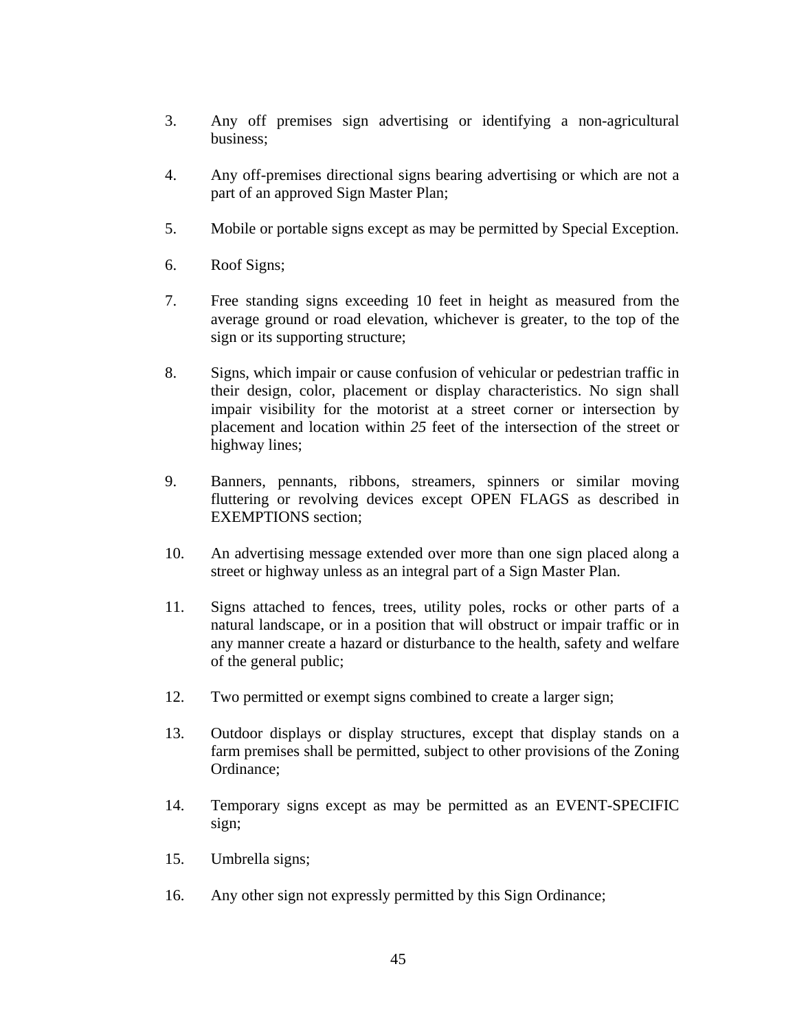3. Any off premises sign advertising or identifying a non-agricultural business;

4. Any off-premises directional signs bearing advertising or which are not a part of an approved Sign Master Plan;

5. Mobile or portable signs except as may be permitted by Special Exception.

6. Roof Signs;

7. Free standing signs exceeding 10 feet in height as measured from the average ground or road elevation, whichever is greater, to the top of the sign or its supporting structure;

8. Signs, which impair or cause confusion of vehicular or pedestrian traffic in their design, color, placement or display characteristics. No sign shall impair visibility for the motorist at a street corner or intersection by placement and location within *25* feet of the intersection of the street or highway lines;

9. Banners, pennants, ribbons, streamers, spinners or similar moving fluttering or revolving devices except OPEN FLAGS as described in EXEMPTIONS section;

10. An advertising message extended over more than one sign placed along a street or highway unless as an integral part of a Sign Master Plan.

11. Signs attached to fences, trees, utility poles, rocks or other parts of a natural landscape, or in a position that will obstruct or impair traffic or in any manner create a hazard or disturbance to the health, safety and welfare of the general public;

12. Two permitted or exempt signs combined to create a larger sign;

13. Outdoor displays or display structures, except that display stands on a farm premises shall be permitted, subject to other provisions of the Zoning Ordinance;

14. Temporary signs except as may be permitted as an EVENT-SPECIFIC sign;

15. Umbrella signs;

16. Any other sign not expressly permitted by this Sign Ordinance;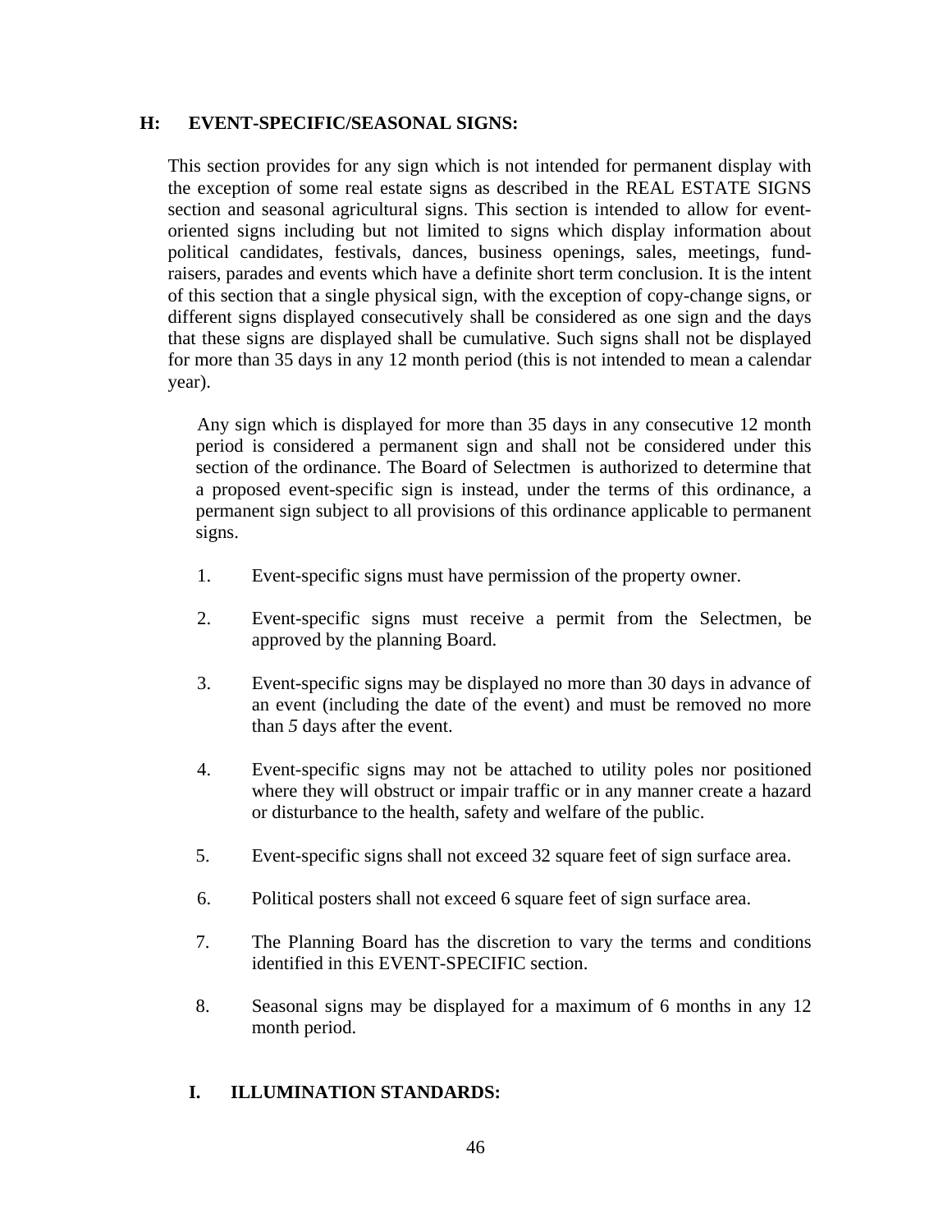## H: EVENT-SPECIFIC/SEASONAL SIGNS:

This section provides for any sign which is not intended for permanent display with the exception of some real estate signs as described in the REAL ESTATE SIGNS section and seasonal agricultural signs. This section is intended to allow for event-oriented signs including but not limited to signs which display information about political candidates, festivals, dances, business openings, sales, meetings, fund-raisers, parades and events which have a definite short term conclusion. It is the intent of this section that a single physical sign, with the exception of copy-change signs, or different signs displayed consecutively shall be considered as one sign and the days that these signs are displayed shall be cumulative. Such signs shall not be displayed for more than 35 days in any 12 month period (this is not intended to mean a calendar year).

Any sign which is displayed for more than 35 days in any consecutive 12 month period is considered a permanent sign and shall not be considered under this section of the ordinance. The Board of Selectmen is authorized to determine that a proposed event-specific sign is instead, under the terms of this ordinance, a permanent sign subject to all provisions of this ordinance applicable to permanent signs.

1. Event-specific signs must have permission of the property owner.

2. Event-specific signs must receive a permit from the Selectmen, be approved by the planning Board.

3. Event-specific signs may be displayed no more than 30 days in advance of an event (including the date of the event) and must be removed no more than *5* days after the event.

4. Event-specific signs may not be attached to utility poles nor positioned where they will obstruct or impair traffic or in any manner create a hazard or disturbance to the health, safety and welfare of the public.

5. Event-specific signs shall not exceed 32 square feet of sign surface area.

6. Political posters shall not exceed 6 square feet of sign surface area.

7. The Planning Board has the discretion to vary the terms and conditions identified in this EVENT-SPECIFIC section.

8. Seasonal signs may be displayed for a maximum of 6 months in any 12 month period.

## I. ILLUMINATION STANDARDS: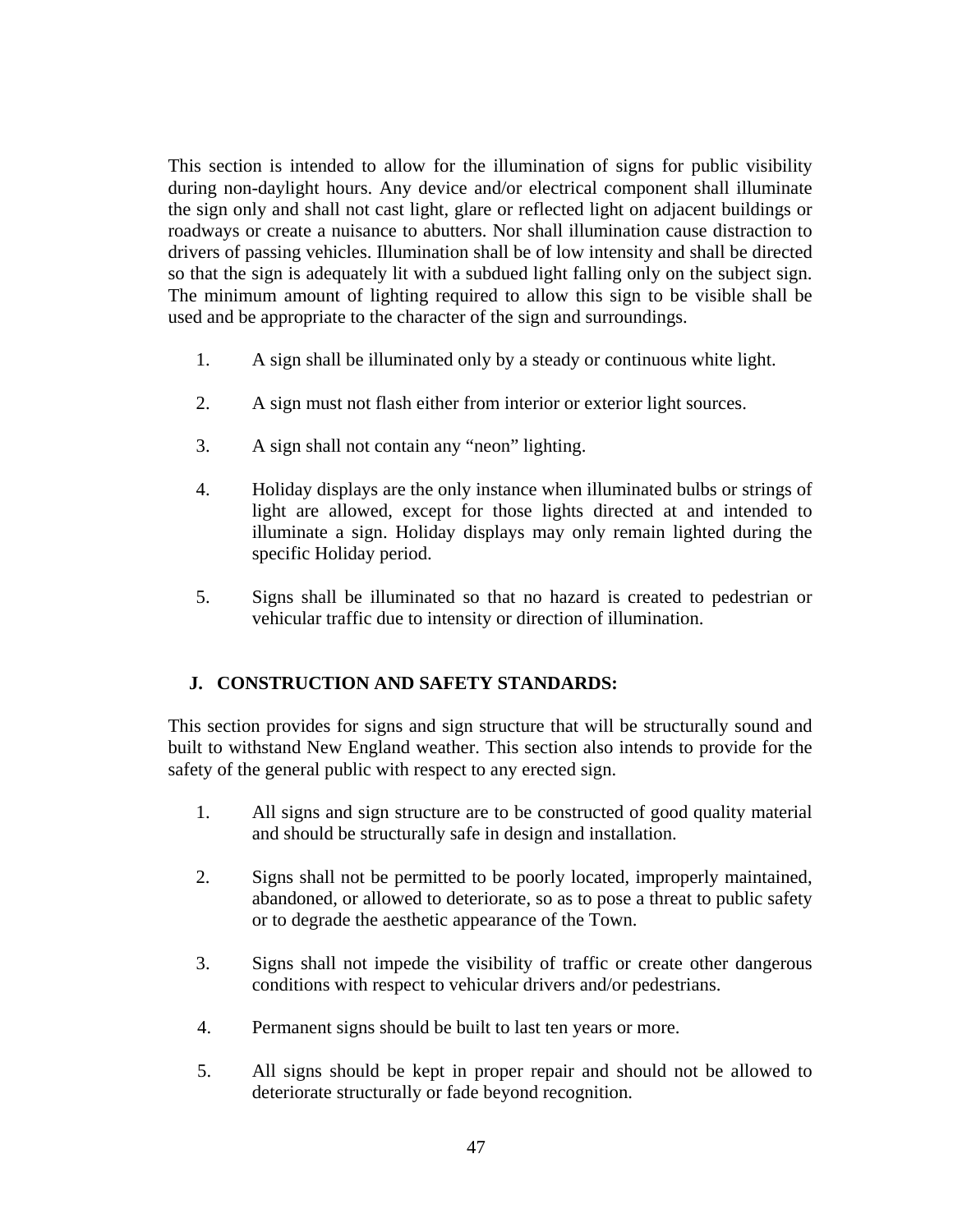This section is intended to allow for the illumination of signs for public visibility during non-daylight hours. Any device and/or electrical component shall illuminate the sign only and shall not cast light, glare or reflected light on adjacent buildings or roadways or create a nuisance to abutters. Nor shall illumination cause distraction to drivers of passing vehicles. Illumination shall be of low intensity and shall be directed so that the sign is adequately lit with a subdued light falling only on the subject sign. The minimum amount of lighting required to allow this sign to be visible shall be used and be appropriate to the character of the sign and surroundings.

1. A sign shall be illuminated only by a steady or continuous white light.

2. A sign must not flash either from interior or exterior light sources.

3. A sign shall not contain any "neon" lighting.

4. Holiday displays are the only instance when illuminated bulbs or strings of light are allowed, except for those lights directed at and intended to illuminate a sign. Holiday displays may only remain lighted during the specific Holiday period.

5. Signs shall be illuminated so that no hazard is created to pedestrian or vehicular traffic due to intensity or direction of illumination.

## J. CONSTRUCTION AND SAFETY STANDARDS:

This section provides for signs and sign structure that will be structurally sound and built to withstand New England weather. This section also intends to provide for the safety of the general public with respect to any erected sign.

1. All signs and sign structure are to be constructed of good quality material and should be structurally safe in design and installation.

2. Signs shall not be permitted to be poorly located, improperly maintained, abandoned, or allowed to deteriorate, so as to pose a threat to public safety or to degrade the aesthetic appearance of the Town.

3. Signs shall not impede the visibility of traffic or create other dangerous conditions with respect to vehicular drivers and/or pedestrians.

4. Permanent signs should be built to last ten years or more.

5. All signs should be kept in proper repair and should not be allowed to deteriorate structurally or fade beyond recognition.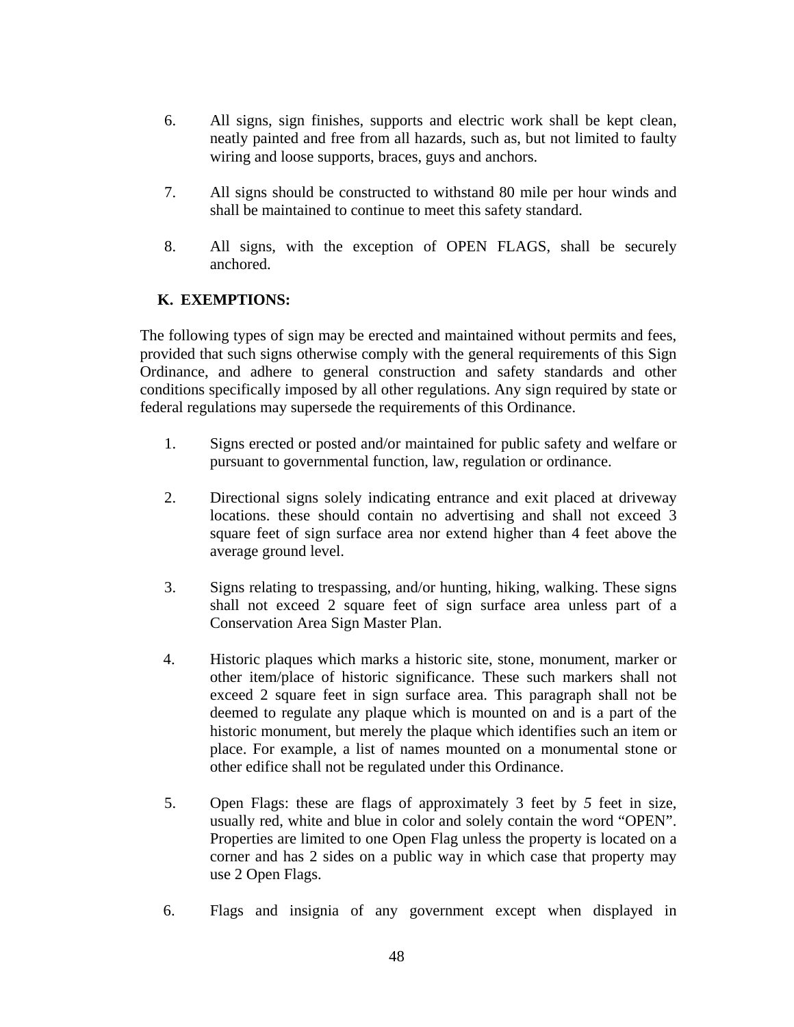6. All signs, sign finishes, supports and electric work shall be kept clean, neatly painted and free from all hazards, such as, but not limited to faulty wiring and loose supports, braces, guys and anchors.

7. All signs should be constructed to withstand 80 mile per hour winds and shall be maintained to continue to meet this safety standard.

8. All signs, with the exception of OPEN FLAGS, shall be securely anchored.

**K. EXEMPTIONS:**

The following types of sign may be erected and maintained without permits and fees, provided that such signs otherwise comply with the general requirements of this Sign Ordinance, and adhere to general construction and safety standards and other conditions specifically imposed by all other regulations. Any sign required by state or federal regulations may supersede the requirements of this Ordinance.

1. Signs erected or posted and/or maintained for public safety and welfare or pursuant to governmental function, law, regulation or ordinance.

2. Directional signs solely indicating entrance and exit placed at driveway locations. these should contain no advertising and shall not exceed 3 square feet of sign surface area nor extend higher than 4 feet above the average ground level.

3. Signs relating to trespassing, and/or hunting, hiking, walking. These signs shall not exceed 2 square feet of sign surface area unless part of a Conservation Area Sign Master Plan.

4. Historic plaques which marks a historic site, stone, monument, marker or other item/place of historic significance. These such markers shall not exceed 2 square feet in sign surface area. This paragraph shall not be deemed to regulate any plaque which is mounted on and is a part of the historic monument, but merely the plaque which identifies such an item or place. For example, a list of names mounted on a monumental stone or other edifice shall not be regulated under this Ordinance.

5. Open Flags: these are flags of approximately 3 feet by *5* feet in size, usually red, white and blue in color and solely contain the word “OPEN”. Properties are limited to one Open Flag unless the property is located on a corner and has 2 sides on a public way in which case that property may use 2 Open Flags.

6. Flags and insignia of any government except when displayed in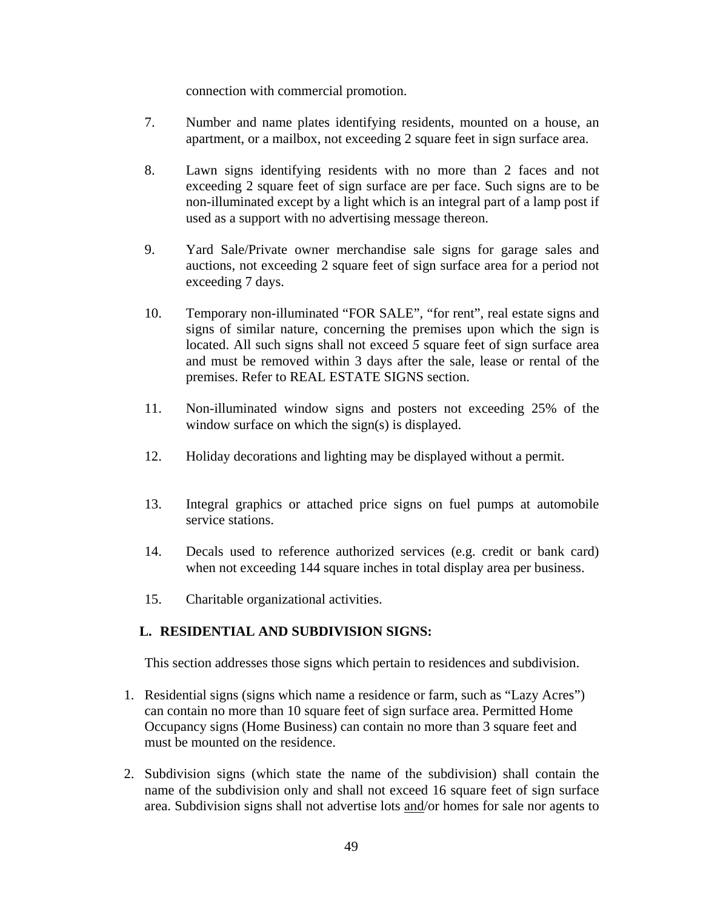connection with commercial promotion.

7. Number and name plates identifying residents, mounted on a house, an apartment, or a mailbox, not exceeding 2 square feet in sign surface area.

8. Lawn signs identifying residents with no more than 2 faces and not exceeding 2 square feet of sign surface are per face. Such signs are to be non-illuminated except by a light which is an integral part of a lamp post if used as a support with no advertising message thereon.

9. Yard Sale/Private owner merchandise sale signs for garage sales and auctions, not exceeding 2 square feet of sign surface area for a period not exceeding 7 days.

10. Temporary non-illuminated “FOR SALE”, “for rent”, real estate signs and signs of similar nature, concerning the premises upon which the sign is located. All such signs shall not exceed *5* square feet of sign surface area and must be removed within 3 days after the sale, lease or rental of the premises. Refer to REAL ESTATE SIGNS section.

11. Non-illuminated window signs and posters not exceeding 25% of the window surface on which the sign(s) is displayed.

12. Holiday decorations and lighting may be displayed without a permit.

13. Integral graphics or attached price signs on fuel pumps at automobile service stations.

14. Decals used to reference authorized services (e.g. credit or bank card) when not exceeding 144 square inches in total display area per business.

15. Charitable organizational activities.

## L. RESIDENTIAL AND SUBDIVISION SIGNS:

This section addresses those signs which pertain to residences and subdivision.

1. Residential signs (signs which name a residence or farm, such as “Lazy Acres”) can contain no more than 10 square feet of sign surface area. Permitted Home Occupancy signs (Home Business) can contain no more than 3 square feet and must be mounted on the residence.

2. Subdivision signs (which state the name of the subdivision) shall contain the name of the subdivision only and shall not exceed 16 square feet of sign surface area. Subdivision signs shall not advertise lots <u>and</u>/or homes for sale nor agents to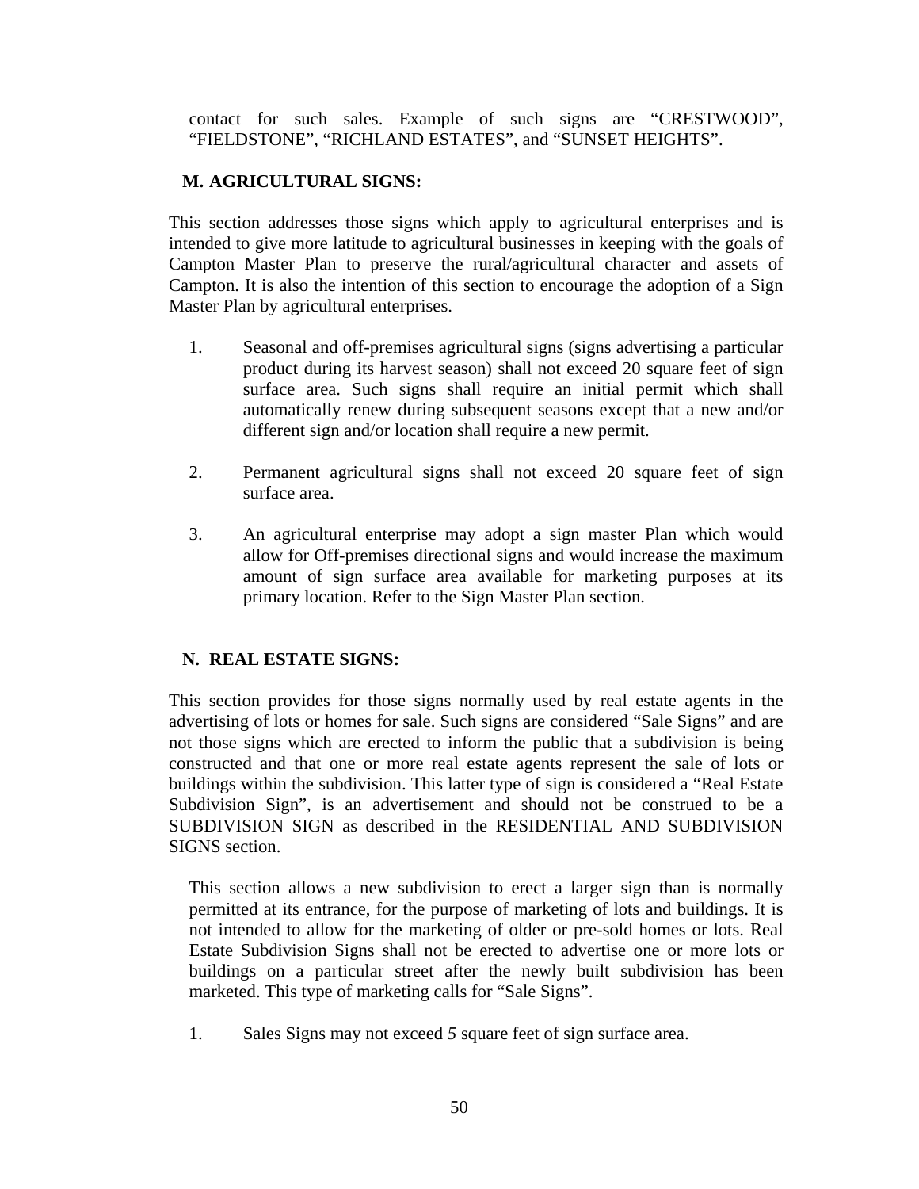contact for such sales. Example of such signs are "CRESTWOOD", "FIELDSTONE", "RICHLAND ESTATES", and "SUNSET HEIGHTS".

**M. AGRICULTURAL SIGNS:**

This section addresses those signs which apply to agricultural enterprises and is intended to give more latitude to agricultural businesses in keeping with the goals of Campton Master Plan to preserve the rural/agricultural character and assets of Campton. It is also the intention of this section to encourage the adoption of a Sign Master Plan by agricultural enterprises.

1. Seasonal and off-premises agricultural signs (signs advertising a particular product during its harvest season) shall not exceed 20 square feet of sign surface area. Such signs shall require an initial permit which shall automatically renew during subsequent seasons except that a new and/or different sign and/or location shall require a new permit.

2. Permanent agricultural signs shall not exceed 20 square feet of sign surface area.

3. An agricultural enterprise may adopt a sign master Plan which would allow for Off-premises directional signs and would increase the maximum amount of sign surface area available for marketing purposes at its primary location. Refer to the Sign Master Plan section.

**N. REAL ESTATE SIGNS:**

This section provides for those signs normally used by real estate agents in the advertising of lots or homes for sale. Such signs are considered "Sale Signs" and are not those signs which are erected to inform the public that a subdivision is being constructed and that one or more real estate agents represent the sale of lots or buildings within the subdivision. This latter type of sign is considered a "Real Estate Subdivision Sign", is an advertisement and should not be construed to be a SUBDIVISION SIGN as described in the RESIDENTIAL AND SUBDIVISION SIGNS section.

This section allows a new subdivision to erect a larger sign than is normally permitted at its entrance, for the purpose of marketing of lots and buildings. It is not intended to allow for the marketing of older or pre-sold homes or lots. Real Estate Subdivision Signs shall not be erected to advertise one or more lots or buildings on a particular street after the newly built subdivision has been marketed. This type of marketing calls for "Sale Signs".

1. Sales Signs may not exceed *5* square feet of sign surface area.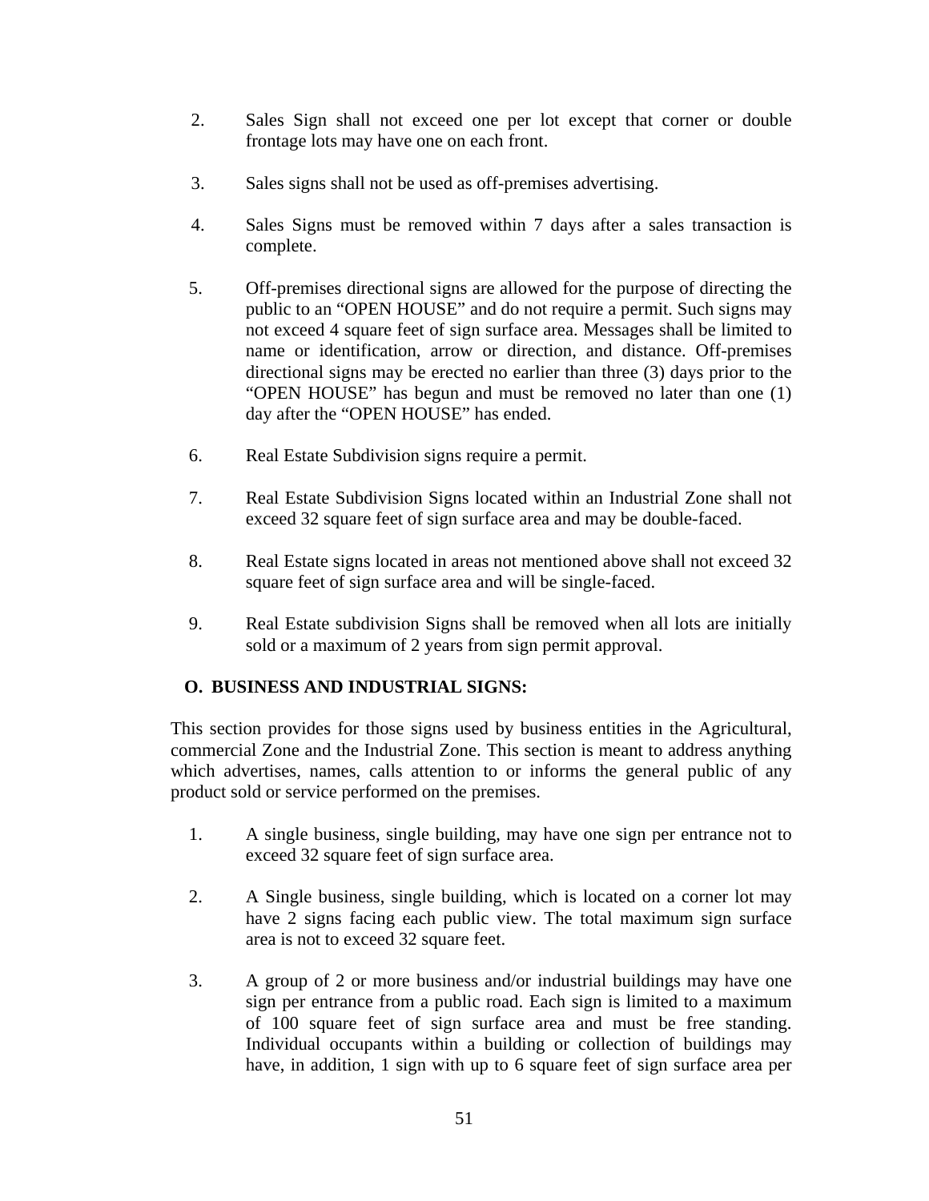2. Sales Sign shall not exceed one per lot except that corner or double frontage lots may have one on each front.

3. Sales signs shall not be used as off-premises advertising.

4. Sales Signs must be removed within 7 days after a sales transaction is complete.

5. Off-premises directional signs are allowed for the purpose of directing the public to an "OPEN HOUSE" and do not require a permit. Such signs may not exceed 4 square feet of sign surface area. Messages shall be limited to name or identification, arrow or direction, and distance. Off-premises directional signs may be erected no earlier than three (3) days prior to the "OPEN HOUSE" has begun and must be removed no later than one (1) day after the "OPEN HOUSE" has ended.

6. Real Estate Subdivision signs require a permit.

7. Real Estate Subdivision Signs located within an Industrial Zone shall not exceed 32 square feet of sign surface area and may be double-faced.

8. Real Estate signs located in areas not mentioned above shall not exceed 32 square feet of sign surface area and will be single-faced.

9. Real Estate subdivision Signs shall be removed when all lots are initially sold or a maximum of 2 years from sign permit approval.

**O. BUSINESS AND INDUSTRIAL SIGNS:**

This section provides for those signs used by business entities in the Agricultural, commercial Zone and the Industrial Zone. This section is meant to address anything which advertises, names, calls attention to or informs the general public of any product sold or service performed on the premises.

1. A single business, single building, may have one sign per entrance not to exceed 32 square feet of sign surface area.

2. A Single business, single building, which is located on a corner lot may have 2 signs facing each public view. The total maximum sign surface area is not to exceed 32 square feet.

3. A group of 2 or more business and/or industrial buildings may have one sign per entrance from a public road. Each sign is limited to a maximum of 100 square feet of sign surface area and must be free standing. Individual occupants within a building or collection of buildings may have, in addition, 1 sign with up to 6 square feet of sign surface area per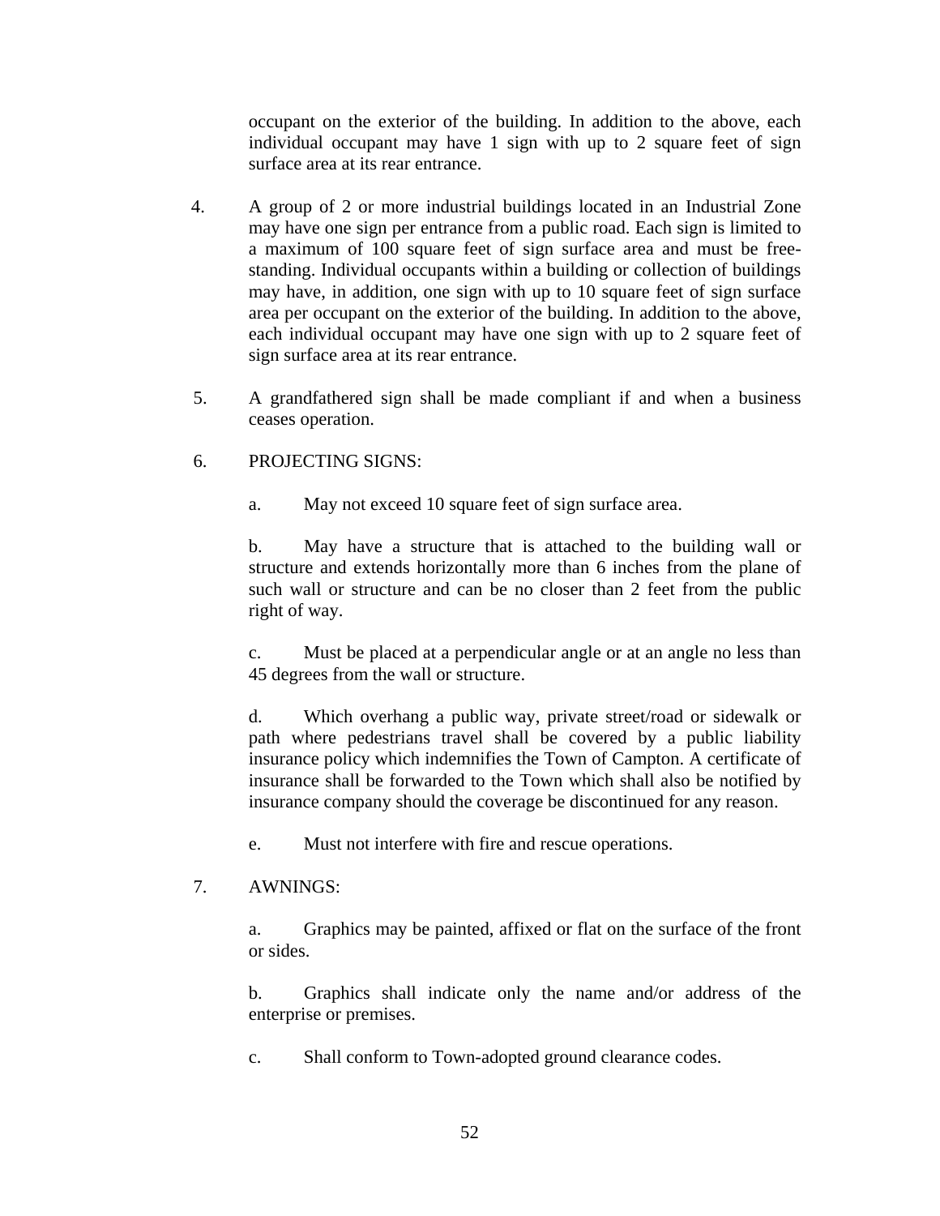occupant on the exterior of the building. In addition to the above, each individual occupant may have 1 sign with up to 2 square feet of sign surface area at its rear entrance.

4. A group of 2 or more industrial buildings located in an Industrial Zone may have one sign per entrance from a public road. Each sign is limited to a maximum of 100 square feet of sign surface area and must be free-standing. Individual occupants within a building or collection of buildings may have, in addition, one sign with up to 10 square feet of sign surface area per occupant on the exterior of the building. In addition to the above, each individual occupant may have one sign with up to 2 square feet of sign surface area at its rear entrance.

5. A grandfathered sign shall be made compliant if and when a business ceases operation.

6. PROJECTING SIGNS:

   a. May not exceed 10 square feet of sign surface area.

   b. May have a structure that is attached to the building wall or structure and extends horizontally more than 6 inches from the plane of such wall or structure and can be no closer than 2 feet from the public right of way.

   c. Must be placed at a perpendicular angle or at an angle no less than 45 degrees from the wall or structure.

   d. Which overhang a public way, private street/road or sidewalk or path where pedestrians travel shall be covered by a public liability insurance policy which indemnifies the Town of Campton. A certificate of insurance shall be forwarded to the Town which shall also be notified by insurance company should the coverage be discontinued for any reason.

   e. Must not interfere with fire and rescue operations.

7. AWNINGS:

   a. Graphics may be painted, affixed or flat on the surface of the front or sides.

   b. Graphics shall indicate only the name and/or address of the enterprise or premises.

   c. Shall conform to Town-adopted ground clearance codes.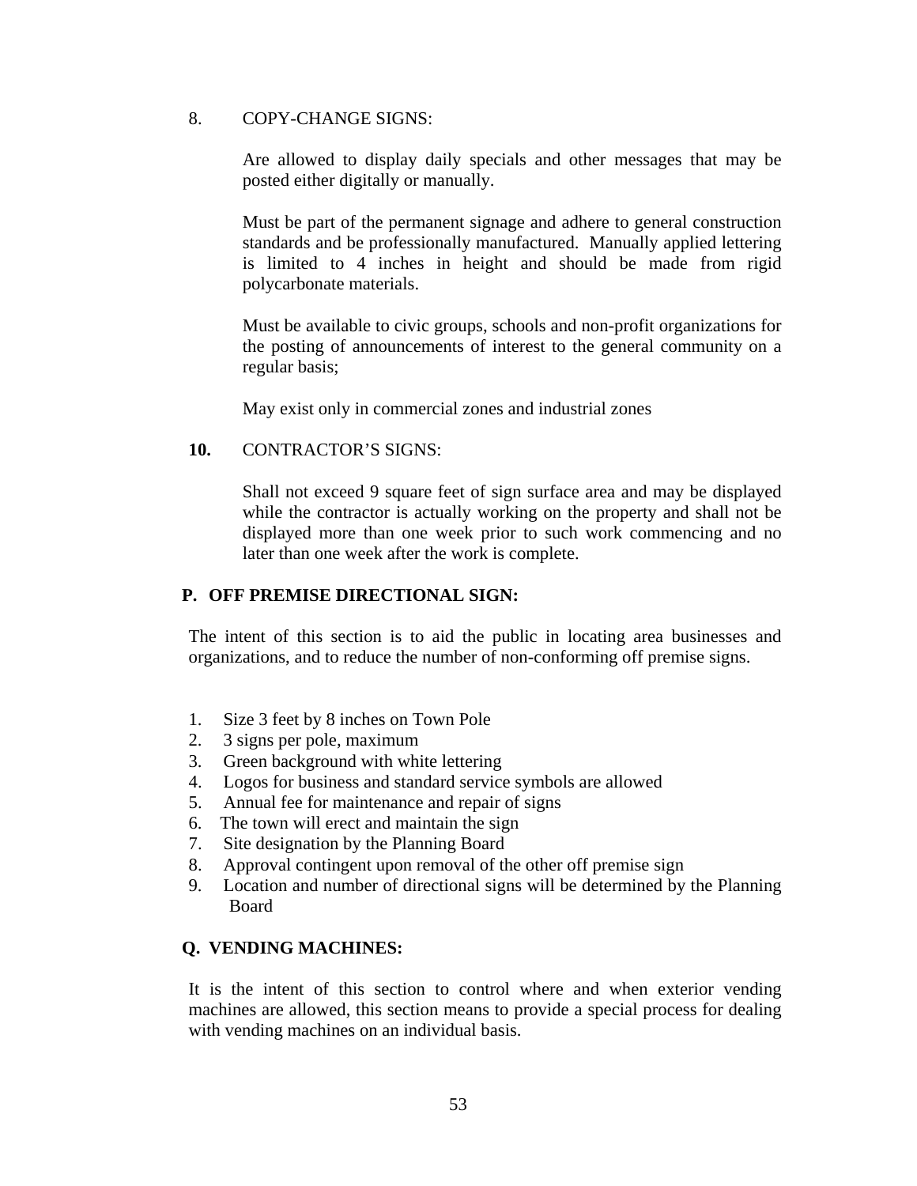8. COPY-CHANGE SIGNS:

   Are allowed to display daily specials and other messages that may be posted either digitally or manually.

   Must be part of the permanent signage and adhere to general construction standards and be professionally manufactured. Manually applied lettering is limited to 4 inches in height and should be made from rigid polycarbonate materials.

   Must be available to civic groups, schools and non-profit organizations for the posting of announcements of interest to the general community on a regular basis;

   May exist only in commercial zones and industrial zones

**10.** CONTRACTOR'S SIGNS:

   Shall not exceed 9 square feet of sign surface area and may be displayed while the contractor is actually working on the property and shall not be displayed more than one week prior to such work commencing and no later than one week after the work is complete.

**P. OFF PREMISE DIRECTIONAL SIGN:**

The intent of this section is to aid the public in locating area businesses and organizations, and to reduce the number of non-conforming off premise signs.

1. Size 3 feet by 8 inches on Town Pole
2. 3 signs per pole, maximum
3. Green background with white lettering
4. Logos for business and standard service symbols are allowed
5. Annual fee for maintenance and repair of signs
6. The town will erect and maintain the sign
7. Site designation by the Planning Board
8. Approval contingent upon removal of the other off premise sign
9. Location and number of directional signs will be determined by the Planning Board

**Q. VENDING MACHINES:**

It is the intent of this section to control where and when exterior vending machines are allowed, this section means to provide a special process for dealing with vending machines on an individual basis.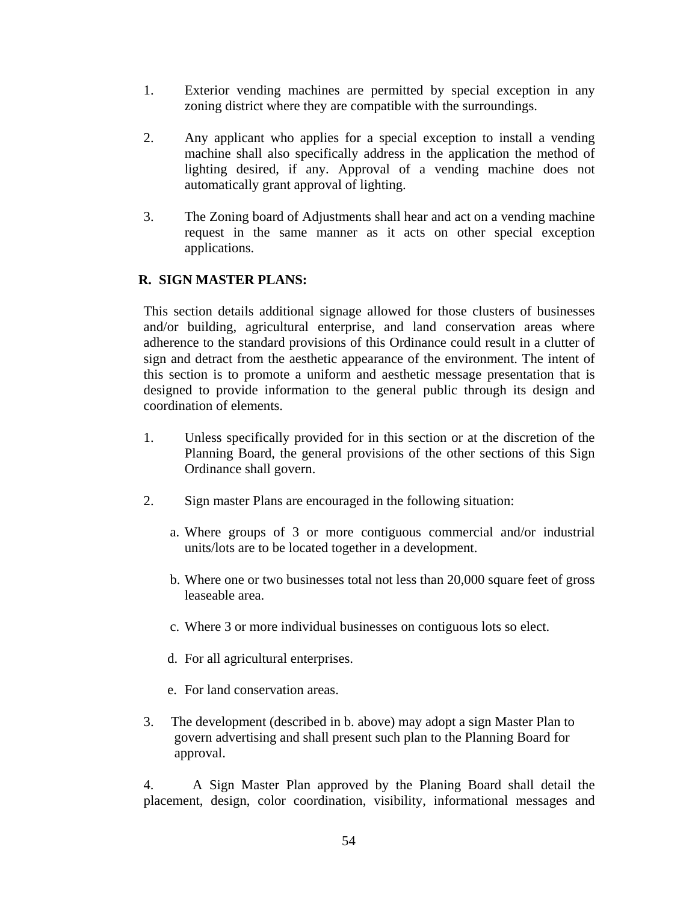1. Exterior vending machines are permitted by special exception in any zoning district where they are compatible with the surroundings.

2. Any applicant who applies for a special exception to install a vending machine shall also specifically address in the application the method of lighting desired, if any. Approval of a vending machine does not automatically grant approval of lighting.

3. The Zoning board of Adjustments shall hear and act on a vending machine request in the same manner as it acts on other special exception applications.

**R. SIGN MASTER PLANS:**

This section details additional signage allowed for those clusters of businesses and/or building, agricultural enterprise, and land conservation areas where adherence to the standard provisions of this Ordinance could result in a clutter of sign and detract from the aesthetic appearance of the environment. The intent of this section is to promote a uniform and aesthetic message presentation that is designed to provide information to the general public through its design and coordination of elements.

1. Unless specifically provided for in this section or at the discretion of the Planning Board, the general provisions of the other sections of this Sign Ordinance shall govern.

2. Sign master Plans are encouraged in the following situation:

   a. Where groups of 3 or more contiguous commercial and/or industrial units/lots are to be located together in a development.

   b. Where one or two businesses total not less than 20,000 square feet of gross leaseable area.

   c. Where 3 or more individual businesses on contiguous lots so elect.

   d. For all agricultural enterprises.

   e. For land conservation areas.

3. The development (described in b. above) may adopt a sign Master Plan to govern advertising and shall present such plan to the Planning Board for approval.

4. A Sign Master Plan approved by the Planing Board shall detail the placement, design, color coordination, visibility, informational messages and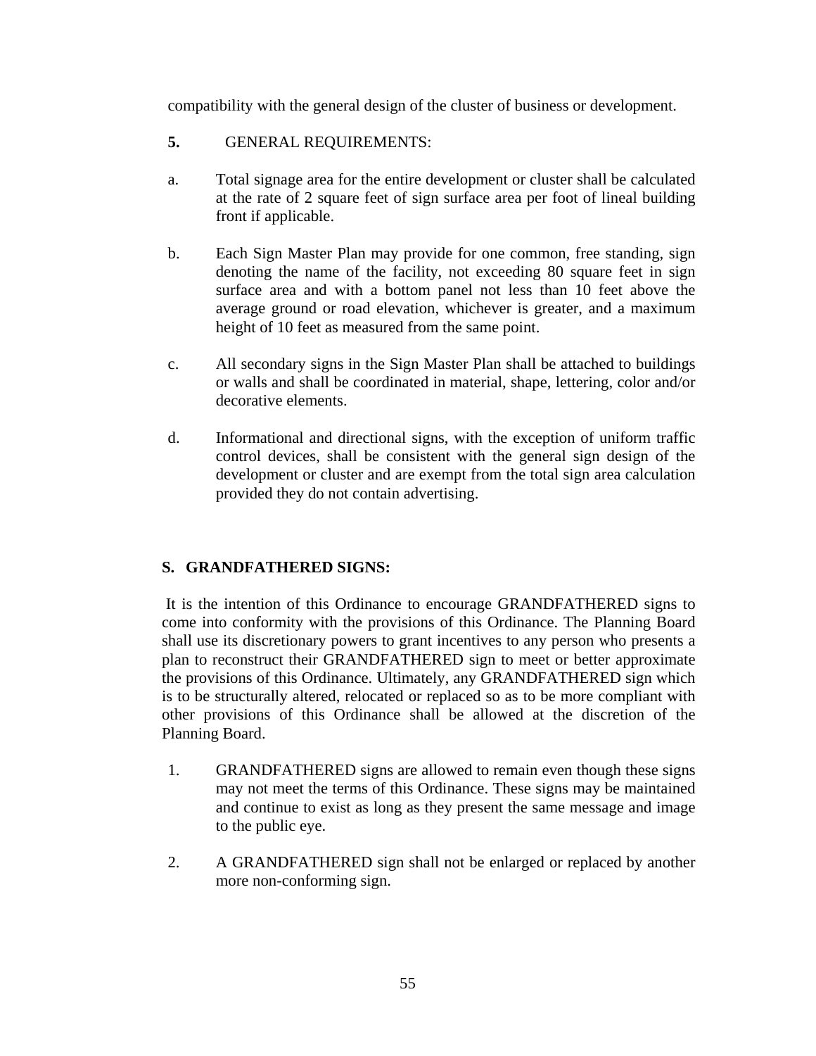compatibility with the general design of the cluster of business or development.

**5.** GENERAL REQUIREMENTS:

a. Total signage area for the entire development or cluster shall be calculated at the rate of 2 square feet of sign surface area per foot of lineal building front if applicable.

b. Each Sign Master Plan may provide for one common, free standing, sign denoting the name of the facility, not exceeding 80 square feet in sign surface area and with a bottom panel not less than 10 feet above the average ground or road elevation, whichever is greater, and a maximum height of 10 feet as measured from the same point.

c. All secondary signs in the Sign Master Plan shall be attached to buildings or walls and shall be coordinated in material, shape, lettering, color and/or decorative elements.

d. Informational and directional signs, with the exception of uniform traffic control devices, shall be consistent with the general sign design of the development or cluster and are exempt from the total sign area calculation provided they do not contain advertising.

## S. GRANDFATHERED SIGNS:

It is the intention of this Ordinance to encourage GRANDFATHERED signs to come into conformity with the provisions of this Ordinance. The Planning Board shall use its discretionary powers to grant incentives to any person who presents a plan to reconstruct their GRANDFATHERED sign to meet or better approximate the provisions of this Ordinance. Ultimately, any GRANDFATHERED sign which is to be structurally altered, relocated or replaced so as to be more compliant with other provisions of this Ordinance shall be allowed at the discretion of the Planning Board.

1. GRANDFATHERED signs are allowed to remain even though these signs may not meet the terms of this Ordinance. These signs may be maintained and continue to exist as long as they present the same message and image to the public eye.

2. A GRANDFATHERED sign shall not be enlarged or replaced by another more non-conforming sign.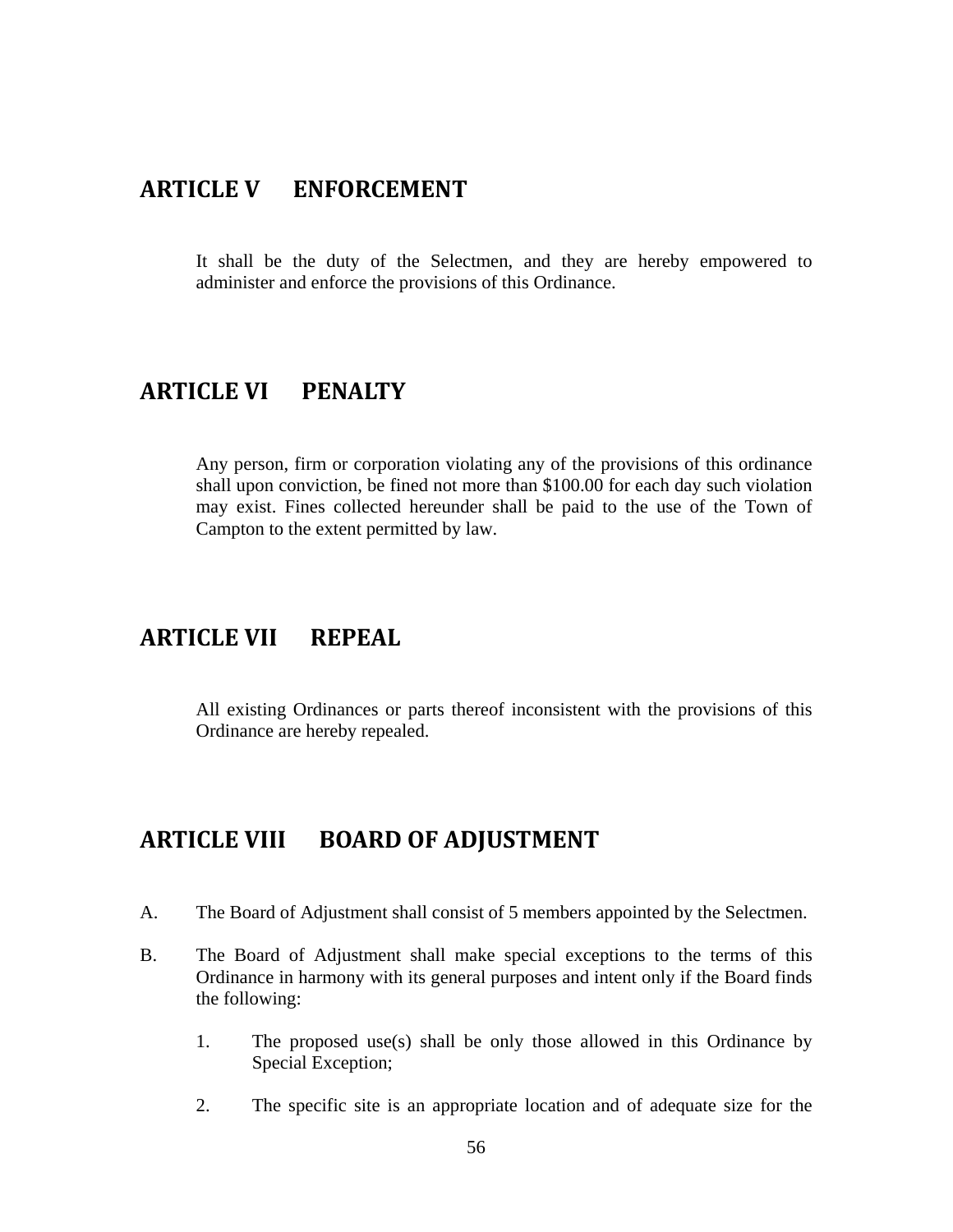## ARTICLE V ENFORCEMENT

It shall be the duty of the Selectmen, and they are hereby empowered to administer and enforce the provisions of this Ordinance.

## ARTICLE VI PENALTY

Any person, firm or corporation violating any of the provisions of this ordinance shall upon conviction, be fined not more than $100.00 for each day such violation may exist. Fines collected hereunder shall be paid to the use of the Town of Campton to the extent permitted by law.

## ARTICLE VII REPEAL

All existing Ordinances or parts thereof inconsistent with the provisions of this Ordinance are hereby repealed.

## ARTICLE VIII BOARD OF ADJUSTMENT

A. The Board of Adjustment shall consist of 5 members appointed by the Selectmen.

B. The Board of Adjustment shall make special exceptions to the terms of this Ordinance in harmony with its general purposes and intent only if the Board finds the following:

1. The proposed use(s) shall be only those allowed in this Ordinance by Special Exception;

2. The specific site is an appropriate location and of adequate size for the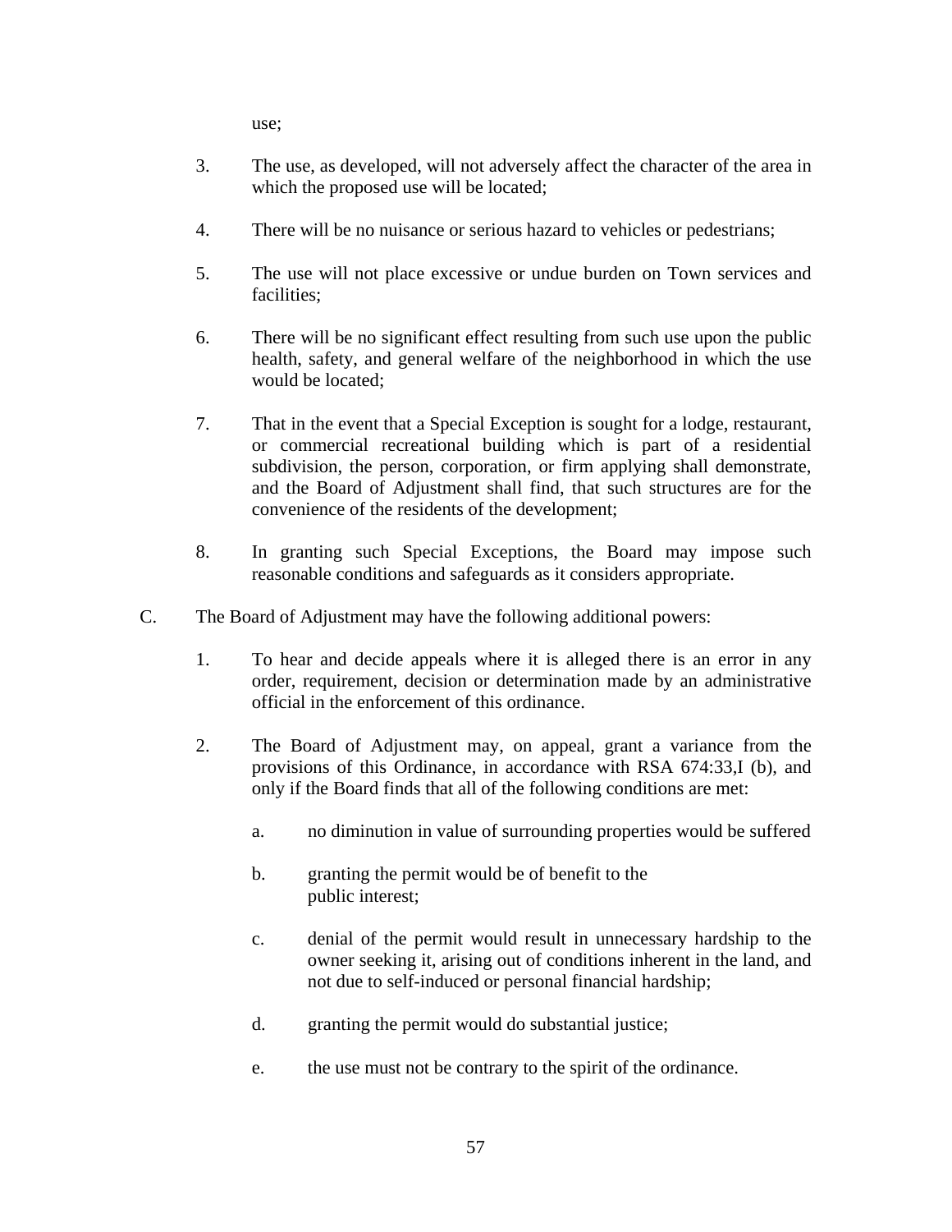use;

3. The use, as developed, will not adversely affect the character of the area in which the proposed use will be located;

4. There will be no nuisance or serious hazard to vehicles or pedestrians;

5. The use will not place excessive or undue burden on Town services and facilities;

6. There will be no significant effect resulting from such use upon the public health, safety, and general welfare of the neighborhood in which the use would be located;

7. That in the event that a Special Exception is sought for a lodge, restaurant, or commercial recreational building which is part of a residential subdivision, the person, corporation, or firm applying shall demonstrate, and the Board of Adjustment shall find, that such structures are for the convenience of the residents of the development;

8. In granting such Special Exceptions, the Board may impose such reasonable conditions and safeguards as it considers appropriate.

C. The Board of Adjustment may have the following additional powers:

1. To hear and decide appeals where it is alleged there is an error in any order, requirement, decision or determination made by an administrative official in the enforcement of this ordinance.

2. The Board of Adjustment may, on appeal, grant a variance from the provisions of this Ordinance, in accordance with RSA 674:33,I (b), and only if the Board finds that all of the following conditions are met:

   a. no diminution in value of surrounding properties would be suffered

   b. granting the permit would be of benefit to the public interest;

   c. denial of the permit would result in unnecessary hardship to the owner seeking it, arising out of conditions inherent in the land, and not due to self-induced or personal financial hardship;

   d. granting the permit would do substantial justice;

   e. the use must not be contrary to the spirit of the ordinance.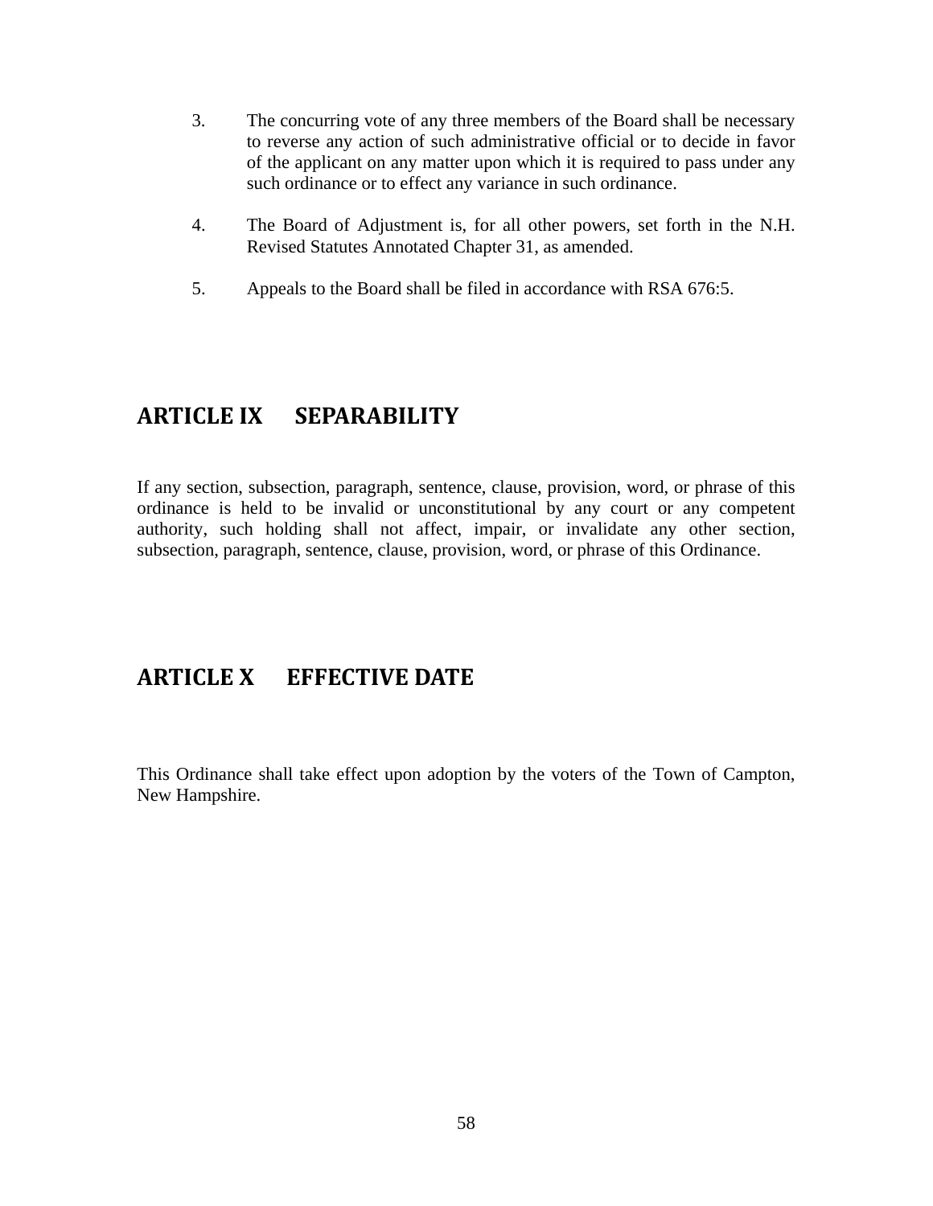3. The concurring vote of any three members of the Board shall be necessary to reverse any action of such administrative official or to decide in favor of the applicant on any matter upon which it is required to pass under any such ordinance or to effect any variance in such ordinance.

4. The Board of Adjustment is, for all other powers, set forth in the N.H. Revised Statutes Annotated Chapter 31, as amended.

5. Appeals to the Board shall be filed in accordance with RSA 676:5.

# ARTICLE IX SEPARABILITY

If any section, subsection, paragraph, sentence, clause, provision, word, or phrase of this ordinance is held to be invalid or unconstitutional by any court or any competent authority, such holding shall not affect, impair, or invalidate any other section, subsection, paragraph, sentence, clause, provision, word, or phrase of this Ordinance.

# ARTICLE X EFFECTIVE DATE

This Ordinance shall take effect upon adoption by the voters of the Town of Campton, New Hampshire.